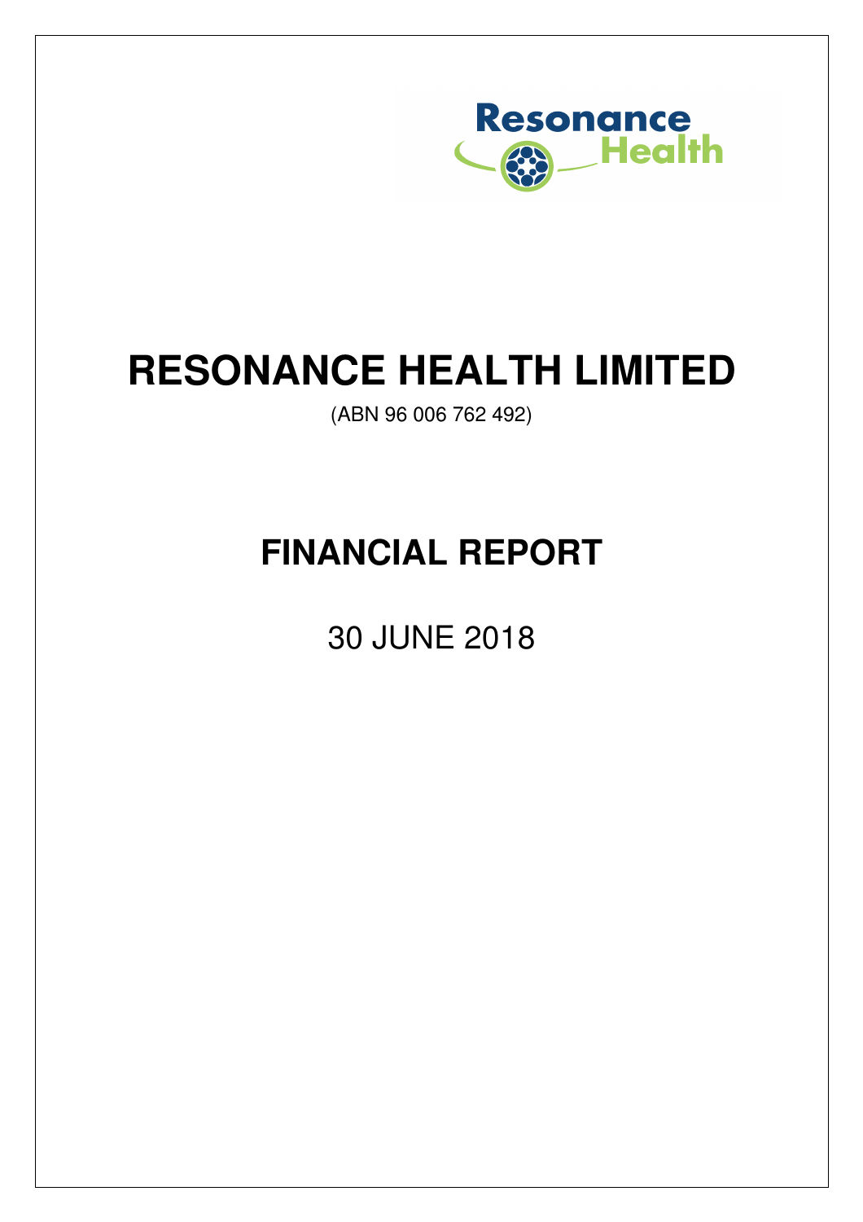Resonance Health

# RESONANCE HEALTH LIMITED

(ABN 96 006 762 492)

# FINANCIAL REPORT

30 JUNE 2018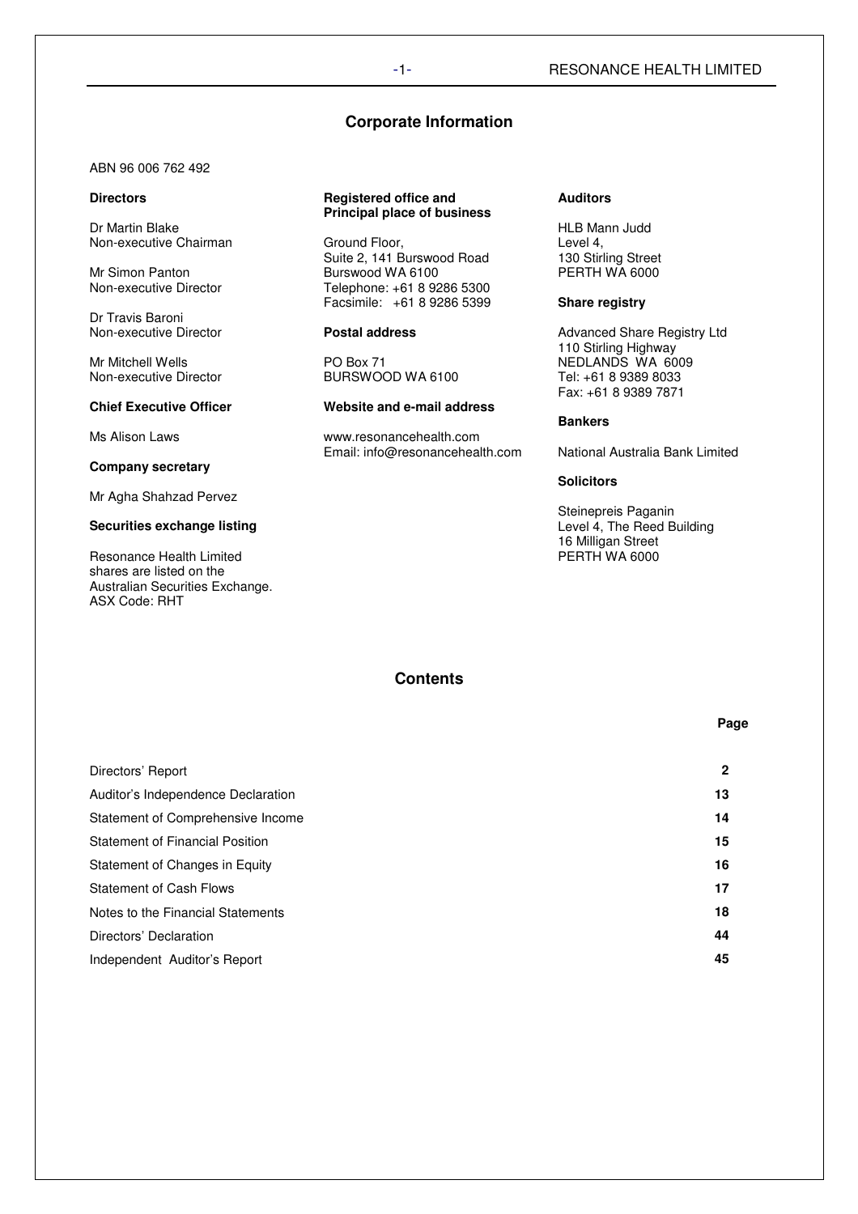## Corporate Information

ABN 96 006 762 492

**Directors**

Dr Martin Blake
Non-executive Chairman

Mr Simon Panton
Non-executive Director

Dr Travis Baroni
Non-executive Director

Mr Mitchell Wells
Non-executive Director

**Chief Executive Officer**

Ms Alison Laws

**Company secretary**

Mr Agha Shahzad Pervez

**Securities exchange listing**

Resonance Health Limited shares are listed on the Australian Securities Exchange.
ASX Code: RHT

**Registered office and Principal place of business**

Ground Floor,
Suite 2, 141 Burswood Road
Burswood WA 6100
Telephone: +61 8 9286 5300
Facsimile: +61 8 9286 5399

**Postal address**

PO Box 71
BURSWOOD WA 6100

**Website and e-mail address**

www.resonancehealth.com
Email: info@resonancehealth.com

**Auditors**

HLB Mann Judd
Level 4,
130 Stirling Street
PERTH WA 6000

**Share registry**

Advanced Share Registry Ltd
110 Stirling Highway
NEDLANDS WA 6009
Tel: +61 8 9389 8033
Fax: +61 8 9389 7871

**Bankers**

National Australia Bank Limited

**Solicitors**

Steinepreis Paganin
Level 4, The Reed Building
16 Milligan Street
PERTH WA 6000

## Contents

| | Page |
|---|---|
| Directors' Report | 2 |
| Auditor's Independence Declaration | 13 |
| Statement of Comprehensive Income | 14 |
| Statement of Financial Position | 15 |
| Statement of Changes in Equity | 16 |
| Statement of Cash Flows | 17 |
| Notes to the Financial Statements | 18 |
| Directors' Declaration | 44 |
| Independent Auditor's Report | 45 |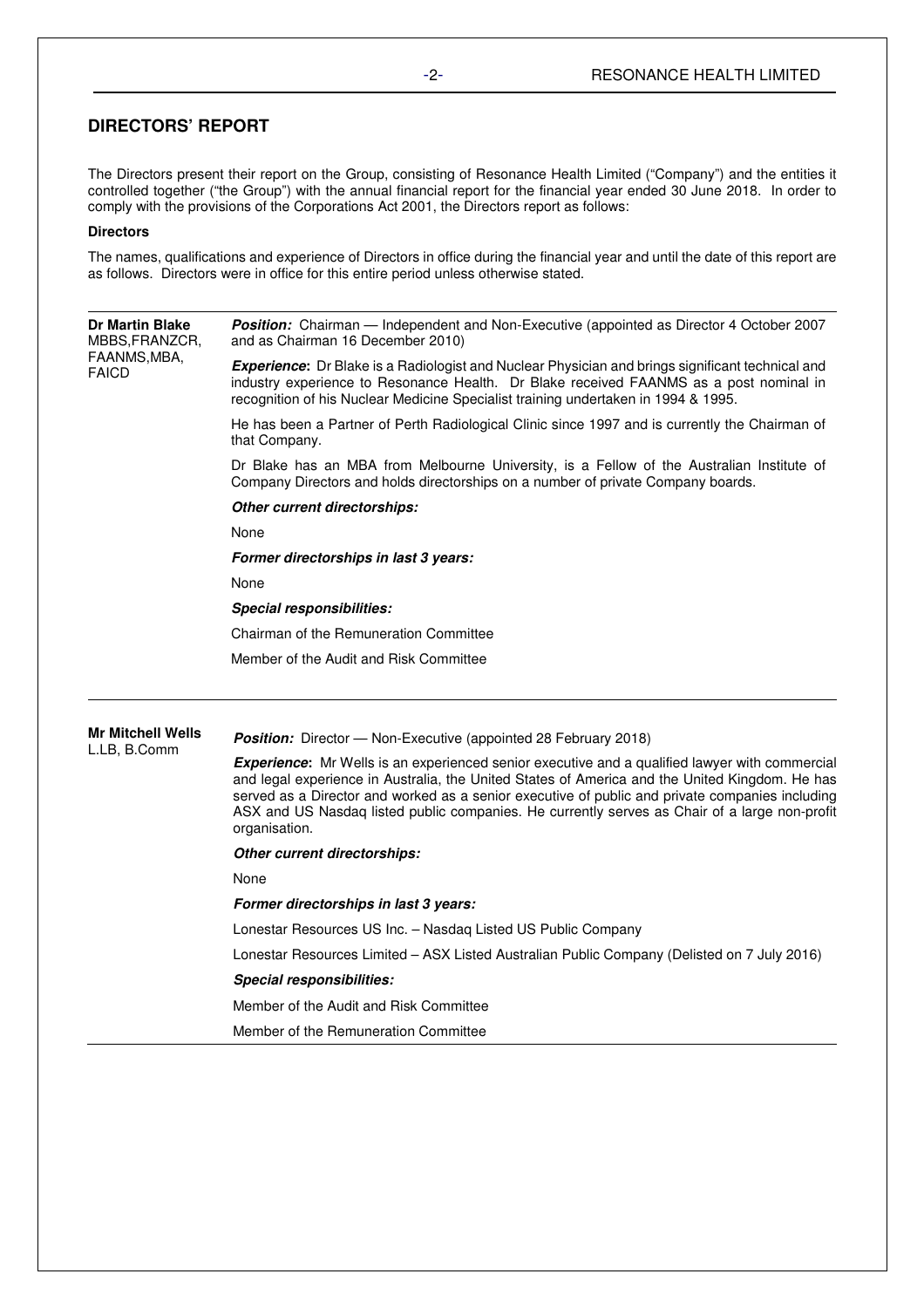## DIRECTORS' REPORT

The Directors present their report on the Group, consisting of Resonance Health Limited ("Company") and the entities it controlled together ("the Group") with the annual financial report for the financial year ended 30 June 2018. In order to comply with the provisions of the Corporations Act 2001, the Directors report as follows:

**Directors**

The names, qualifications and experience of Directors in office during the financial year and until the date of this report are as follows. Directors were in office for this entire period unless otherwise stated.

---

**Dr Martin Blake**
MBBS,FRANZCR, FAANMS,MBA, FAICD

***Position:*** Chairman — Independent and Non-Executive (appointed as Director 4 October 2007 and as Chairman 16 December 2010)

***Experience*:** Dr Blake is a Radiologist and Nuclear Physician and brings significant technical and industry experience to Resonance Health. Dr Blake received FAANMS as a post nominal in recognition of his Nuclear Medicine Specialist training undertaken in 1994 & 1995.

He has been a Partner of Perth Radiological Clinic since 1997 and is currently the Chairman of that Company.

Dr Blake has an MBA from Melbourne University, is a Fellow of the Australian Institute of Company Directors and holds directorships on a number of private Company boards.

***Other current directorships:***

None

***Former directorships in last 3 years:***

None

***Special responsibilities:***

Chairman of the Remuneration Committee

Member of the Audit and Risk Committee

---

**Mr Mitchell Wells**
L.LB, B.Comm

***Position:*** Director — Non-Executive (appointed 28 February 2018)

***Experience*:** Mr Wells is an experienced senior executive and a qualified lawyer with commercial and legal experience in Australia, the United States of America and the United Kingdom. He has served as a Director and worked as a senior executive of public and private companies including ASX and US Nasdaq listed public companies. He currently serves as Chair of a large non-profit organisation.

***Other current directorships:***

None

***Former directorships in last 3 years:***

Lonestar Resources US Inc. – Nasdaq Listed US Public Company

Lonestar Resources Limited – ASX Listed Australian Public Company (Delisted on 7 July 2016)

***Special responsibilities:***

Member of the Audit and Risk Committee

Member of the Remuneration Committee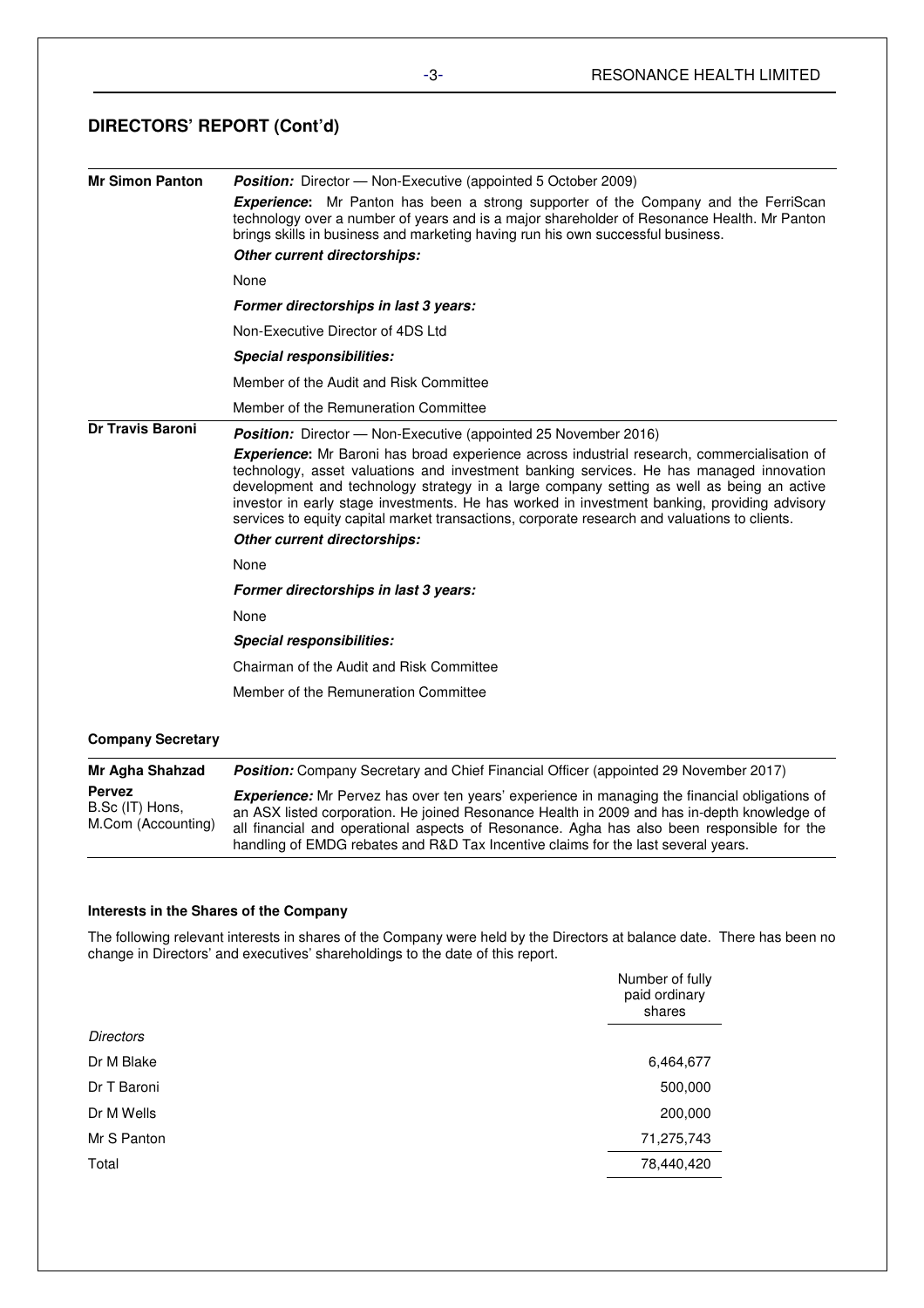## DIRECTORS' REPORT (Cont'd)

| | |
|---|---|
| **Mr Simon Panton** | ***Position:*** Director — Non-Executive (appointed 5 October 2009) |
| | ***Experience*:** Mr Panton has been a strong supporter of the Company and the FerriScan technology over a number of years and is a major shareholder of Resonance Health. Mr Panton brings skills in business and marketing having run his own successful business. |
| | ***Other current directorships:*** |
| | None |
| | ***Former directorships in last 3 years:*** |
| | Non-Executive Director of 4DS Ltd |
| | ***Special responsibilities:*** |
| | Member of the Audit and Risk Committee |
| | Member of the Remuneration Committee |
| **Dr Travis Baroni** | ***Position:*** Director — Non-Executive (appointed 25 November 2016) |
| | ***Experience*:** Mr Baroni has broad experience across industrial research, commercialisation of technology, asset valuations and investment banking services. He has managed innovation development and technology strategy in a large company setting as well as being an active investor in early stage investments. He has worked in investment banking, providing advisory services to equity capital market transactions, corporate research and valuations to clients. |
| | ***Other current directorships:*** |
| | None |
| | ***Former directorships in last 3 years:*** |
| | None |
| | ***Special responsibilities:*** |
| | Chairman of the Audit and Risk Committee |
| | Member of the Remuneration Committee |

### Company Secretary

| | |
|---|---|
| **Mr Agha Shahzad Pervez** B.Sc (IT) Hons, M.Com (Accounting) | ***Position:*** Company Secretary and Chief Financial Officer (appointed 29 November 2017) |
| | ***Experience:*** Mr Pervez has over ten years' experience in managing the financial obligations of an ASX listed corporation. He joined Resonance Health in 2009 and has in-depth knowledge of all financial and operational aspects of Resonance. Agha has also been responsible for the handling of EMDG rebates and R&D Tax Incentive claims for the last several years. |

### Interests in the Shares of the Company

The following relevant interests in shares of the Company were held by the Directors at balance date. There has been no change in Directors' and executives' shareholdings to the date of this report.

| | Number of fully paid ordinary shares |
|---|---|
| *Directors* | |
| Dr M Blake | 6,464,677 |
| Dr T Baroni | 500,000 |
| Dr M Wells | 200,000 |
| Mr S Panton | 71,275,743 |
| Total | 78,440,420 |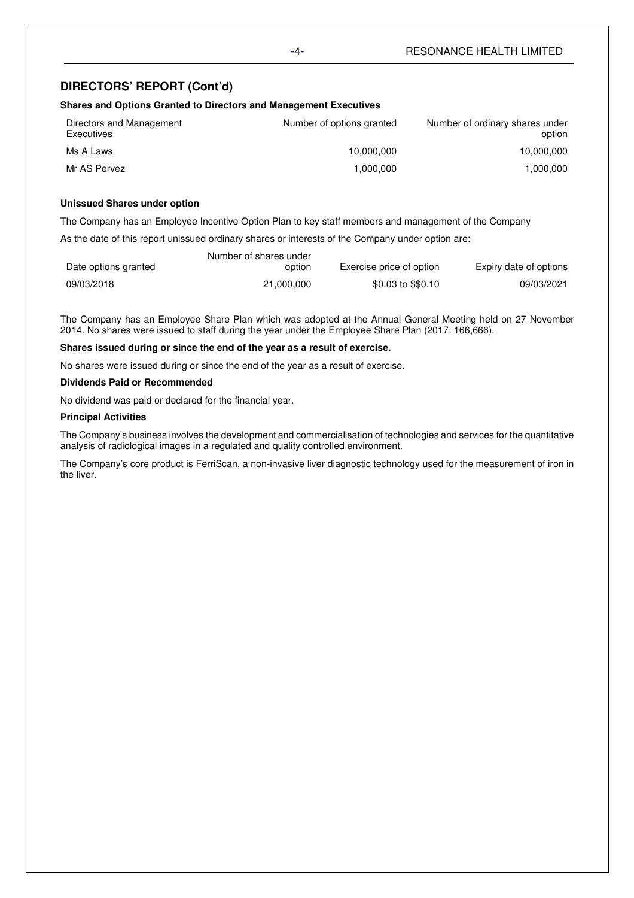## DIRECTORS' REPORT (Cont'd)

**Shares and Options Granted to Directors and Management Executives**

| Directors and Management Executives | Number of options granted | Number of ordinary shares under option |
|---|---|---|
| Ms A Laws | 10,000,000 | 10,000,000 |
| Mr AS Pervez | 1,000,000 | 1,000,000 |

**Unissued Shares under option**

The Company has an Employee Incentive Option Plan to key staff members and management of the Company

As the date of this report unissued ordinary shares or interests of the Company under option are:

| Date options granted | Number of shares under option | Exercise price of option | Expiry date of options |
|---|---|---|---|
| 09/03/2018 | 21,000,000 | $0.03 to $$0.10 | 09/03/2021 |

The Company has an Employee Share Plan which was adopted at the Annual General Meeting held on 27 November 2014. No shares were issued to staff during the year under the Employee Share Plan (2017: 166,666).

**Shares issued during or since the end of the year as a result of exercise.**

No shares were issued during or since the end of the year as a result of exercise.

**Dividends Paid or Recommended**

No dividend was paid or declared for the financial year.

**Principal Activities**

The Company's business involves the development and commercialisation of technologies and services for the quantitative analysis of radiological images in a regulated and quality controlled environment.

The Company's core product is FerriScan, a non-invasive liver diagnostic technology used for the measurement of iron in the liver.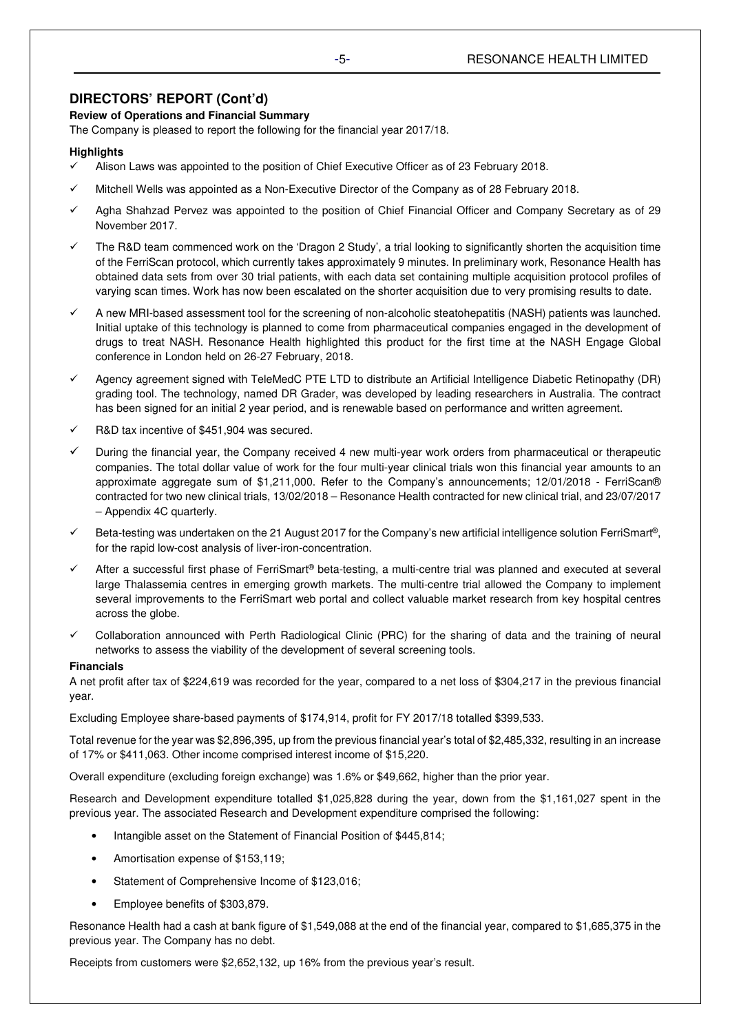## DIRECTORS' REPORT (Cont'd)

**Review of Operations and Financial Summary**

The Company is pleased to report the following for the financial year 2017/18.

**Highlights**

- ✓ Alison Laws was appointed to the position of Chief Executive Officer as of 23 February 2018.
- ✓ Mitchell Wells was appointed as a Non-Executive Director of the Company as of 28 February 2018.
- ✓ Agha Shahzad Pervez was appointed to the position of Chief Financial Officer and Company Secretary as of 29 November 2017.
- ✓ The R&D team commenced work on the 'Dragon 2 Study', a trial looking to significantly shorten the acquisition time of the FerriScan protocol, which currently takes approximately 9 minutes. In preliminary work, Resonance Health has obtained data sets from over 30 trial patients, with each data set containing multiple acquisition protocol profiles of varying scan times. Work has now been escalated on the shorter acquisition due to very promising results to date.
- ✓ A new MRI-based assessment tool for the screening of non-alcoholic steatohepatitis (NASH) patients was launched. Initial uptake of this technology is planned to come from pharmaceutical companies engaged in the development of drugs to treat NASH. Resonance Health highlighted this product for the first time at the NASH Engage Global conference in London held on 26-27 February, 2018.
- ✓ Agency agreement signed with TeleMedC PTE LTD to distribute an Artificial Intelligence Diabetic Retinopathy (DR) grading tool. The technology, named DR Grader, was developed by leading researchers in Australia. The contract has been signed for an initial 2 year period, and is renewable based on performance and written agreement.
- ✓ R&D tax incentive of $451,904 was secured.
- ✓ During the financial year, the Company received 4 new multi-year work orders from pharmaceutical or therapeutic companies. The total dollar value of work for the four multi-year clinical trials won this financial year amounts to an approximate aggregate sum of $1,211,000. Refer to the Company's announcements; 12/01/2018 - FerriScan® contracted for two new clinical trials, 13/02/2018 – Resonance Health contracted for new clinical trial, and 23/07/2017 – Appendix 4C quarterly.
- ✓ Beta-testing was undertaken on the 21 August 2017 for the Company's new artificial intelligence solution FerriSmart®, for the rapid low-cost analysis of liver-iron-concentration.
- ✓ After a successful first phase of FerriSmart® beta-testing, a multi-centre trial was planned and executed at several large Thalassemia centres in emerging growth markets. The multi-centre trial allowed the Company to implement several improvements to the FerriSmart web portal and collect valuable market research from key hospital centres across the globe.
- ✓ Collaboration announced with Perth Radiological Clinic (PRC) for the sharing of data and the training of neural networks to assess the viability of the development of several screening tools.

**Financials**

A net profit after tax of $224,619 was recorded for the year, compared to a net loss of $304,217 in the previous financial year.

Excluding Employee share-based payments of $174,914, profit for FY 2017/18 totalled $399,533.

Total revenue for the year was $2,896,395, up from the previous financial year's total of $2,485,332, resulting in an increase of 17% or $411,063. Other income comprised interest income of $15,220.

Overall expenditure (excluding foreign exchange) was 1.6% or $49,662, higher than the prior year.

Research and Development expenditure totalled $1,025,828 during the year, down from the $1,161,027 spent in the previous year. The associated Research and Development expenditure comprised the following:

- Intangible asset on the Statement of Financial Position of $445,814;
- Amortisation expense of $153,119;
- Statement of Comprehensive Income of $123,016;
- Employee benefits of $303,879.

Resonance Health had a cash at bank figure of $1,549,088 at the end of the financial year, compared to $1,685,375 in the previous year. The Company has no debt.

Receipts from customers were $2,652,132, up 16% from the previous year's result.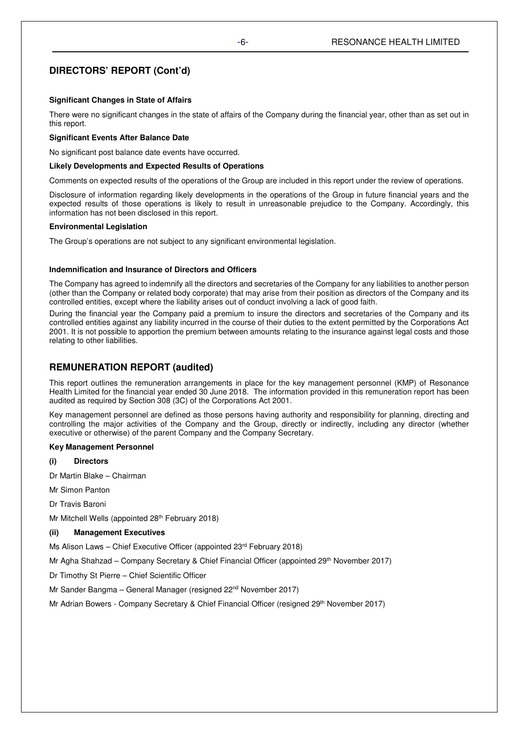## DIRECTORS' REPORT (Cont'd)

**Significant Changes in State of Affairs**

There were no significant changes in the state of affairs of the Company during the financial year, other than as set out in this report.

**Significant Events After Balance Date**

No significant post balance date events have occurred.

**Likely Developments and Expected Results of Operations**

Comments on expected results of the operations of the Group are included in this report under the review of operations.

Disclosure of information regarding likely developments in the operations of the Group in future financial years and the expected results of those operations is likely to result in unreasonable prejudice to the Company. Accordingly, this information has not been disclosed in this report.

**Environmental Legislation**

The Group's operations are not subject to any significant environmental legislation.

**Indemnification and Insurance of Directors and Officers**

The Company has agreed to indemnify all the directors and secretaries of the Company for any liabilities to another person (other than the Company or related body corporate) that may arise from their position as directors of the Company and its controlled entities, except where the liability arises out of conduct involving a lack of good faith.

During the financial year the Company paid a premium to insure the directors and secretaries of the Company and its controlled entities against any liability incurred in the course of their duties to the extent permitted by the Corporations Act 2001. It is not possible to apportion the premium between amounts relating to the insurance against legal costs and those relating to other liabilities.

## REMUNERATION REPORT (audited)

This report outlines the remuneration arrangements in place for the key management personnel (KMP) of Resonance Health Limited for the financial year ended 30 June 2018. The information provided in this remuneration report has been audited as required by Section 308 (3C) of the Corporations Act 2001.

Key management personnel are defined as those persons having authority and responsibility for planning, directing and controlling the major activities of the Company and the Group, directly or indirectly, including any director (whether executive or otherwise) of the parent Company and the Company Secretary.

**Key Management Personnel**

**(i) Directors**

Dr Martin Blake – Chairman

Mr Simon Panton

Dr Travis Baroni

Mr Mitchell Wells (appointed 28th February 2018)

**(ii) Management Executives**

Ms Alison Laws – Chief Executive Officer (appointed 23rd February 2018)

Mr Agha Shahzad – Company Secretary & Chief Financial Officer (appointed 29th November 2017)

Dr Timothy St Pierre – Chief Scientific Officer

Mr Sander Bangma – General Manager (resigned 22nd November 2017)

Mr Adrian Bowers - Company Secretary & Chief Financial Officer (resigned 29th November 2017)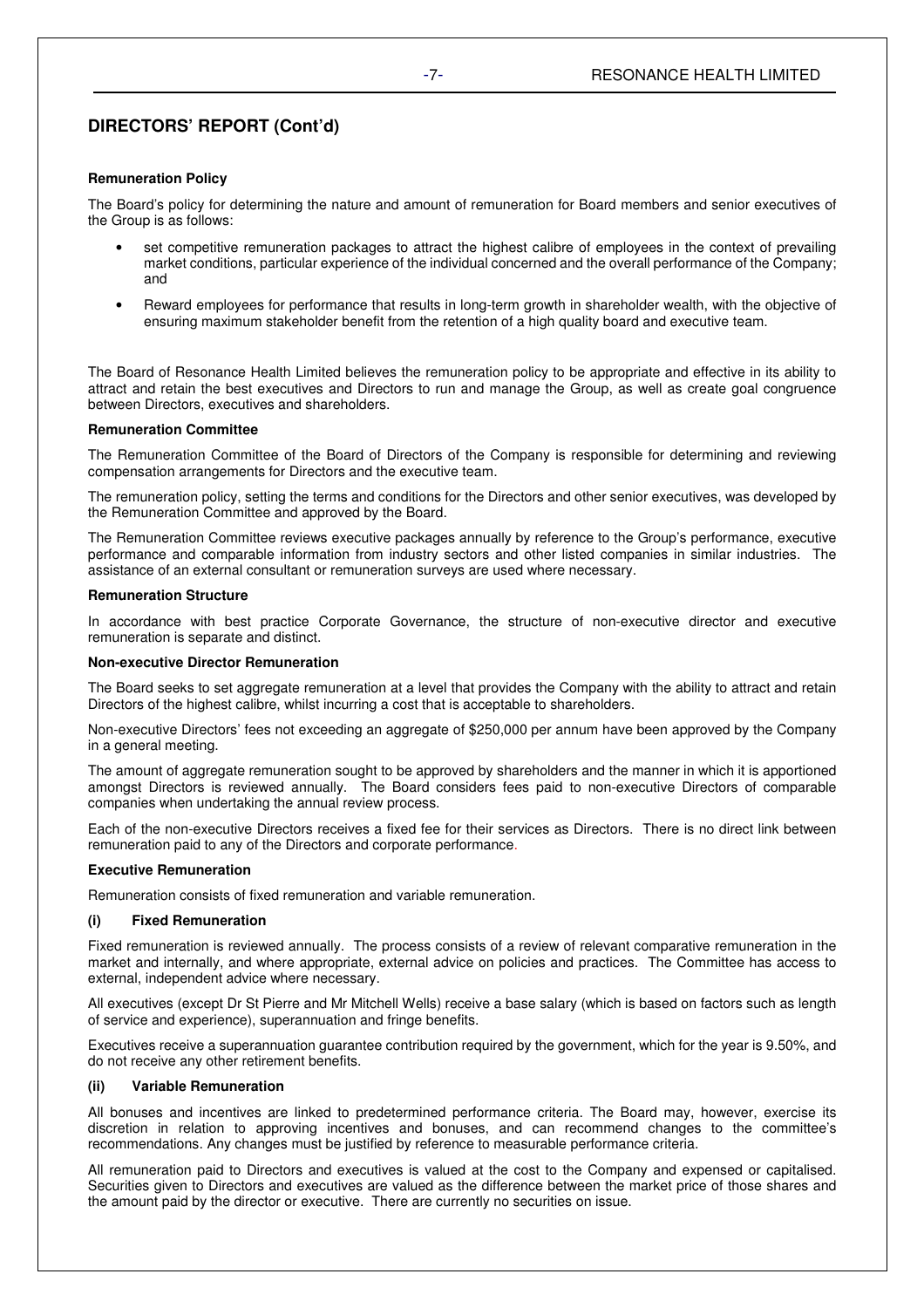## DIRECTORS' REPORT (Cont'd)

**Remuneration Policy**

The Board's policy for determining the nature and amount of remuneration for Board members and senior executives of the Group is as follows:

- set competitive remuneration packages to attract the highest calibre of employees in the context of prevailing market conditions, particular experience of the individual concerned and the overall performance of the Company; and
- Reward employees for performance that results in long-term growth in shareholder wealth, with the objective of ensuring maximum stakeholder benefit from the retention of a high quality board and executive team.

The Board of Resonance Health Limited believes the remuneration policy to be appropriate and effective in its ability to attract and retain the best executives and Directors to run and manage the Group, as well as create goal congruence between Directors, executives and shareholders.

**Remuneration Committee**

The Remuneration Committee of the Board of Directors of the Company is responsible for determining and reviewing compensation arrangements for Directors and the executive team.

The remuneration policy, setting the terms and conditions for the Directors and other senior executives, was developed by the Remuneration Committee and approved by the Board.

The Remuneration Committee reviews executive packages annually by reference to the Group's performance, executive performance and comparable information from industry sectors and other listed companies in similar industries. The assistance of an external consultant or remuneration surveys are used where necessary.

**Remuneration Structure**

In accordance with best practice Corporate Governance, the structure of non-executive director and executive remuneration is separate and distinct.

**Non-executive Director Remuneration**

The Board seeks to set aggregate remuneration at a level that provides the Company with the ability to attract and retain Directors of the highest calibre, whilst incurring a cost that is acceptable to shareholders.

Non-executive Directors' fees not exceeding an aggregate of $250,000 per annum have been approved by the Company in a general meeting.

The amount of aggregate remuneration sought to be approved by shareholders and the manner in which it is apportioned amongst Directors is reviewed annually. The Board considers fees paid to non-executive Directors of comparable companies when undertaking the annual review process.

Each of the non-executive Directors receives a fixed fee for their services as Directors. There is no direct link between remuneration paid to any of the Directors and corporate performance.

**Executive Remuneration**

Remuneration consists of fixed remuneration and variable remuneration.

**(i) Fixed Remuneration**

Fixed remuneration is reviewed annually. The process consists of a review of relevant comparative remuneration in the market and internally, and where appropriate, external advice on policies and practices. The Committee has access to external, independent advice where necessary.

All executives (except Dr St Pierre and Mr Mitchell Wells) receive a base salary (which is based on factors such as length of service and experience), superannuation and fringe benefits.

Executives receive a superannuation guarantee contribution required by the government, which for the year is 9.50%, and do not receive any other retirement benefits.

**(ii) Variable Remuneration**

All bonuses and incentives are linked to predetermined performance criteria. The Board may, however, exercise its discretion in relation to approving incentives and bonuses, and can recommend changes to the committee's recommendations. Any changes must be justified by reference to measurable performance criteria.

All remuneration paid to Directors and executives is valued at the cost to the Company and expensed or capitalised. Securities given to Directors and executives are valued as the difference between the market price of those shares and the amount paid by the director or executive. There are currently no securities on issue.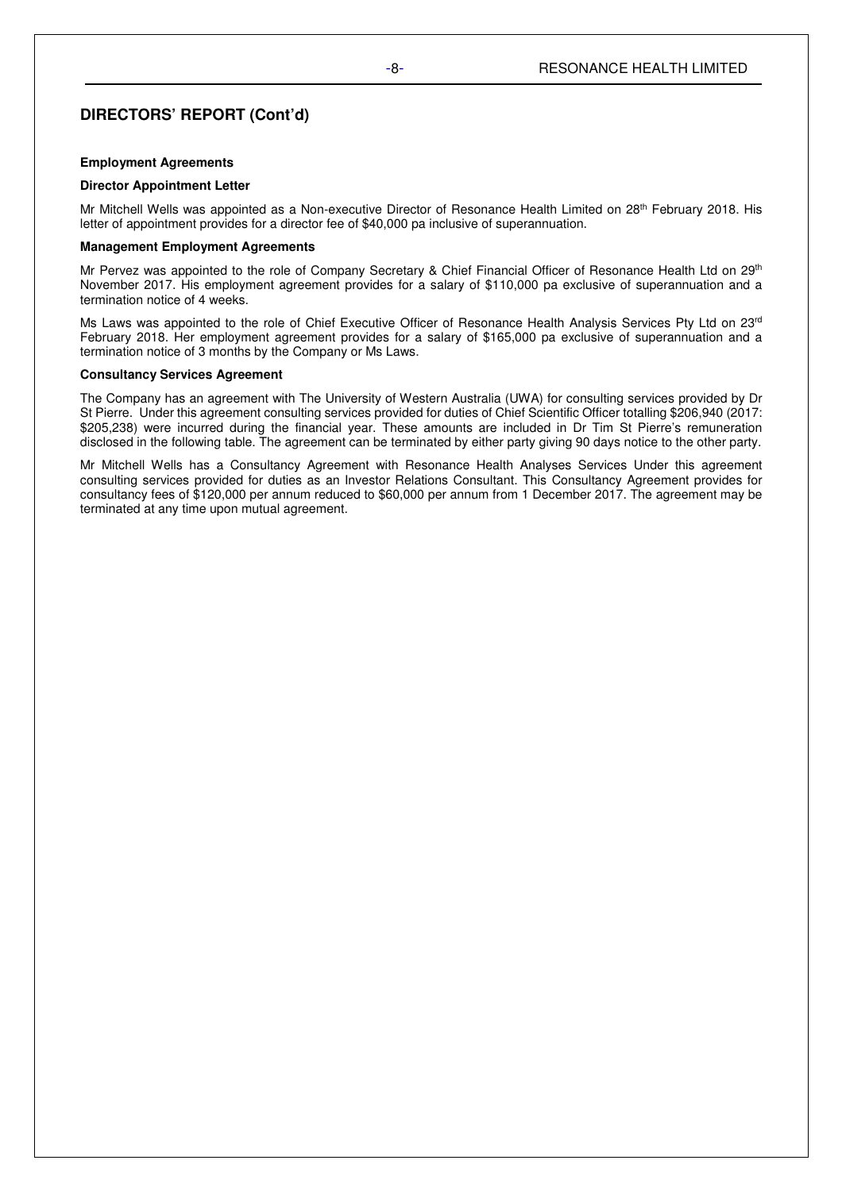## DIRECTORS' REPORT (Cont'd)

**Employment Agreements**

**Director Appointment Letter**

Mr Mitchell Wells was appointed as a Non-executive Director of Resonance Health Limited on 28th February 2018. His letter of appointment provides for a director fee of $40,000 pa inclusive of superannuation.

**Management Employment Agreements**

Mr Pervez was appointed to the role of Company Secretary & Chief Financial Officer of Resonance Health Ltd on 29th November 2017. His employment agreement provides for a salary of $110,000 pa exclusive of superannuation and a termination notice of 4 weeks.

Ms Laws was appointed to the role of Chief Executive Officer of Resonance Health Analysis Services Pty Ltd on 23rd February 2018. Her employment agreement provides for a salary of $165,000 pa exclusive of superannuation and a termination notice of 3 months by the Company or Ms Laws.

**Consultancy Services Agreement**

The Company has an agreement with The University of Western Australia (UWA) for consulting services provided by Dr St Pierre. Under this agreement consulting services provided for duties of Chief Scientific Officer totalling $206,940 (2017: $205,238) were incurred during the financial year. These amounts are included in Dr Tim St Pierre's remuneration disclosed in the following table. The agreement can be terminated by either party giving 90 days notice to the other party.

Mr Mitchell Wells has a Consultancy Agreement with Resonance Health Analyses Services Under this agreement consulting services provided for duties as an Investor Relations Consultant. This Consultancy Agreement provides for consultancy fees of $120,000 per annum reduced to $60,000 per annum from 1 December 2017. The agreement may be terminated at any time upon mutual agreement.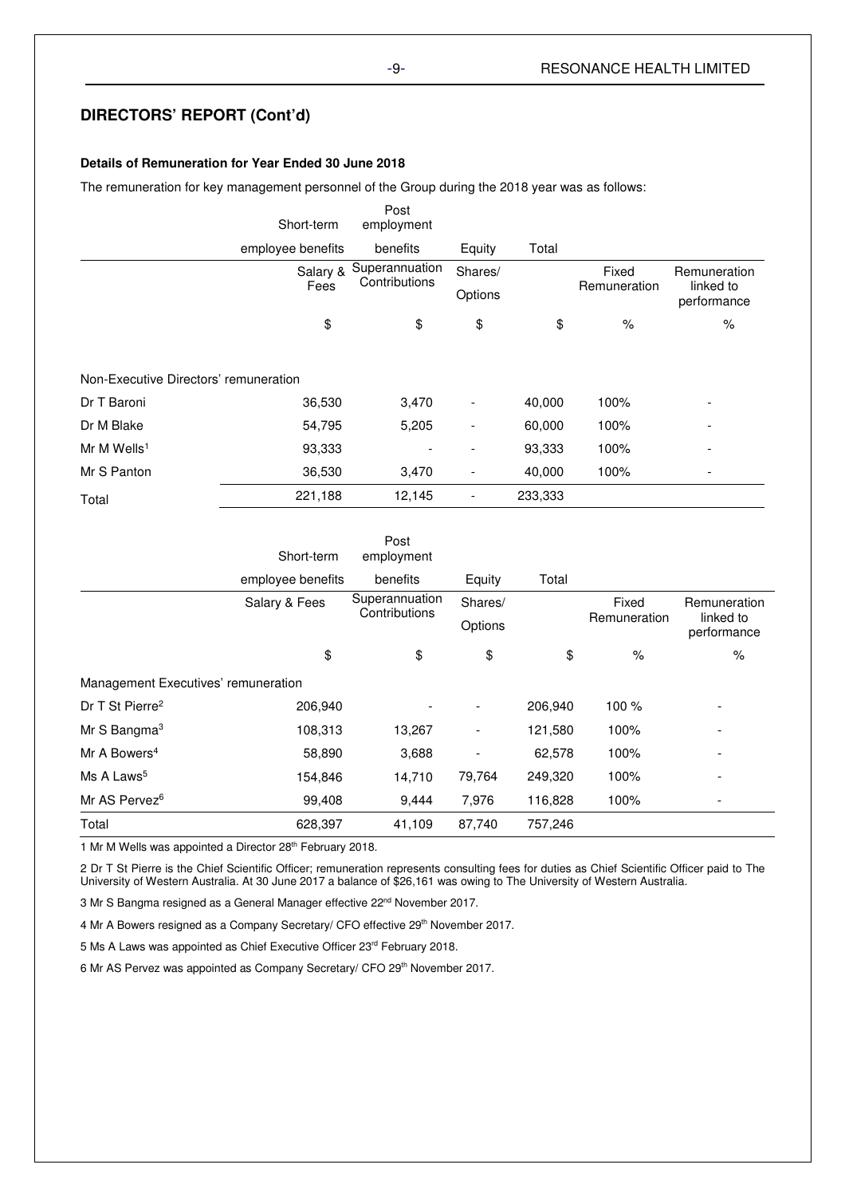## DIRECTORS' REPORT (Cont'd)

**Details of Remuneration for Year Ended 30 June 2018**

The remuneration for key management personnel of the Group during the 2018 year was as follows:

| | Short-term employee benefits | Post employment benefits | Equity | Total | | |
|---|---|---|---|---|---|---|
| | Salary & Fees | Superannuation Contributions | Shares/ Options | | Fixed Remuneration | Remuneration linked to performance |
| | $ | $ | $ | $ | % | % |
| Non-Executive Directors' remuneration | | | | | | |
| Dr T Baroni | 36,530 | 3,470 | - | 40,000 | 100% | - |
| Dr M Blake | 54,795 | 5,205 | - | 60,000 | 100% | - |
| Mr M Wells[1] | 93,333 | - | - | 93,333 | 100% | - |
| Mr S Panton | 36,530 | 3,470 | - | 40,000 | 100% | - |
| Total | 221,188 | 12,145 | - | 233,333 | | |

| | Short-term employee benefits | Post employment benefits | Equity | Total | | |
|---|---|---|---|---|---|---|
| | Salary & Fees | Superannuation Contributions | Shares/ Options | | Fixed Remuneration | Remuneration linked to performance |
| | $ | $ | $ | $ | % | % |
| Management Executives' remuneration | | | | | | |
| Dr T St Pierre[2] | 206,940 | - | - | 206,940 | 100 % | - |
| Mr S Bangma[3] | 108,313 | 13,267 | - | 121,580 | 100% | - |
| Mr A Bowers[4] | 58,890 | 3,688 | - | 62,578 | 100% | - |
| Ms A Laws[5] | 154,846 | 14,710 | 79,764 | 249,320 | 100% | - |
| Mr AS Pervez[6] | 99,408 | 9,444 | 7,976 | 116,828 | 100% | - |
| Total | 628,397 | 41,109 | 87,740 | 757,246 | | |

1 Mr M Wells was appointed a Director 28th February 2018.

2 Dr T St Pierre is the Chief Scientific Officer; remuneration represents consulting fees for duties as Chief Scientific Officer paid to The University of Western Australia. At 30 June 2017 a balance of $26,161 was owing to The University of Western Australia.

3 Mr S Bangma resigned as a General Manager effective 22nd November 2017.

4 Mr A Bowers resigned as a Company Secretary/ CFO effective 29th November 2017.

5 Ms A Laws was appointed as Chief Executive Officer 23rd February 2018.

6 Mr AS Pervez was appointed as Company Secretary/ CFO 29th November 2017.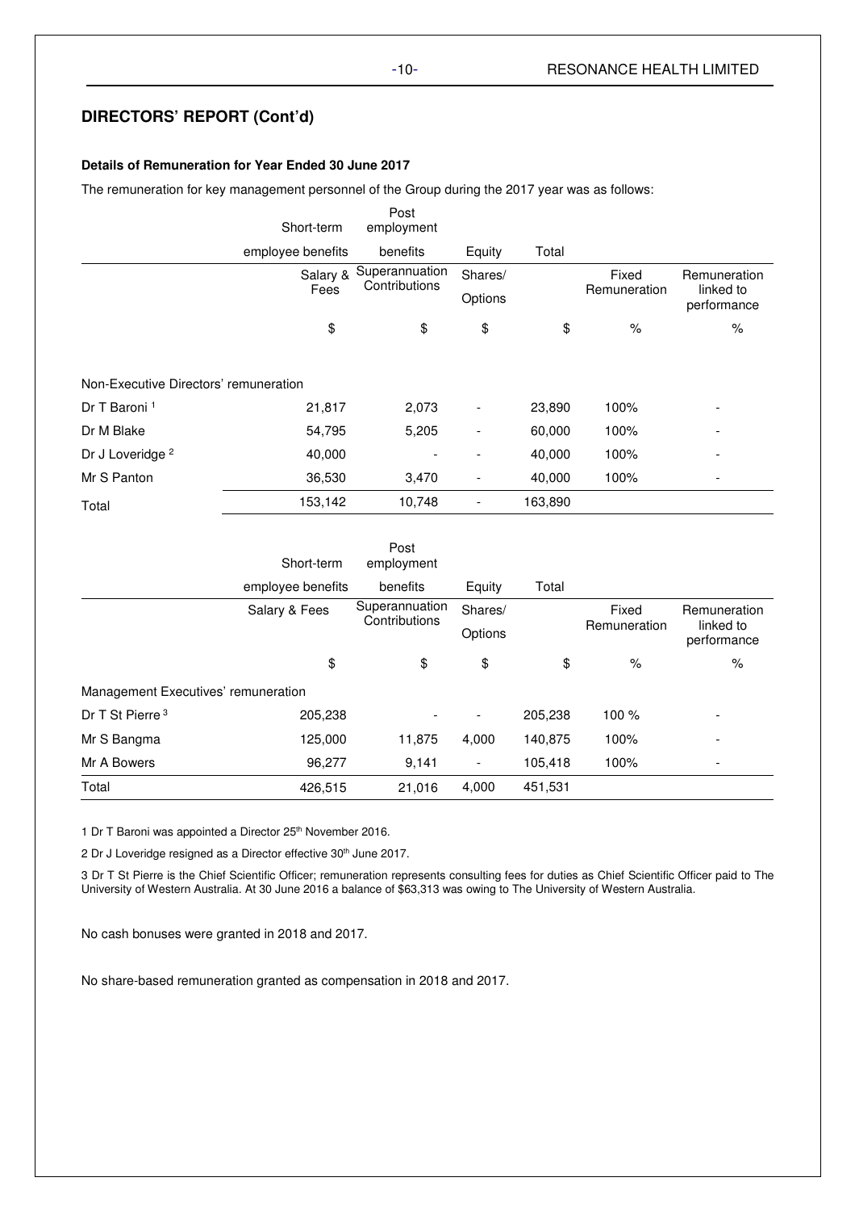## DIRECTORS' REPORT (Cont'd)

**Details of Remuneration for Year Ended 30 June 2017**

The remuneration for key management personnel of the Group during the 2017 year was as follows:

| | Short-term employee benefits | Post employment benefits | Equity | Total | | |
|---|---|---|---|---|---|---|
| | Salary & Fees | Superannuation Contributions | Shares/ Options | | Fixed Remuneration | Remuneration linked to performance |
| | $ | $ | $ | $ | % | % |
| Non-Executive Directors' remuneration | | | | | | |
| Dr T Baroni [1] | 21,817 | 2,073 | - | 23,890 | 100% | - |
| Dr M Blake | 54,795 | 5,205 | - | 60,000 | 100% | - |
| Dr J Loveridge [2] | 40,000 | - | - | 40,000 | 100% | - |
| Mr S Panton | 36,530 | 3,470 | - | 40,000 | 100% | - |
| Total | 153,142 | 10,748 | - | 163,890 | | |

| | Short-term employee benefits | Post employment benefits | Equity | Total | | |
|---|---|---|---|---|---|---|
| | Salary & Fees | Superannuation Contributions | Shares/ Options | | Fixed Remuneration | Remuneration linked to performance |
| | $ | $ | $ | $ | % | % |
| Management Executives' remuneration | | | | | | |
| Dr T St Pierre [3] | 205,238 | - | - | 205,238 | 100 % | - |
| Mr S Bangma | 125,000 | 11,875 | 4,000 | 140,875 | 100% | - |
| Mr A Bowers | 96,277 | 9,141 | - | 105,418 | 100% | - |
| Total | 426,515 | 21,016 | 4,000 | 451,531 | | |

1 Dr T Baroni was appointed a Director 25th November 2016.

2 Dr J Loveridge resigned as a Director effective 30th June 2017.

3 Dr T St Pierre is the Chief Scientific Officer; remuneration represents consulting fees for duties as Chief Scientific Officer paid to The University of Western Australia. At 30 June 2016 a balance of $63,313 was owing to The University of Western Australia.

No cash bonuses were granted in 2018 and 2017.

No share-based remuneration granted as compensation in 2018 and 2017.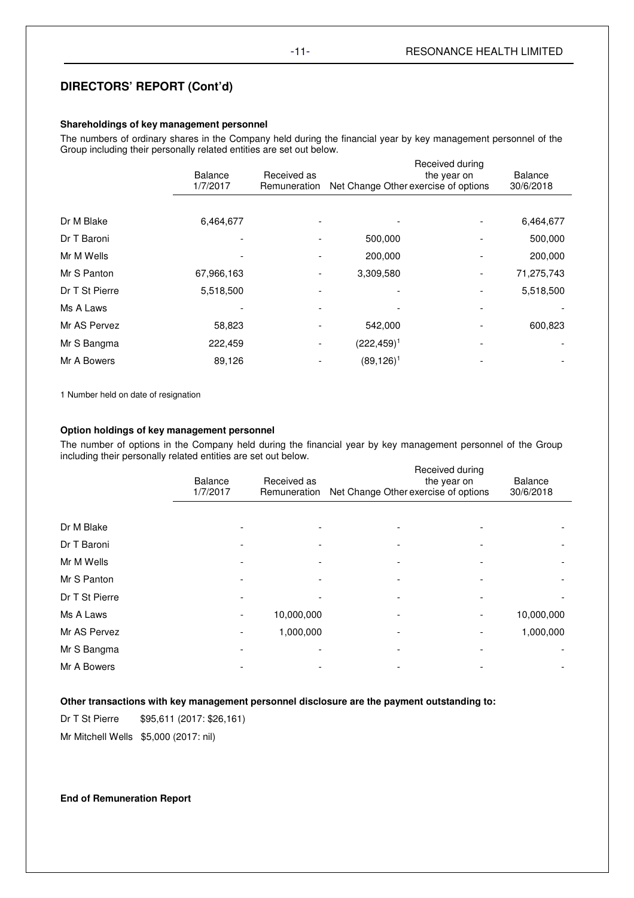## DIRECTORS' REPORT (Cont'd)

**Shareholdings of key management personnel**

The numbers of ordinary shares in the Company held during the financial year by key management personnel of the Group including their personally related entities are set out below.

| | Balance 1/7/2017 | Received as Remuneration | Net Change Other | Received during the year on exercise of options | Balance 30/6/2018 |
|---|---|---|---|---|---|
| Dr M Blake | 6,464,677 | - | - | - | 6,464,677 |
| Dr T Baroni | - | - | 500,000 | - | 500,000 |
| Mr M Wells | - | - | 200,000 | - | 200,000 |
| Mr S Panton | 67,966,163 | - | 3,309,580 | - | 71,275,743 |
| Dr T St Pierre | 5,518,500 | - | - | - | 5,518,500 |
| Ms A Laws | - | - | - | - | - |
| Mr AS Pervez | 58,823 | - | 542,000 | - | 600,823 |
| Mr S Bangma | 222,459 | - | (222,459)[1] | - | - |
| Mr A Bowers | 89,126 | - | (89,126)[1] | - | - |

1 Number held on date of resignation

**Option holdings of key management personnel**

The number of options in the Company held during the financial year by key management personnel of the Group including their personally related entities are set out below.

| | Balance 1/7/2017 | Received as Remuneration | Net Change Other | Received during the year on exercise of options | Balance 30/6/2018 |
|---|---|---|---|---|---|
| Dr M Blake | - | - | - | - | - |
| Dr T Baroni | - | - | - | - | - |
| Mr M Wells | - | - | - | - | - |
| Mr S Panton | - | - | - | - | - |
| Dr T St Pierre | - | - | - | - | - |
| Ms A Laws | - | 10,000,000 | - | - | 10,000,000 |
| Mr AS Pervez | - | 1,000,000 | - | - | 1,000,000 |
| Mr S Bangma | - | - | - | - | - |
| Mr A Bowers | - | - | - | - | - |

**Other transactions with key management personnel disclosure are the payment outstanding to:**

Dr T St Pierre $95,611 (2017: $26,161)

Mr Mitchell Wells $5,000 (2017: nil)

**End of Remuneration Report**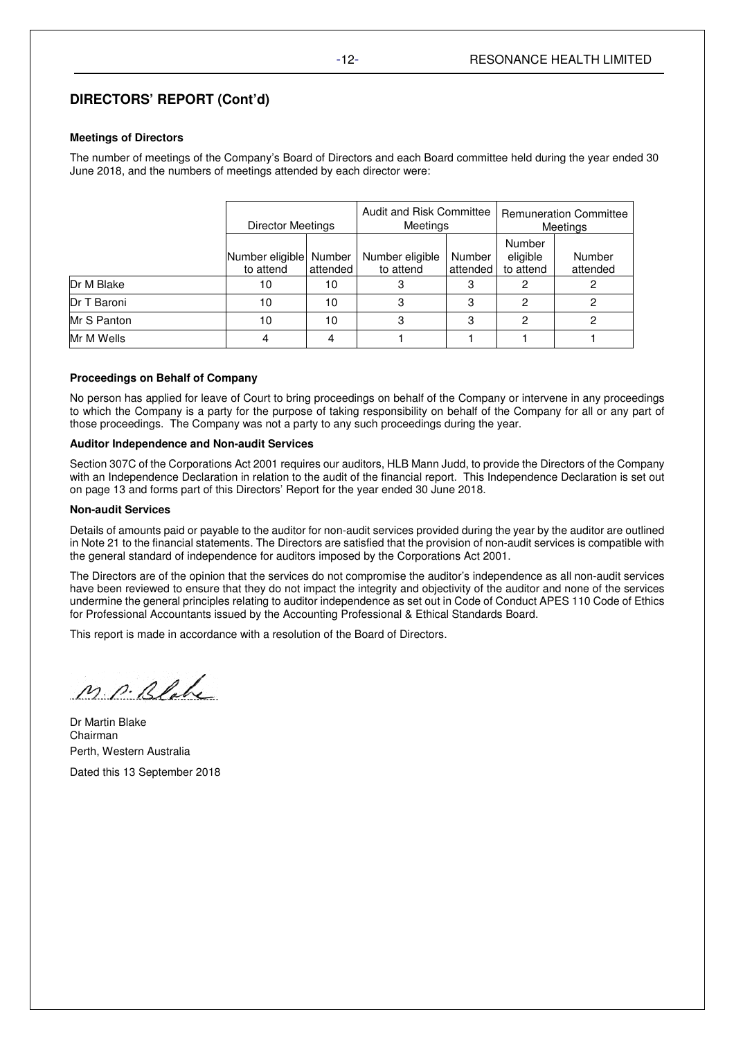## DIRECTORS' REPORT (Cont'd)

**Meetings of Directors**

The number of meetings of the Company's Board of Directors and each Board committee held during the year ended 30 June 2018, and the numbers of meetings attended by each director were:

| | Director Meetings | | Audit and Risk Committee Meetings | | Remuneration Committee Meetings | |
|---|---|---|---|---|---|---|
| | Number eligible to attend | Number attended | Number eligible to attend | Number attended | Number eligible to attend | Number attended |
| Dr M Blake | 10 | 10 | 3 | 3 | 2 | 2 |
| Dr T Baroni | 10 | 10 | 3 | 3 | 2 | 2 |
| Mr S Panton | 10 | 10 | 3 | 3 | 2 | 2 |
| Mr M Wells | 4 | 4 | 1 | 1 | 1 | 1 |

**Proceedings on Behalf of Company**

No person has applied for leave of Court to bring proceedings on behalf of the Company or intervene in any proceedings to which the Company is a party for the purpose of taking responsibility on behalf of the Company for all or any part of those proceedings. The Company was not a party to any such proceedings during the year.

**Auditor Independence and Non-audit Services**

Section 307C of the Corporations Act 2001 requires our auditors, HLB Mann Judd, to provide the Directors of the Company with an Independence Declaration in relation to the audit of the financial report. This Independence Declaration is set out on page 13 and forms part of this Directors' Report for the year ended 30 June 2018.

**Non-audit Services**

Details of amounts paid or payable to the auditor for non-audit services provided during the year by the auditor are outlined in Note 21 to the financial statements. The Directors are satisfied that the provision of non-audit services is compatible with the general standard of independence for auditors imposed by the Corporations Act 2001.

The Directors are of the opinion that the services do not compromise the auditor's independence as all non-audit services have been reviewed to ensure that they do not impact the integrity and objectivity of the auditor and none of the services undermine the general principles relating to auditor independence as set out in Code of Conduct APES 110 Code of Ethics for Professional Accountants issued by the Accounting Professional & Ethical Standards Board.

This report is made in accordance with a resolution of the Board of Directors.

M. P. Blake

Dr Martin Blake
Chairman
Perth, Western Australia

Dated this 13 September 2018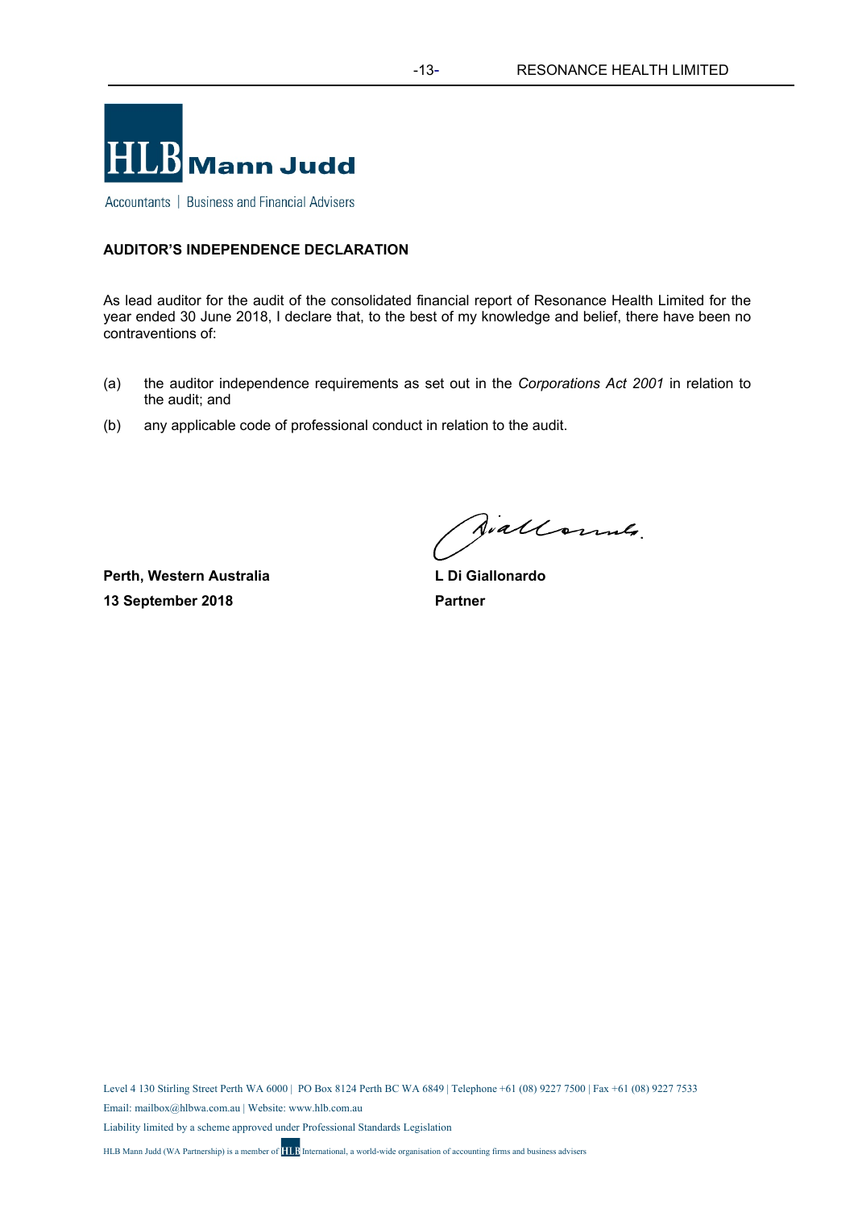**HLB Mann Judd**

Accountants | Business and Financial Advisers

**AUDITOR'S INDEPENDENCE DECLARATION**

As lead auditor for the audit of the consolidated financial report of Resonance Health Limited for the year ended 30 June 2018, I declare that, to the best of my knowledge and belief, there have been no contraventions of:

(a) the auditor independence requirements as set out in the *Corporations Act 2001* in relation to the audit; and

(b) any applicable code of professional conduct in relation to the audit.

**Perth, Western Australia**
**13 September 2018**

**L Di Giallonardo**
**Partner**

Level 4 130 Stirling Street Perth WA 6000 | PO Box 8124 Perth BC WA 6849 | Telephone +61 (08) 9227 7500 | Fax +61 (08) 9227 7533

Email: mailbox@hlbwa.com.au | Website: www.hlb.com.au

Liability limited by a scheme approved under Professional Standards Legislation

HLB Mann Judd (WA Partnership) is a member of HLB International, a world-wide organisation of accounting firms and business advisers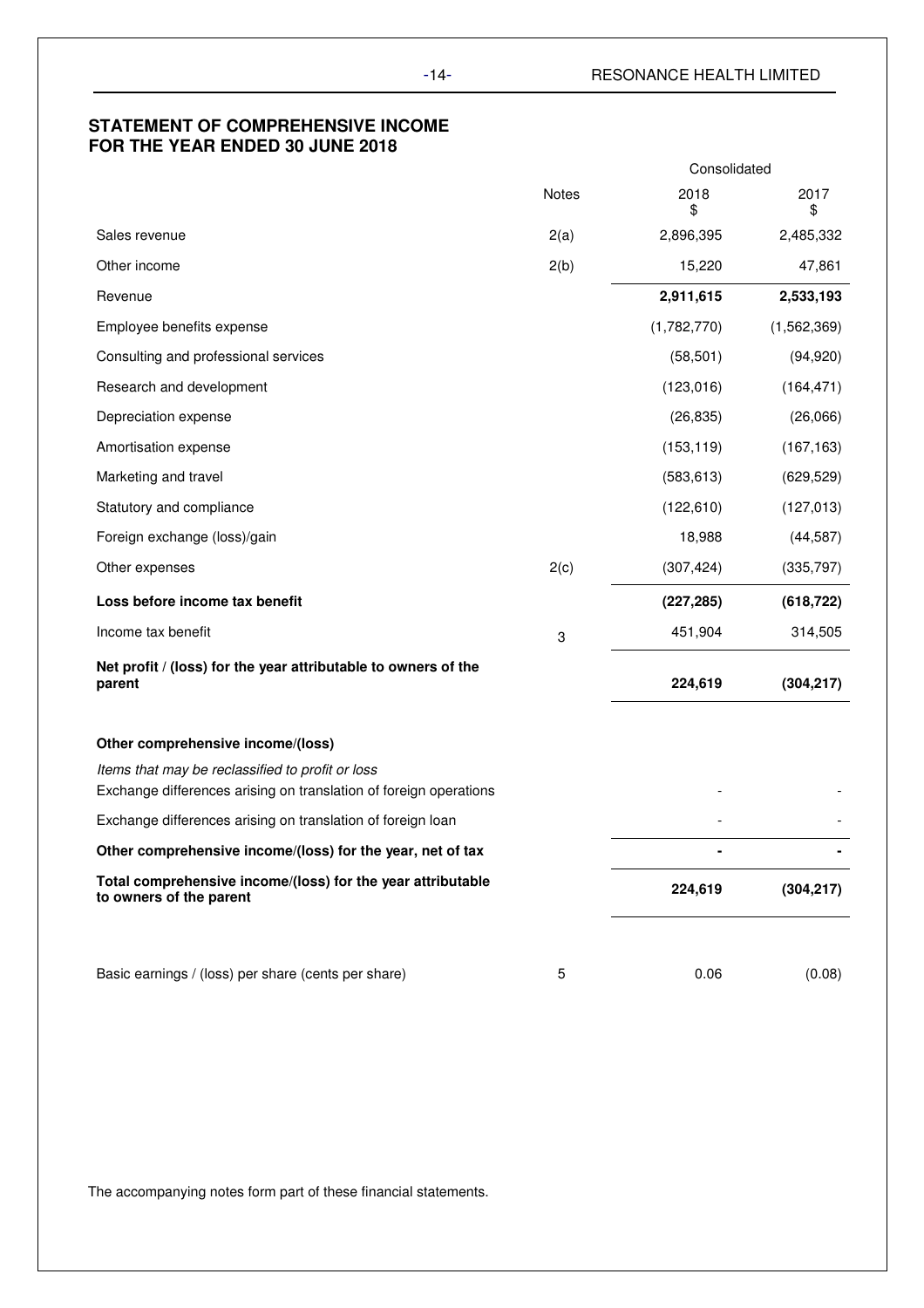## STATEMENT OF COMPREHENSIVE INCOME FOR THE YEAR ENDED 30 JUNE 2018

| | Notes | Consolidated 2018 $ | Consolidated 2017 $ |
|---|---|---|---|
| Sales revenue | 2(a) | 2,896,395 | 2,485,332 |
| Other income | 2(b) | 15,220 | 47,861 |
| Revenue | | **2,911,615** | **2,533,193** |
| Employee benefits expense | | (1,782,770) | (1,562,369) |
| Consulting and professional services | | (58,501) | (94,920) |
| Research and development | | (123,016) | (164,471) |
| Depreciation expense | | (26,835) | (26,066) |
| Amortisation expense | | (153,119) | (167,163) |
| Marketing and travel | | (583,613) | (629,529) |
| Statutory and compliance | | (122,610) | (127,013) |
| Foreign exchange (loss)/gain | | 18,988 | (44,587) |
| Other expenses | 2(c) | (307,424) | (335,797) |
| **Loss before income tax benefit** | | **(227,285)** | **(618,722)** |
| Income tax benefit | 3 | 451,904 | 314,505 |
| **Net profit / (loss) for the year attributable to owners of the parent** | | **224,619** | **(304,217)** |
| | | | |
| **Other comprehensive income/(loss)** | | | |
| *Items that may be reclassified to profit or loss* | | | |
| Exchange differences arising on translation of foreign operations | | - | - |
| Exchange differences arising on translation of foreign loan | | - | - |
| **Other comprehensive income/(loss) for the year, net of tax** | | **-** | **-** |
| **Total comprehensive income/(loss) for the year attributable to owners of the parent** | | **224,619** | **(304,217)** |
| | | | |
| Basic earnings / (loss) per share (cents per share) | 5 | 0.06 | (0.08) |

The accompanying notes form part of these financial statements.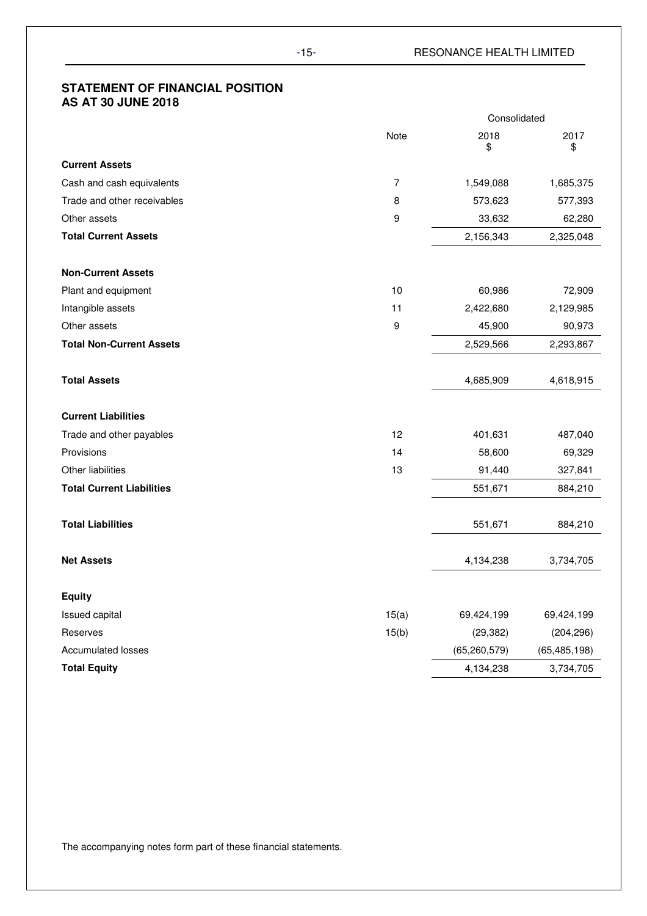## STATEMENT OF FINANCIAL POSITION
## AS AT 30 JUNE 2018

| | Note | Consolidated 2018 $ | 2017 $ |
|---|---|---|---|
| **Current Assets** | | | |
| Cash and cash equivalents | 7 | 1,549,088 | 1,685,375 |
| Trade and other receivables | 8 | 573,623 | 577,393 |
| Other assets | 9 | 33,632 | 62,280 |
| **Total Current Assets** | | 2,156,343 | 2,325,048 |
| **Non-Current Assets** | | | |
| Plant and equipment | 10 | 60,986 | 72,909 |
| Intangible assets | 11 | 2,422,680 | 2,129,985 |
| Other assets | 9 | 45,900 | 90,973 |
| **Total Non-Current Assets** | | 2,529,566 | 2,293,867 |
| **Total Assets** | | 4,685,909 | 4,618,915 |
| **Current Liabilities** | | | |
| Trade and other payables | 12 | 401,631 | 487,040 |
| Provisions | 14 | 58,600 | 69,329 |
| Other liabilities | 13 | 91,440 | 327,841 |
| **Total Current Liabilities** | | 551,671 | 884,210 |
| **Total Liabilities** | | 551,671 | 884,210 |
| **Net Assets** | | 4,134,238 | 3,734,705 |
| **Equity** | | | |
| Issued capital | 15(a) | 69,424,199 | 69,424,199 |
| Reserves | 15(b) | (29,382) | (204,296) |
| Accumulated losses | | (65,260,579) | (65,485,198) |
| **Total Equity** | | 4,134,238 | 3,734,705 |

The accompanying notes form part of these financial statements.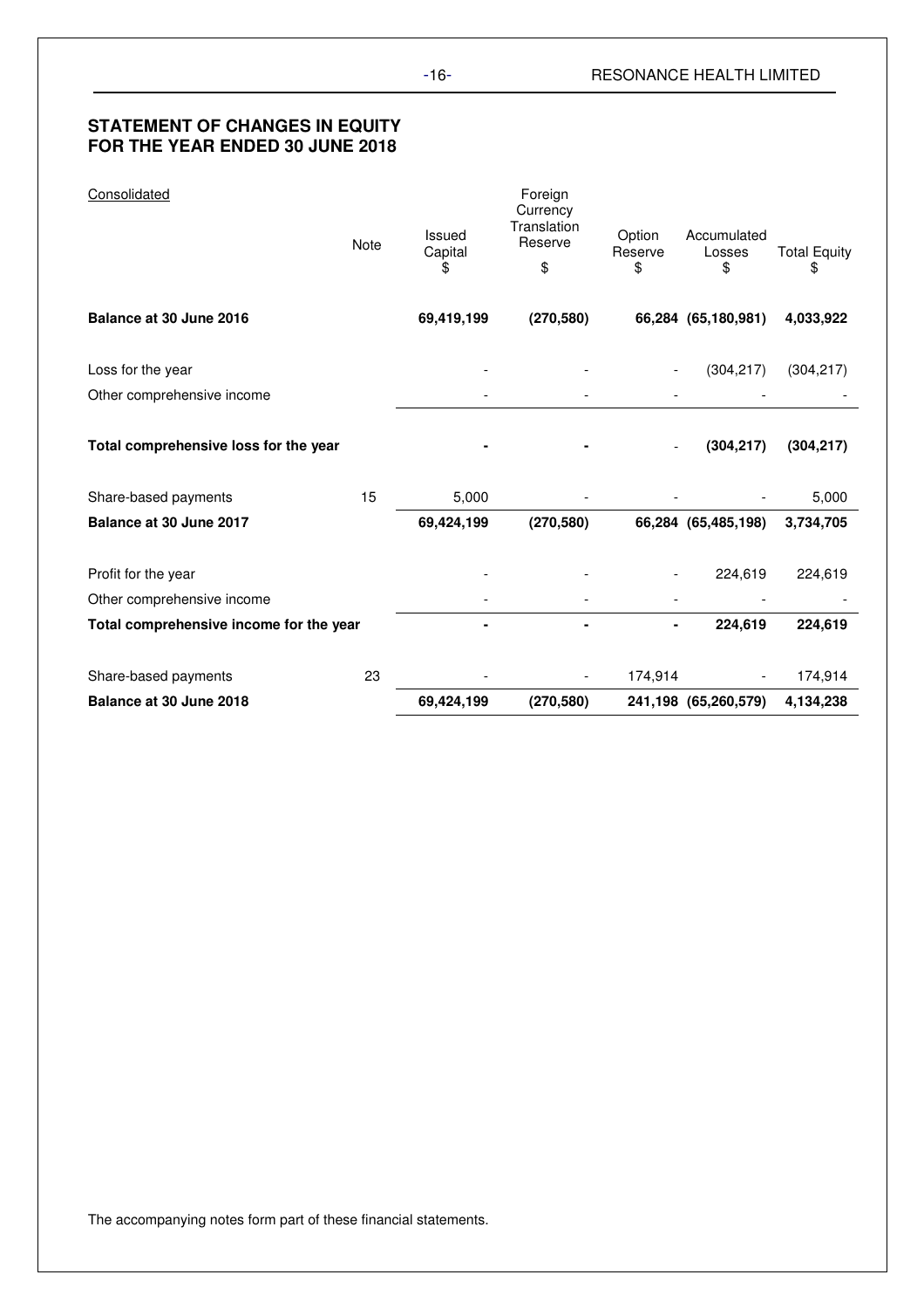## STATEMENT OF CHANGES IN EQUITY
## FOR THE YEAR ENDED 30 JUNE 2018

Consolidated

| | Note | Issued Capital $ | Foreign Currency Translation Reserve $ | Option Reserve $ | Accumulated Losses $ | Total Equity $ |
|---|---|---|---|---|---|---|
| **Balance at 30 June 2016** | | **69,419,199** | **(270,580)** | **66,284** | **(65,180,981)** | **4,033,922** |
| Loss for the year | | - | - | - | (304,217) | (304,217) |
| Other comprehensive income | | - | - | - | - | - |
| **Total comprehensive loss for the year** | | **-** | **-** | - | **(304,217)** | **(304,217)** |
| Share-based payments | 15 | 5,000 | - | - | - | 5,000 |
| **Balance at 30 June 2017** | | **69,424,199** | **(270,580)** | **66,284** | **(65,485,198)** | **3,734,705** |
| Profit for the year | | - | - | - | 224,619 | 224,619 |
| Other comprehensive income | | - | - | - | - | - |
| **Total comprehensive income for the year** | | **-** | **-** | **-** | **224,619** | **224,619** |
| Share-based payments | 23 | - | - | 174,914 | - | 174,914 |
| **Balance at 30 June 2018** | | **69,424,199** | **(270,580)** | **241,198** | **(65,260,579)** | **4,134,238** |

The accompanying notes form part of these financial statements.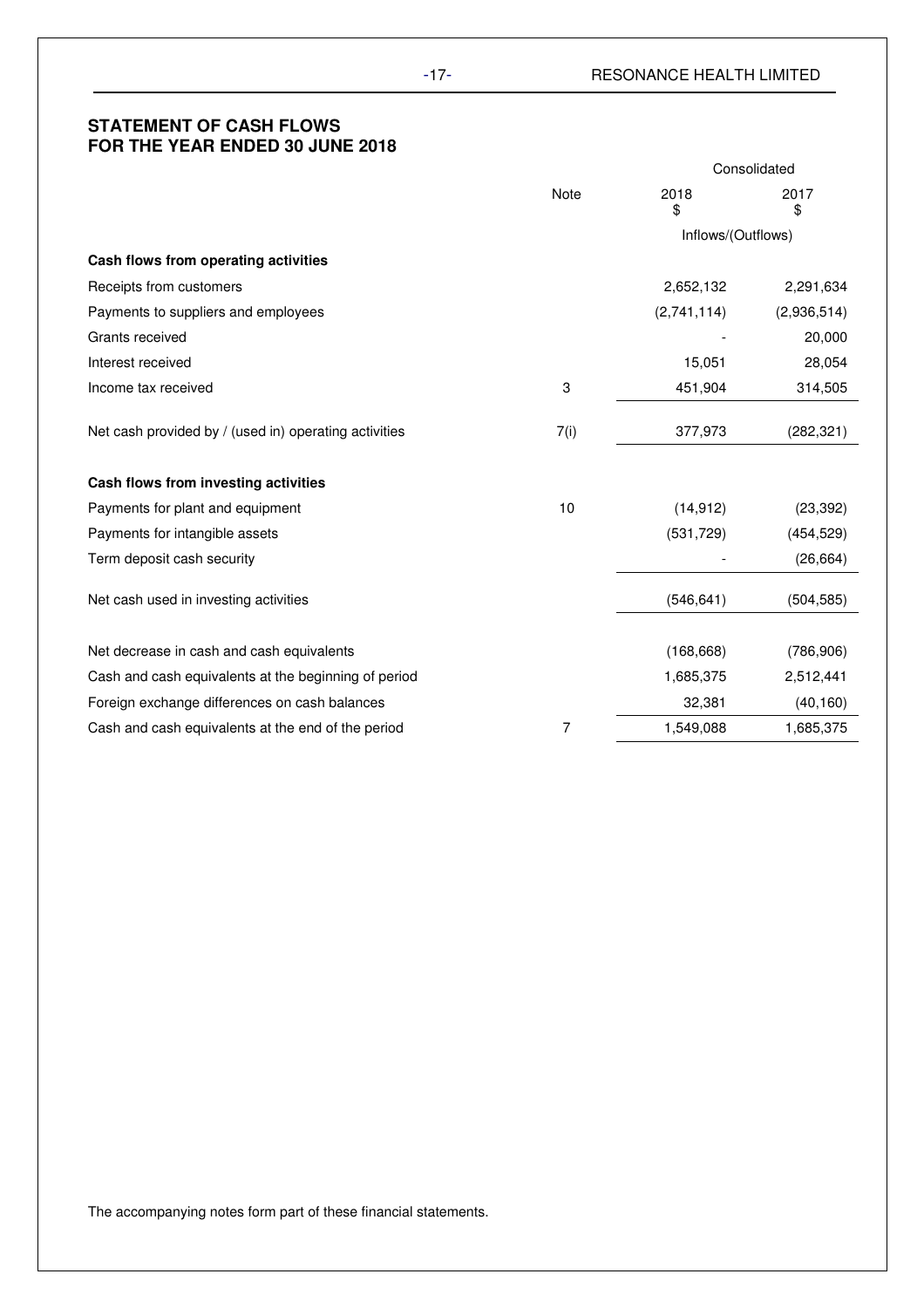## STATEMENT OF CASH FLOWS
## FOR THE YEAR ENDED 30 JUNE 2018

| | Note | Consolidated | |
|---|---|---|---|
| | | 2018 $ | 2017 $ |
| | | Inflows/(Outflows) | |
| **Cash flows from operating activities** | | | |
| Receipts from customers | | 2,652,132 | 2,291,634 |
| Payments to suppliers and employees | | (2,741,114) | (2,936,514) |
| Grants received | | - | 20,000 |
| Interest received | | 15,051 | 28,054 |
| Income tax received | 3 | 451,904 | 314,505 |
| Net cash provided by / (used in) operating activities | 7(i) | 377,973 | (282,321) |
| **Cash flows from investing activities** | | | |
| Payments for plant and equipment | 10 | (14,912) | (23,392) |
| Payments for intangible assets | | (531,729) | (454,529) |
| Term deposit cash security | | - | (26,664) |
| Net cash used in investing activities | | (546,641) | (504,585) |
| Net decrease in cash and cash equivalents | | (168,668) | (786,906) |
| Cash and cash equivalents at the beginning of period | | 1,685,375 | 2,512,441 |
| Foreign exchange differences on cash balances | | 32,381 | (40,160) |
| Cash and cash equivalents at the end of the period | 7 | 1,549,088 | 1,685,375 |

The accompanying notes form part of these financial statements.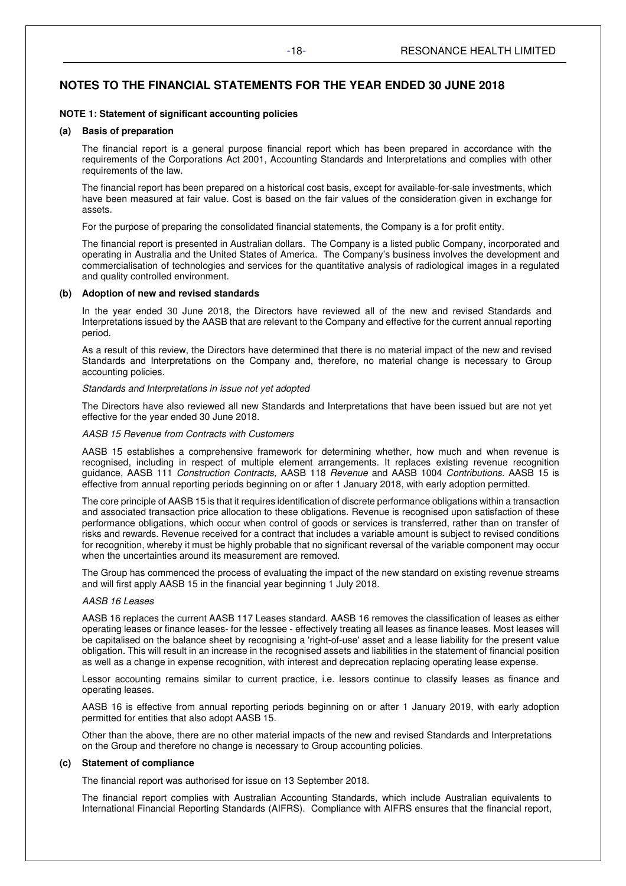## NOTES TO THE FINANCIAL STATEMENTS FOR THE YEAR ENDED 30 JUNE 2018

### NOTE 1: Statement of significant accounting policies

#### (a) Basis of preparation

The financial report is a general purpose financial report which has been prepared in accordance with the requirements of the Corporations Act 2001, Accounting Standards and Interpretations and complies with other requirements of the law.

The financial report has been prepared on a historical cost basis, except for available-for-sale investments, which have been measured at fair value. Cost is based on the fair values of the consideration given in exchange for assets.

For the purpose of preparing the consolidated financial statements, the Company is a for profit entity.

The financial report is presented in Australian dollars. The Company is a listed public Company, incorporated and operating in Australia and the United States of America. The Company's business involves the development and commercialisation of technologies and services for the quantitative analysis of radiological images in a regulated and quality controlled environment.

#### (b) Adoption of new and revised standards

In the year ended 30 June 2018, the Directors have reviewed all of the new and revised Standards and Interpretations issued by the AASB that are relevant to the Company and effective for the current annual reporting period.

As a result of this review, the Directors have determined that there is no material impact of the new and revised Standards and Interpretations on the Company and, therefore, no material change is necessary to Group accounting policies.

*Standards and Interpretations in issue not yet adopted*

The Directors have also reviewed all new Standards and Interpretations that have been issued but are not yet effective for the year ended 30 June 2018.

*AASB 15 Revenue from Contracts with Customers*

AASB 15 establishes a comprehensive framework for determining whether, how much and when revenue is recognised, including in respect of multiple element arrangements. It replaces existing revenue recognition guidance, AASB 111 *Construction Contracts,* AASB 118 *Revenue* and AASB 1004 *Contributions*. AASB 15 is effective from annual reporting periods beginning on or after 1 January 2018, with early adoption permitted.

The core principle of AASB 15 is that it requires identification of discrete performance obligations within a transaction and associated transaction price allocation to these obligations. Revenue is recognised upon satisfaction of these performance obligations, which occur when control of goods or services is transferred, rather than on transfer of risks and rewards. Revenue received for a contract that includes a variable amount is subject to revised conditions for recognition, whereby it must be highly probable that no significant reversal of the variable component may occur when the uncertainties around its measurement are removed.

The Group has commenced the process of evaluating the impact of the new standard on existing revenue streams and will first apply AASB 15 in the financial year beginning 1 July 2018.

*AASB 16 Leases*

AASB 16 replaces the current AASB 117 Leases standard. AASB 16 removes the classification of leases as either operating leases or finance leases- for the lessee - effectively treating all leases as finance leases. Most leases will be capitalised on the balance sheet by recognising a 'right-of-use' asset and a lease liability for the present value obligation. This will result in an increase in the recognised assets and liabilities in the statement of financial position as well as a change in expense recognition, with interest and deprecation replacing operating lease expense.

Lessor accounting remains similar to current practice, i.e. lessors continue to classify leases as finance and operating leases.

AASB 16 is effective from annual reporting periods beginning on or after 1 January 2019, with early adoption permitted for entities that also adopt AASB 15.

Other than the above, there are no other material impacts of the new and revised Standards and Interpretations on the Group and therefore no change is necessary to Group accounting policies.

#### (c) Statement of compliance

The financial report was authorised for issue on 13 September 2018.

The financial report complies with Australian Accounting Standards, which include Australian equivalents to International Financial Reporting Standards (AIFRS). Compliance with AIFRS ensures that the financial report,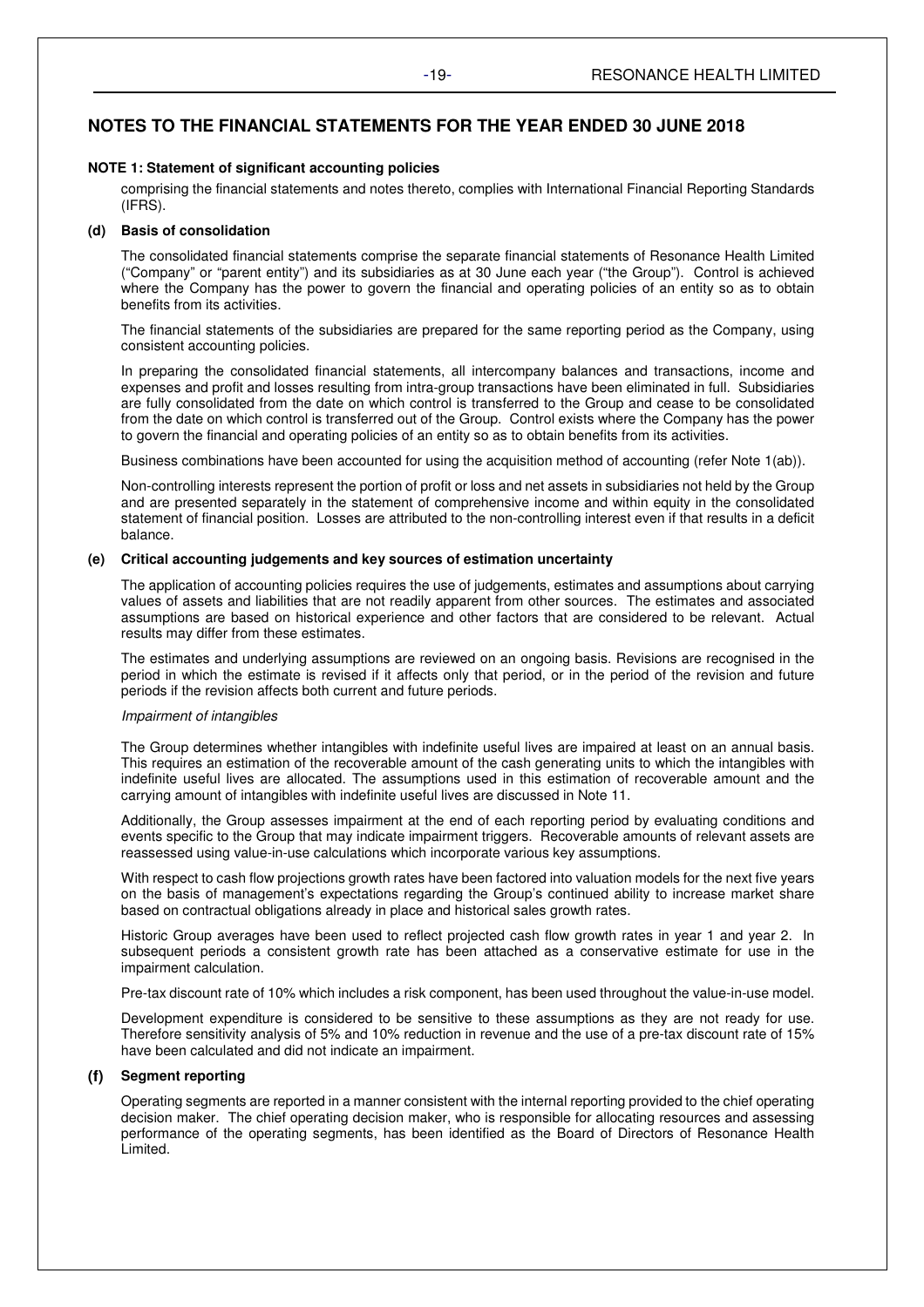# NOTES TO THE FINANCIAL STATEMENTS FOR THE YEAR ENDED 30 JUNE 2018

**NOTE 1: Statement of significant accounting policies**

comprising the financial statements and notes thereto, complies with International Financial Reporting Standards (IFRS).

**(d) Basis of consolidation**

The consolidated financial statements comprise the separate financial statements of Resonance Health Limited ("Company" or "parent entity") and its subsidiaries as at 30 June each year ("the Group"). Control is achieved where the Company has the power to govern the financial and operating policies of an entity so as to obtain benefits from its activities.

The financial statements of the subsidiaries are prepared for the same reporting period as the Company, using consistent accounting policies.

In preparing the consolidated financial statements, all intercompany balances and transactions, income and expenses and profit and losses resulting from intra-group transactions have been eliminated in full. Subsidiaries are fully consolidated from the date on which control is transferred to the Group and cease to be consolidated from the date on which control is transferred out of the Group. Control exists where the Company has the power to govern the financial and operating policies of an entity so as to obtain benefits from its activities.

Business combinations have been accounted for using the acquisition method of accounting (refer Note 1(ab)).

Non-controlling interests represent the portion of profit or loss and net assets in subsidiaries not held by the Group and are presented separately in the statement of comprehensive income and within equity in the consolidated statement of financial position. Losses are attributed to the non-controlling interest even if that results in a deficit balance.

**(e) Critical accounting judgements and key sources of estimation uncertainty**

The application of accounting policies requires the use of judgements, estimates and assumptions about carrying values of assets and liabilities that are not readily apparent from other sources. The estimates and associated assumptions are based on historical experience and other factors that are considered to be relevant. Actual results may differ from these estimates.

The estimates and underlying assumptions are reviewed on an ongoing basis. Revisions are recognised in the period in which the estimate is revised if it affects only that period, or in the period of the revision and future periods if the revision affects both current and future periods.

*Impairment of intangibles*

The Group determines whether intangibles with indefinite useful lives are impaired at least on an annual basis. This requires an estimation of the recoverable amount of the cash generating units to which the intangibles with indefinite useful lives are allocated. The assumptions used in this estimation of recoverable amount and the carrying amount of intangibles with indefinite useful lives are discussed in Note 11.

Additionally, the Group assesses impairment at the end of each reporting period by evaluating conditions and events specific to the Group that may indicate impairment triggers. Recoverable amounts of relevant assets are reassessed using value-in-use calculations which incorporate various key assumptions.

With respect to cash flow projections growth rates have been factored into valuation models for the next five years on the basis of management's expectations regarding the Group's continued ability to increase market share based on contractual obligations already in place and historical sales growth rates.

Historic Group averages have been used to reflect projected cash flow growth rates in year 1 and year 2. In subsequent periods a consistent growth rate has been attached as a conservative estimate for use in the impairment calculation.

Pre-tax discount rate of 10% which includes a risk component, has been used throughout the value-in-use model.

Development expenditure is considered to be sensitive to these assumptions as they are not ready for use. Therefore sensitivity analysis of 5% and 10% reduction in revenue and the use of a pre-tax discount rate of 15% have been calculated and did not indicate an impairment.

**(f) Segment reporting**

Operating segments are reported in a manner consistent with the internal reporting provided to the chief operating decision maker. The chief operating decision maker, who is responsible for allocating resources and assessing performance of the operating segments, has been identified as the Board of Directors of Resonance Health Limited.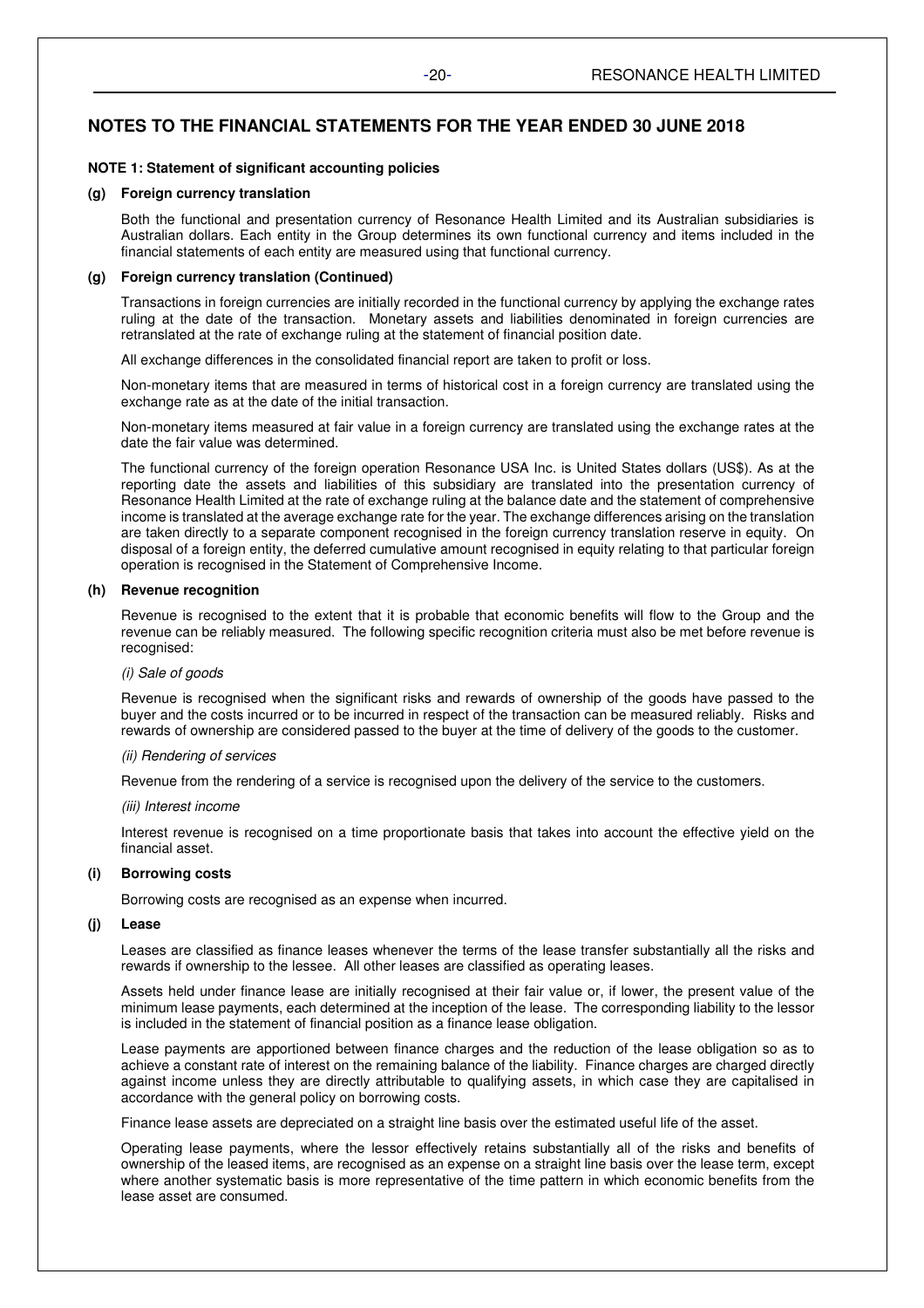# NOTES TO THE FINANCIAL STATEMENTS FOR THE YEAR ENDED 30 JUNE 2018

**NOTE 1: Statement of significant accounting policies**

**(g) Foreign currency translation**

Both the functional and presentation currency of Resonance Health Limited and its Australian subsidiaries is Australian dollars. Each entity in the Group determines its own functional currency and items included in the financial statements of each entity are measured using that functional currency.

**(g) Foreign currency translation (Continued)**

Transactions in foreign currencies are initially recorded in the functional currency by applying the exchange rates ruling at the date of the transaction. Monetary assets and liabilities denominated in foreign currencies are retranslated at the rate of exchange ruling at the statement of financial position date.

All exchange differences in the consolidated financial report are taken to profit or loss.

Non-monetary items that are measured in terms of historical cost in a foreign currency are translated using the exchange rate as at the date of the initial transaction.

Non-monetary items measured at fair value in a foreign currency are translated using the exchange rates at the date the fair value was determined.

The functional currency of the foreign operation Resonance USA Inc. is United States dollars (US$). As at the reporting date the assets and liabilities of this subsidiary are translated into the presentation currency of Resonance Health Limited at the rate of exchange ruling at the balance date and the statement of comprehensive income is translated at the average exchange rate for the year. The exchange differences arising on the translation are taken directly to a separate component recognised in the foreign currency translation reserve in equity. On disposal of a foreign entity, the deferred cumulative amount recognised in equity relating to that particular foreign operation is recognised in the Statement of Comprehensive Income.

**(h) Revenue recognition**

Revenue is recognised to the extent that it is probable that economic benefits will flow to the Group and the revenue can be reliably measured. The following specific recognition criteria must also be met before revenue is recognised:

*(i) Sale of goods*

Revenue is recognised when the significant risks and rewards of ownership of the goods have passed to the buyer and the costs incurred or to be incurred in respect of the transaction can be measured reliably. Risks and rewards of ownership are considered passed to the buyer at the time of delivery of the goods to the customer.

*(ii) Rendering of services*

Revenue from the rendering of a service is recognised upon the delivery of the service to the customers.

*(iii) Interest income*

Interest revenue is recognised on a time proportionate basis that takes into account the effective yield on the financial asset.

**(i) Borrowing costs**

Borrowing costs are recognised as an expense when incurred.

**(j) Lease**

Leases are classified as finance leases whenever the terms of the lease transfer substantially all the risks and rewards if ownership to the lessee. All other leases are classified as operating leases.

Assets held under finance lease are initially recognised at their fair value or, if lower, the present value of the minimum lease payments, each determined at the inception of the lease. The corresponding liability to the lessor is included in the statement of financial position as a finance lease obligation.

Lease payments are apportioned between finance charges and the reduction of the lease obligation so as to achieve a constant rate of interest on the remaining balance of the liability. Finance charges are charged directly against income unless they are directly attributable to qualifying assets, in which case they are capitalised in accordance with the general policy on borrowing costs.

Finance lease assets are depreciated on a straight line basis over the estimated useful life of the asset.

Operating lease payments, where the lessor effectively retains substantially all of the risks and benefits of ownership of the leased items, are recognised as an expense on a straight line basis over the lease term, except where another systematic basis is more representative of the time pattern in which economic benefits from the lease asset are consumed.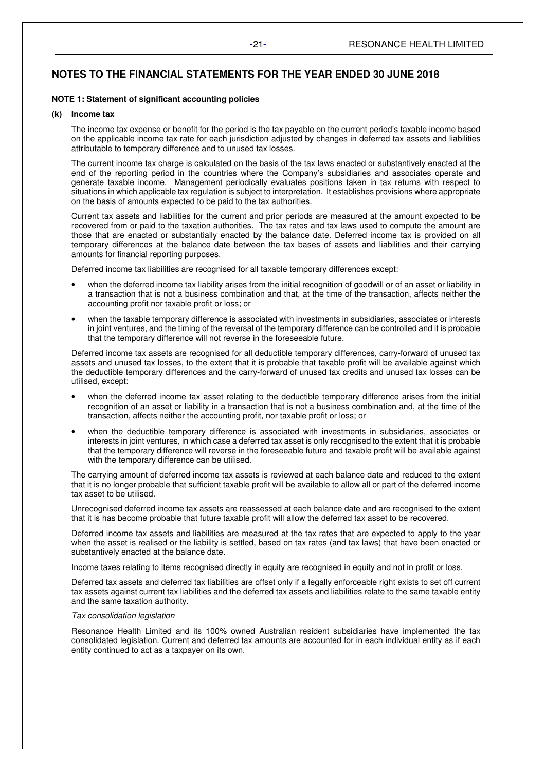## NOTES TO THE FINANCIAL STATEMENTS FOR THE YEAR ENDED 30 JUNE 2018

**NOTE 1: Statement of significant accounting policies**

**(k) Income tax**

The income tax expense or benefit for the period is the tax payable on the current period's taxable income based on the applicable income tax rate for each jurisdiction adjusted by changes in deferred tax assets and liabilities attributable to temporary difference and to unused tax losses.

The current income tax charge is calculated on the basis of the tax laws enacted or substantively enacted at the end of the reporting period in the countries where the Company's subsidiaries and associates operate and generate taxable income. Management periodically evaluates positions taken in tax returns with respect to situations in which applicable tax regulation is subject to interpretation. It establishes provisions where appropriate on the basis of amounts expected to be paid to the tax authorities.

Current tax assets and liabilities for the current and prior periods are measured at the amount expected to be recovered from or paid to the taxation authorities. The tax rates and tax laws used to compute the amount are those that are enacted or substantially enacted by the balance date. Deferred income tax is provided on all temporary differences at the balance date between the tax bases of assets and liabilities and their carrying amounts for financial reporting purposes.

Deferred income tax liabilities are recognised for all taxable temporary differences except:

- when the deferred income tax liability arises from the initial recognition of goodwill or of an asset or liability in a transaction that is not a business combination and that, at the time of the transaction, affects neither the accounting profit nor taxable profit or loss; or
- when the taxable temporary difference is associated with investments in subsidiaries, associates or interests in joint ventures, and the timing of the reversal of the temporary difference can be controlled and it is probable that the temporary difference will not reverse in the foreseeable future.

Deferred income tax assets are recognised for all deductible temporary differences, carry-forward of unused tax assets and unused tax losses, to the extent that it is probable that taxable profit will be available against which the deductible temporary differences and the carry-forward of unused tax credits and unused tax losses can be utilised, except:

- when the deferred income tax asset relating to the deductible temporary difference arises from the initial recognition of an asset or liability in a transaction that is not a business combination and, at the time of the transaction, affects neither the accounting profit, nor taxable profit or loss; or
- when the deductible temporary difference is associated with investments in subsidiaries, associates or interests in joint ventures, in which case a deferred tax asset is only recognised to the extent that it is probable that the temporary difference will reverse in the foreseeable future and taxable profit will be available against with the temporary difference can be utilised.

The carrying amount of deferred income tax assets is reviewed at each balance date and reduced to the extent that it is no longer probable that sufficient taxable profit will be available to allow all or part of the deferred income tax asset to be utilised.

Unrecognised deferred income tax assets are reassessed at each balance date and are recognised to the extent that it is has become probable that future taxable profit will allow the deferred tax asset to be recovered.

Deferred income tax assets and liabilities are measured at the tax rates that are expected to apply to the year when the asset is realised or the liability is settled, based on tax rates (and tax laws) that have been enacted or substantively enacted at the balance date.

Income taxes relating to items recognised directly in equity are recognised in equity and not in profit or loss.

Deferred tax assets and deferred tax liabilities are offset only if a legally enforceable right exists to set off current tax assets against current tax liabilities and the deferred tax assets and liabilities relate to the same taxable entity and the same taxation authority.

*Tax consolidation legislation*

Resonance Health Limited and its 100% owned Australian resident subsidiaries have implemented the tax consolidated legislation. Current and deferred tax amounts are accounted for in each individual entity as if each entity continued to act as a taxpayer on its own.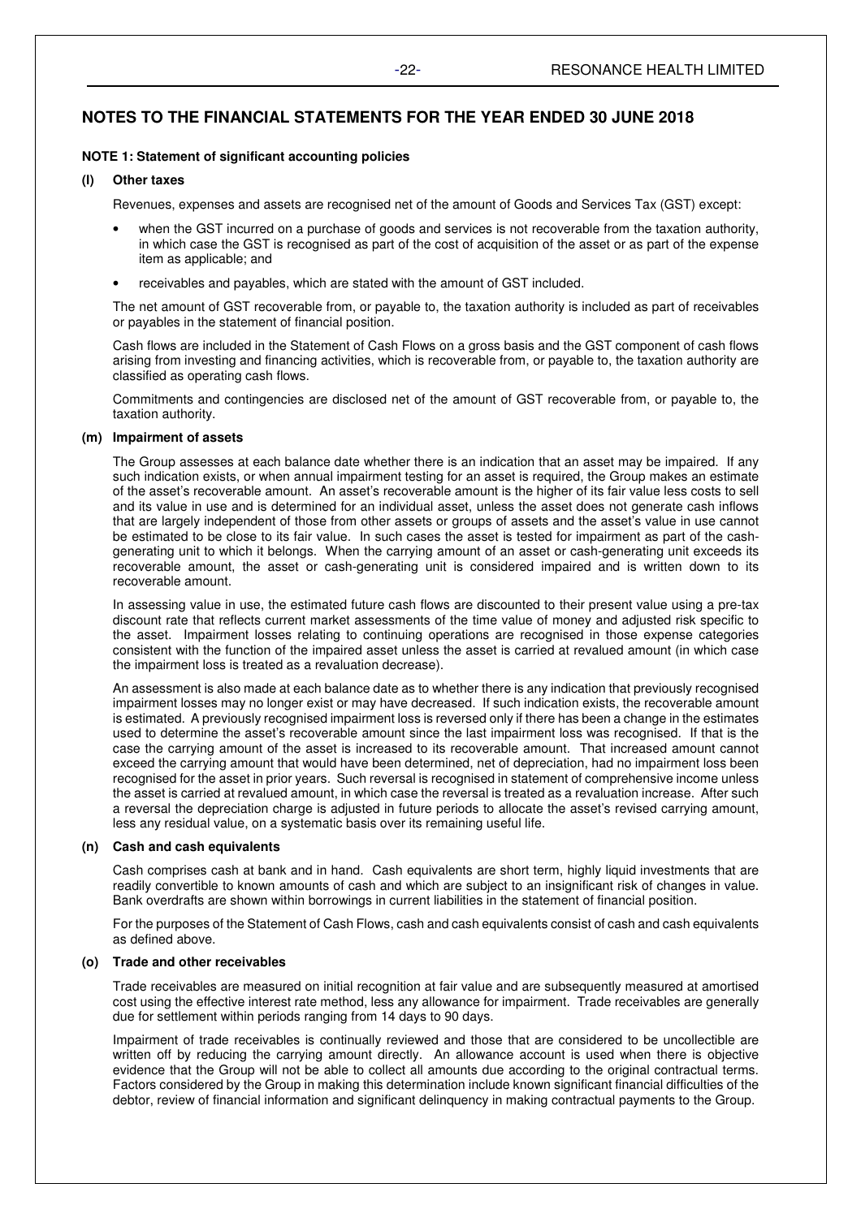## NOTES TO THE FINANCIAL STATEMENTS FOR THE YEAR ENDED 30 JUNE 2018

**NOTE 1: Statement of significant accounting policies**

**(l) Other taxes**

Revenues, expenses and assets are recognised net of the amount of Goods and Services Tax (GST) except:

- when the GST incurred on a purchase of goods and services is not recoverable from the taxation authority, in which case the GST is recognised as part of the cost of acquisition of the asset or as part of the expense item as applicable; and
- receivables and payables, which are stated with the amount of GST included.

The net amount of GST recoverable from, or payable to, the taxation authority is included as part of receivables or payables in the statement of financial position.

Cash flows are included in the Statement of Cash Flows on a gross basis and the GST component of cash flows arising from investing and financing activities, which is recoverable from, or payable to, the taxation authority are classified as operating cash flows.

Commitments and contingencies are disclosed net of the amount of GST recoverable from, or payable to, the taxation authority.

**(m) Impairment of assets**

The Group assesses at each balance date whether there is an indication that an asset may be impaired. If any such indication exists, or when annual impairment testing for an asset is required, the Group makes an estimate of the asset's recoverable amount. An asset's recoverable amount is the higher of its fair value less costs to sell and its value in use and is determined for an individual asset, unless the asset does not generate cash inflows that are largely independent of those from other assets or groups of assets and the asset's value in use cannot be estimated to be close to its fair value. In such cases the asset is tested for impairment as part of the cash-generating unit to which it belongs. When the carrying amount of an asset or cash-generating unit exceeds its recoverable amount, the asset or cash-generating unit is considered impaired and is written down to its recoverable amount.

In assessing value in use, the estimated future cash flows are discounted to their present value using a pre-tax discount rate that reflects current market assessments of the time value of money and adjusted risk specific to the asset. Impairment losses relating to continuing operations are recognised in those expense categories consistent with the function of the impaired asset unless the asset is carried at revalued amount (in which case the impairment loss is treated as a revaluation decrease).

An assessment is also made at each balance date as to whether there is any indication that previously recognised impairment losses may no longer exist or may have decreased. If such indication exists, the recoverable amount is estimated. A previously recognised impairment loss is reversed only if there has been a change in the estimates used to determine the asset's recoverable amount since the last impairment loss was recognised. If that is the case the carrying amount of the asset is increased to its recoverable amount. That increased amount cannot exceed the carrying amount that would have been determined, net of depreciation, had no impairment loss been recognised for the asset in prior years. Such reversal is recognised in statement of comprehensive income unless the asset is carried at revalued amount, in which case the reversal is treated as a revaluation increase. After such a reversal the depreciation charge is adjusted in future periods to allocate the asset's revised carrying amount, less any residual value, on a systematic basis over its remaining useful life.

**(n) Cash and cash equivalents**

Cash comprises cash at bank and in hand. Cash equivalents are short term, highly liquid investments that are readily convertible to known amounts of cash and which are subject to an insignificant risk of changes in value. Bank overdrafts are shown within borrowings in current liabilities in the statement of financial position.

For the purposes of the Statement of Cash Flows, cash and cash equivalents consist of cash and cash equivalents as defined above.

**(o) Trade and other receivables**

Trade receivables are measured on initial recognition at fair value and are subsequently measured at amortised cost using the effective interest rate method, less any allowance for impairment. Trade receivables are generally due for settlement within periods ranging from 14 days to 90 days.

Impairment of trade receivables is continually reviewed and those that are considered to be uncollectible are written off by reducing the carrying amount directly. An allowance account is used when there is objective evidence that the Group will not be able to collect all amounts due according to the original contractual terms. Factors considered by the Group in making this determination include known significant financial difficulties of the debtor, review of financial information and significant delinquency in making contractual payments to the Group.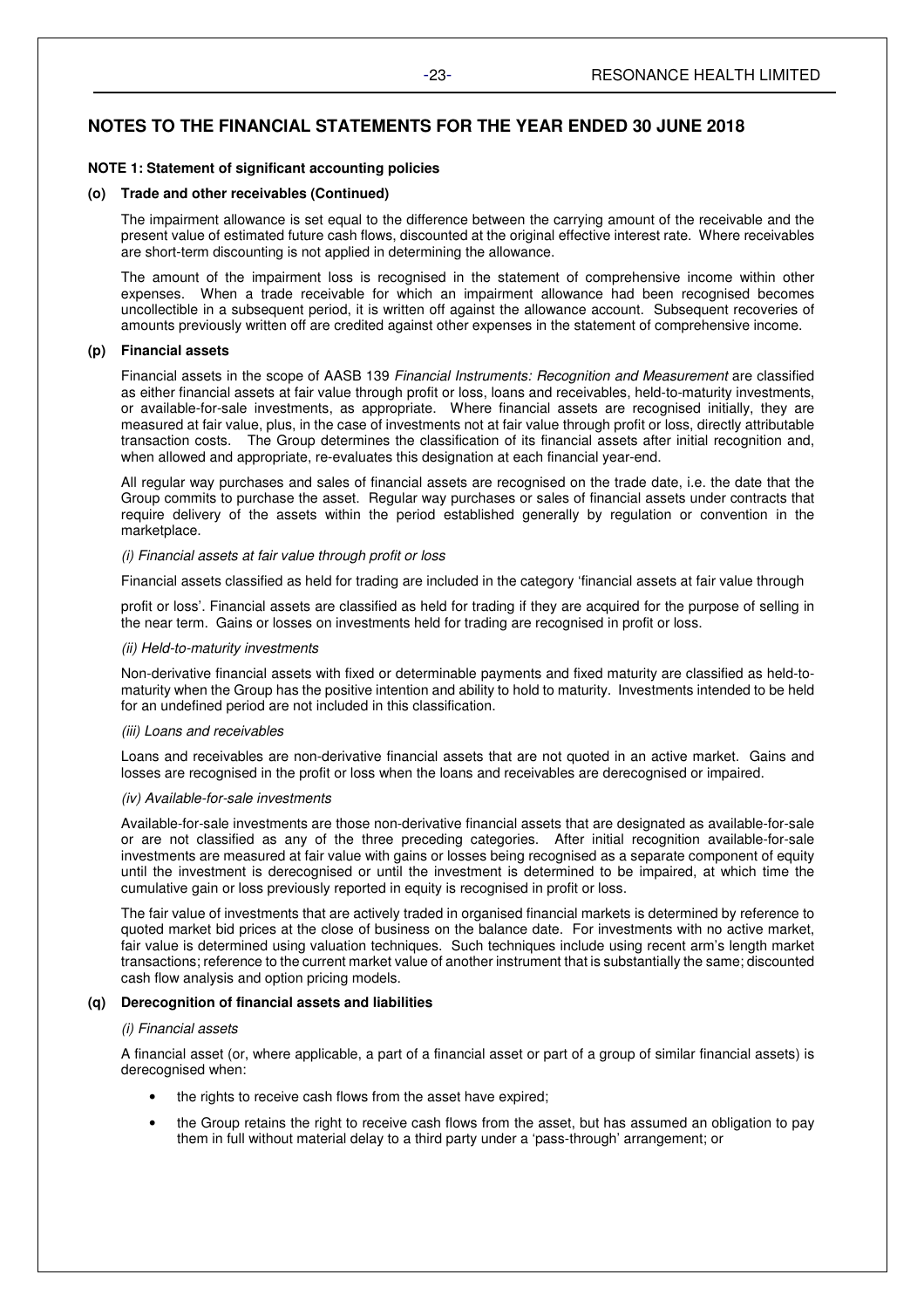# NOTES TO THE FINANCIAL STATEMENTS FOR THE YEAR ENDED 30 JUNE 2018

**NOTE 1: Statement of significant accounting policies**

**(o) Trade and other receivables (Continued)**

The impairment allowance is set equal to the difference between the carrying amount of the receivable and the present value of estimated future cash flows, discounted at the original effective interest rate. Where receivables are short-term discounting is not applied in determining the allowance.

The amount of the impairment loss is recognised in the statement of comprehensive income within other expenses. When a trade receivable for which an impairment allowance had been recognised becomes uncollectible in a subsequent period, it is written off against the allowance account. Subsequent recoveries of amounts previously written off are credited against other expenses in the statement of comprehensive income.

**(p) Financial assets**

Financial assets in the scope of AASB 139 *Financial Instruments: Recognition and Measurement* are classified as either financial assets at fair value through profit or loss, loans and receivables, held-to-maturity investments, or available-for-sale investments, as appropriate. Where financial assets are recognised initially, they are measured at fair value, plus, in the case of investments not at fair value through profit or loss, directly attributable transaction costs. The Group determines the classification of its financial assets after initial recognition and, when allowed and appropriate, re-evaluates this designation at each financial year-end.

All regular way purchases and sales of financial assets are recognised on the trade date, i.e. the date that the Group commits to purchase the asset. Regular way purchases or sales of financial assets under contracts that require delivery of the assets within the period established generally by regulation or convention in the marketplace.

*(i) Financial assets at fair value through profit or loss*

Financial assets classified as held for trading are included in the category 'financial assets at fair value through profit or loss'. Financial assets are classified as held for trading if they are acquired for the purpose of selling in the near term. Gains or losses on investments held for trading are recognised in profit or loss.

*(ii) Held-to-maturity investments*

Non-derivative financial assets with fixed or determinable payments and fixed maturity are classified as held-to-maturity when the Group has the positive intention and ability to hold to maturity. Investments intended to be held for an undefined period are not included in this classification.

*(iii) Loans and receivables*

Loans and receivables are non-derivative financial assets that are not quoted in an active market. Gains and losses are recognised in the profit or loss when the loans and receivables are derecognised or impaired.

*(iv) Available-for-sale investments*

Available-for-sale investments are those non-derivative financial assets that are designated as available-for-sale or are not classified as any of the three preceding categories. After initial recognition available-for-sale investments are measured at fair value with gains or losses being recognised as a separate component of equity until the investment is derecognised or until the investment is determined to be impaired, at which time the cumulative gain or loss previously reported in equity is recognised in profit or loss.

The fair value of investments that are actively traded in organised financial markets is determined by reference to quoted market bid prices at the close of business on the balance date. For investments with no active market, fair value is determined using valuation techniques. Such techniques include using recent arm's length market transactions; reference to the current market value of another instrument that is substantially the same; discounted cash flow analysis and option pricing models.

**(q) Derecognition of financial assets and liabilities**

*(i) Financial assets*

A financial asset (or, where applicable, a part of a financial asset or part of a group of similar financial assets) is derecognised when:

- the rights to receive cash flows from the asset have expired;
- the Group retains the right to receive cash flows from the asset, but has assumed an obligation to pay them in full without material delay to a third party under a 'pass-through' arrangement; or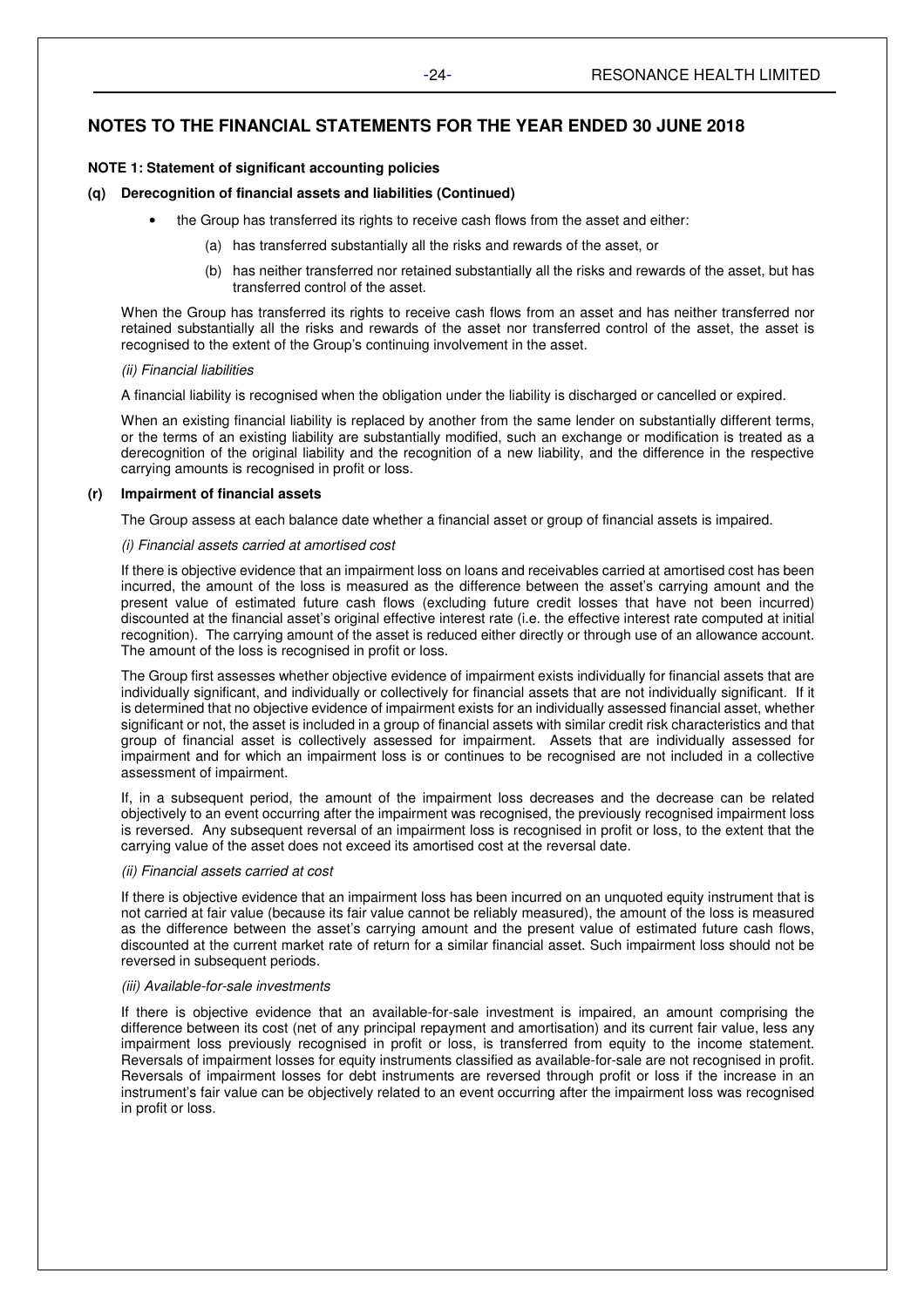## NOTES TO THE FINANCIAL STATEMENTS FOR THE YEAR ENDED 30 JUNE 2018

**NOTE 1: Statement of significant accounting policies**

**(q) Derecognition of financial assets and liabilities (Continued)**

- the Group has transferred its rights to receive cash flows from the asset and either:
  - (a) has transferred substantially all the risks and rewards of the asset, or
  - (b) has neither transferred nor retained substantially all the risks and rewards of the asset, but has transferred control of the asset.

When the Group has transferred its rights to receive cash flows from an asset and has neither transferred nor retained substantially all the risks and rewards of the asset nor transferred control of the asset, the asset is recognised to the extent of the Group's continuing involvement in the asset.

*(ii) Financial liabilities*

A financial liability is recognised when the obligation under the liability is discharged or cancelled or expired.

When an existing financial liability is replaced by another from the same lender on substantially different terms, or the terms of an existing liability are substantially modified, such an exchange or modification is treated as a derecognition of the original liability and the recognition of a new liability, and the difference in the respective carrying amounts is recognised in profit or loss.

**(r) Impairment of financial assets**

The Group assess at each balance date whether a financial asset or group of financial assets is impaired.

*(i) Financial assets carried at amortised cost*

If there is objective evidence that an impairment loss on loans and receivables carried at amortised cost has been incurred, the amount of the loss is measured as the difference between the asset's carrying amount and the present value of estimated future cash flows (excluding future credit losses that have not been incurred) discounted at the financial asset's original effective interest rate (i.e. the effective interest rate computed at initial recognition). The carrying amount of the asset is reduced either directly or through use of an allowance account. The amount of the loss is recognised in profit or loss.

The Group first assesses whether objective evidence of impairment exists individually for financial assets that are individually significant, and individually or collectively for financial assets that are not individually significant. If it is determined that no objective evidence of impairment exists for an individually assessed financial asset, whether significant or not, the asset is included in a group of financial assets with similar credit risk characteristics and that group of financial asset is collectively assessed for impairment. Assets that are individually assessed for impairment and for which an impairment loss is or continues to be recognised are not included in a collective assessment of impairment.

If, in a subsequent period, the amount of the impairment loss decreases and the decrease can be related objectively to an event occurring after the impairment was recognised, the previously recognised impairment loss is reversed. Any subsequent reversal of an impairment loss is recognised in profit or loss, to the extent that the carrying value of the asset does not exceed its amortised cost at the reversal date.

*(ii) Financial assets carried at cost*

If there is objective evidence that an impairment loss has been incurred on an unquoted equity instrument that is not carried at fair value (because its fair value cannot be reliably measured), the amount of the loss is measured as the difference between the asset's carrying amount and the present value of estimated future cash flows, discounted at the current market rate of return for a similar financial asset. Such impairment loss should not be reversed in subsequent periods.

*(iii) Available-for-sale investments*

If there is objective evidence that an available-for-sale investment is impaired, an amount comprising the difference between its cost (net of any principal repayment and amortisation) and its current fair value, less any impairment loss previously recognised in profit or loss, is transferred from equity to the income statement. Reversals of impairment losses for equity instruments classified as available-for-sale are not recognised in profit. Reversals of impairment losses for debt instruments are reversed through profit or loss if the increase in an instrument's fair value can be objectively related to an event occurring after the impairment loss was recognised in profit or loss.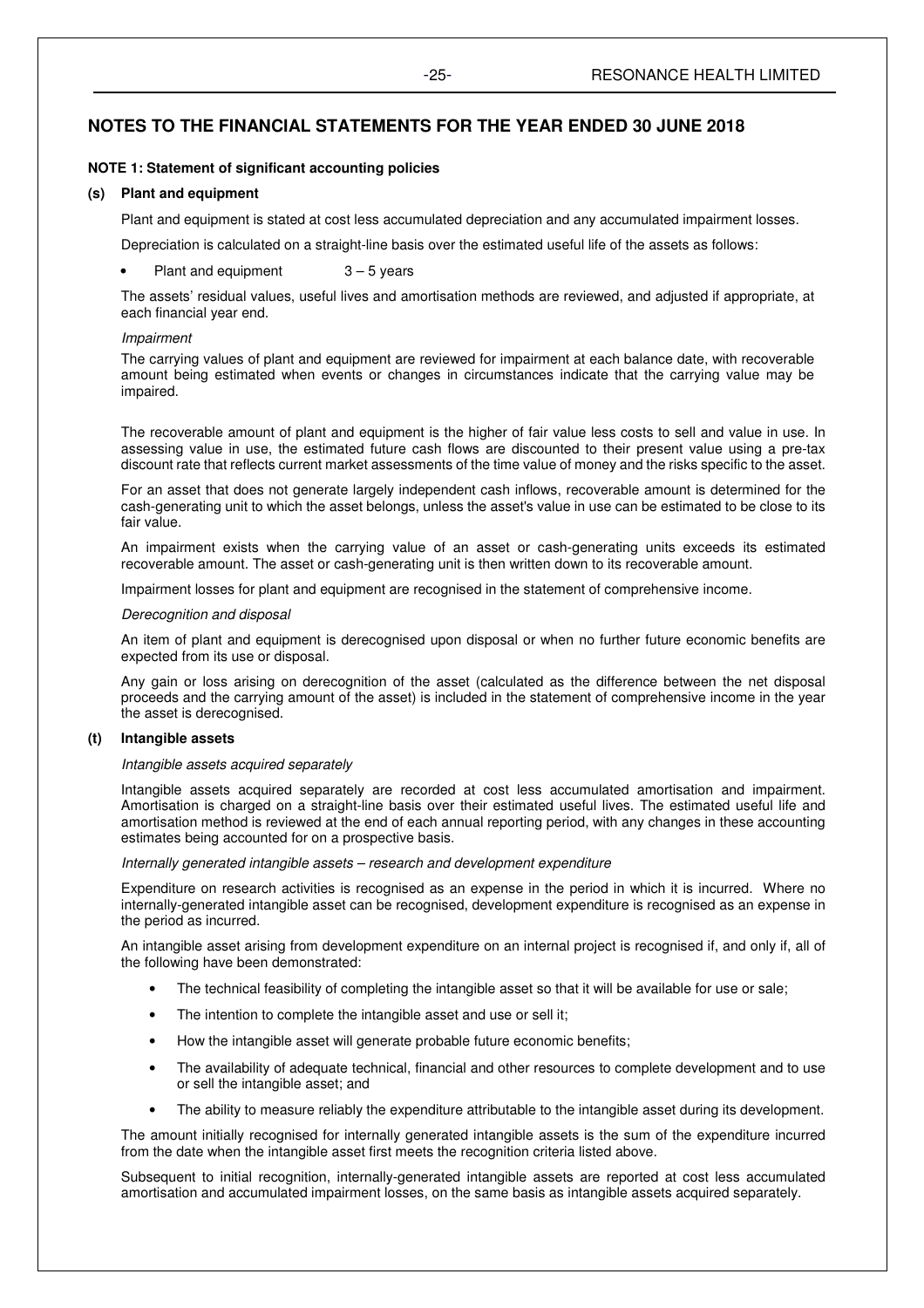## NOTES TO THE FINANCIAL STATEMENTS FOR THE YEAR ENDED 30 JUNE 2018

**NOTE 1: Statement of significant accounting policies**

**(s) Plant and equipment**

Plant and equipment is stated at cost less accumulated depreciation and any accumulated impairment losses.

Depreciation is calculated on a straight-line basis over the estimated useful life of the assets as follows:

- Plant and equipment 3 – 5 years

The assets' residual values, useful lives and amortisation methods are reviewed, and adjusted if appropriate, at each financial year end.

*Impairment*

The carrying values of plant and equipment are reviewed for impairment at each balance date, with recoverable amount being estimated when events or changes in circumstances indicate that the carrying value may be impaired.

The recoverable amount of plant and equipment is the higher of fair value less costs to sell and value in use. In assessing value in use, the estimated future cash flows are discounted to their present value using a pre-tax discount rate that reflects current market assessments of the time value of money and the risks specific to the asset.

For an asset that does not generate largely independent cash inflows, recoverable amount is determined for the cash-generating unit to which the asset belongs, unless the asset's value in use can be estimated to be close to its fair value.

An impairment exists when the carrying value of an asset or cash-generating units exceeds its estimated recoverable amount. The asset or cash-generating unit is then written down to its recoverable amount.

Impairment losses for plant and equipment are recognised in the statement of comprehensive income.

*Derecognition and disposal*

An item of plant and equipment is derecognised upon disposal or when no further future economic benefits are expected from its use or disposal.

Any gain or loss arising on derecognition of the asset (calculated as the difference between the net disposal proceeds and the carrying amount of the asset) is included in the statement of comprehensive income in the year the asset is derecognised.

**(t) Intangible assets**

*Intangible assets acquired separately*

Intangible assets acquired separately are recorded at cost less accumulated amortisation and impairment. Amortisation is charged on a straight-line basis over their estimated useful lives. The estimated useful life and amortisation method is reviewed at the end of each annual reporting period, with any changes in these accounting estimates being accounted for on a prospective basis.

*Internally generated intangible assets – research and development expenditure*

Expenditure on research activities is recognised as an expense in the period in which it is incurred. Where no internally-generated intangible asset can be recognised, development expenditure is recognised as an expense in the period as incurred.

An intangible asset arising from development expenditure on an internal project is recognised if, and only if, all of the following have been demonstrated:

- The technical feasibility of completing the intangible asset so that it will be available for use or sale;
- The intention to complete the intangible asset and use or sell it;
- How the intangible asset will generate probable future economic benefits;
- The availability of adequate technical, financial and other resources to complete development and to use or sell the intangible asset; and
- The ability to measure reliably the expenditure attributable to the intangible asset during its development.

The amount initially recognised for internally generated intangible assets is the sum of the expenditure incurred from the date when the intangible asset first meets the recognition criteria listed above.

Subsequent to initial recognition, internally-generated intangible assets are reported at cost less accumulated amortisation and accumulated impairment losses, on the same basis as intangible assets acquired separately.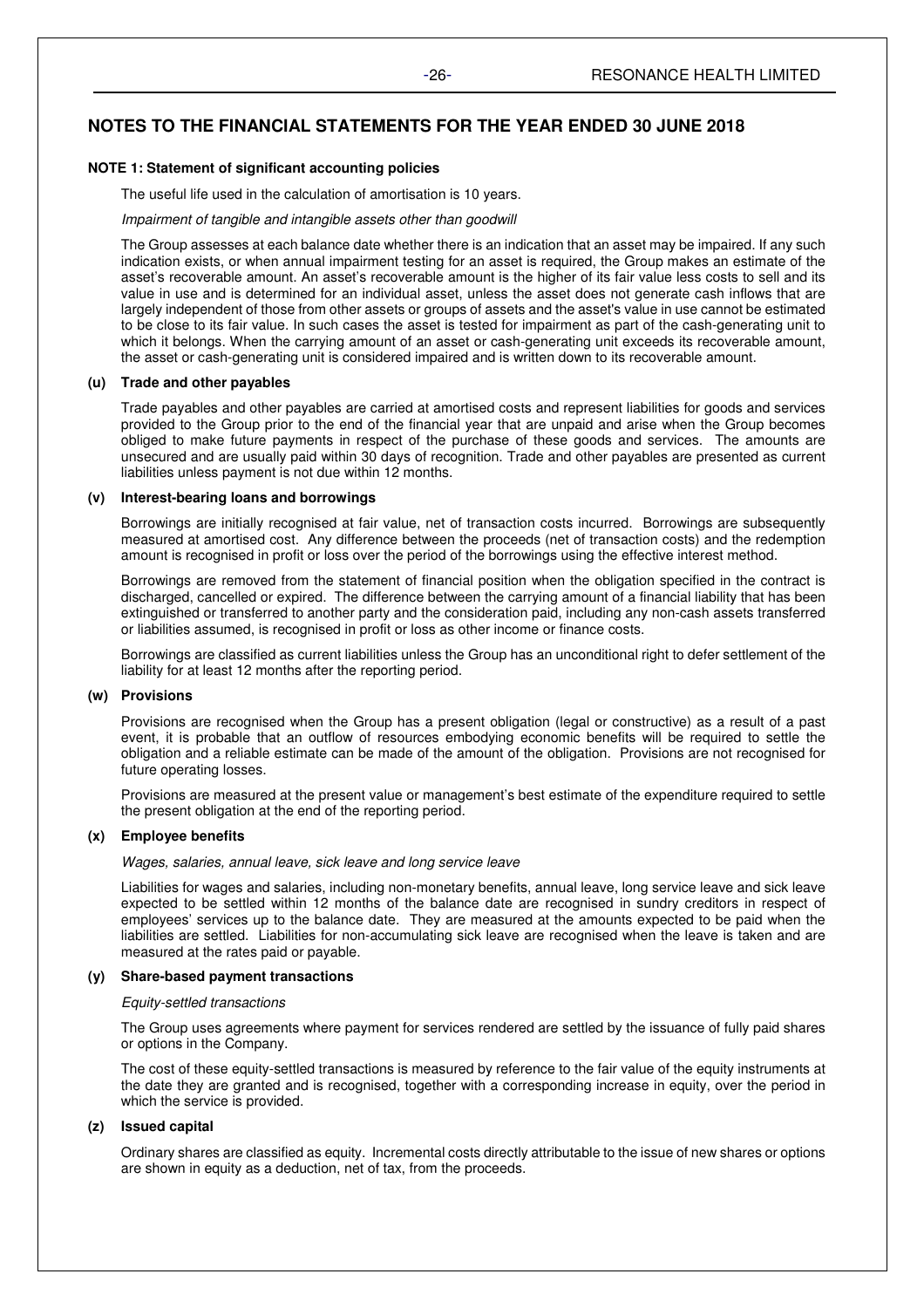## NOTES TO THE FINANCIAL STATEMENTS FOR THE YEAR ENDED 30 JUNE 2018

### NOTE 1: Statement of significant accounting policies

The useful life used in the calculation of amortisation is 10 years.

*Impairment of tangible and intangible assets other than goodwill*

The Group assesses at each balance date whether there is an indication that an asset may be impaired. If any such indication exists, or when annual impairment testing for an asset is required, the Group makes an estimate of the asset's recoverable amount. An asset's recoverable amount is the higher of its fair value less costs to sell and its value in use and is determined for an individual asset, unless the asset does not generate cash inflows that are largely independent of those from other assets or groups of assets and the asset's value in use cannot be estimated to be close to its fair value. In such cases the asset is tested for impairment as part of the cash-generating unit to which it belongs. When the carrying amount of an asset or cash-generating unit exceeds its recoverable amount, the asset or cash-generating unit is considered impaired and is written down to its recoverable amount.

#### (u) Trade and other payables

Trade payables and other payables are carried at amortised costs and represent liabilities for goods and services provided to the Group prior to the end of the financial year that are unpaid and arise when the Group becomes obliged to make future payments in respect of the purchase of these goods and services. The amounts are unsecured and are usually paid within 30 days of recognition. Trade and other payables are presented as current liabilities unless payment is not due within 12 months.

#### (v) Interest-bearing loans and borrowings

Borrowings are initially recognised at fair value, net of transaction costs incurred. Borrowings are subsequently measured at amortised cost. Any difference between the proceeds (net of transaction costs) and the redemption amount is recognised in profit or loss over the period of the borrowings using the effective interest method.

Borrowings are removed from the statement of financial position when the obligation specified in the contract is discharged, cancelled or expired. The difference between the carrying amount of a financial liability that has been extinguished or transferred to another party and the consideration paid, including any non-cash assets transferred or liabilities assumed, is recognised in profit or loss as other income or finance costs.

Borrowings are classified as current liabilities unless the Group has an unconditional right to defer settlement of the liability for at least 12 months after the reporting period.

#### (w) Provisions

Provisions are recognised when the Group has a present obligation (legal or constructive) as a result of a past event, it is probable that an outflow of resources embodying economic benefits will be required to settle the obligation and a reliable estimate can be made of the amount of the obligation. Provisions are not recognised for future operating losses.

Provisions are measured at the present value or management's best estimate of the expenditure required to settle the present obligation at the end of the reporting period.

#### (x) Employee benefits

*Wages, salaries, annual leave, sick leave and long service leave*

Liabilities for wages and salaries, including non-monetary benefits, annual leave, long service leave and sick leave expected to be settled within 12 months of the balance date are recognised in sundry creditors in respect of employees' services up to the balance date. They are measured at the amounts expected to be paid when the liabilities are settled. Liabilities for non-accumulating sick leave are recognised when the leave is taken and are measured at the rates paid or payable.

#### (y) Share-based payment transactions

*Equity-settled transactions*

The Group uses agreements where payment for services rendered are settled by the issuance of fully paid shares or options in the Company.

The cost of these equity-settled transactions is measured by reference to the fair value of the equity instruments at the date they are granted and is recognised, together with a corresponding increase in equity, over the period in which the service is provided.

#### (z) Issued capital

Ordinary shares are classified as equity. Incremental costs directly attributable to the issue of new shares or options are shown in equity as a deduction, net of tax, from the proceeds.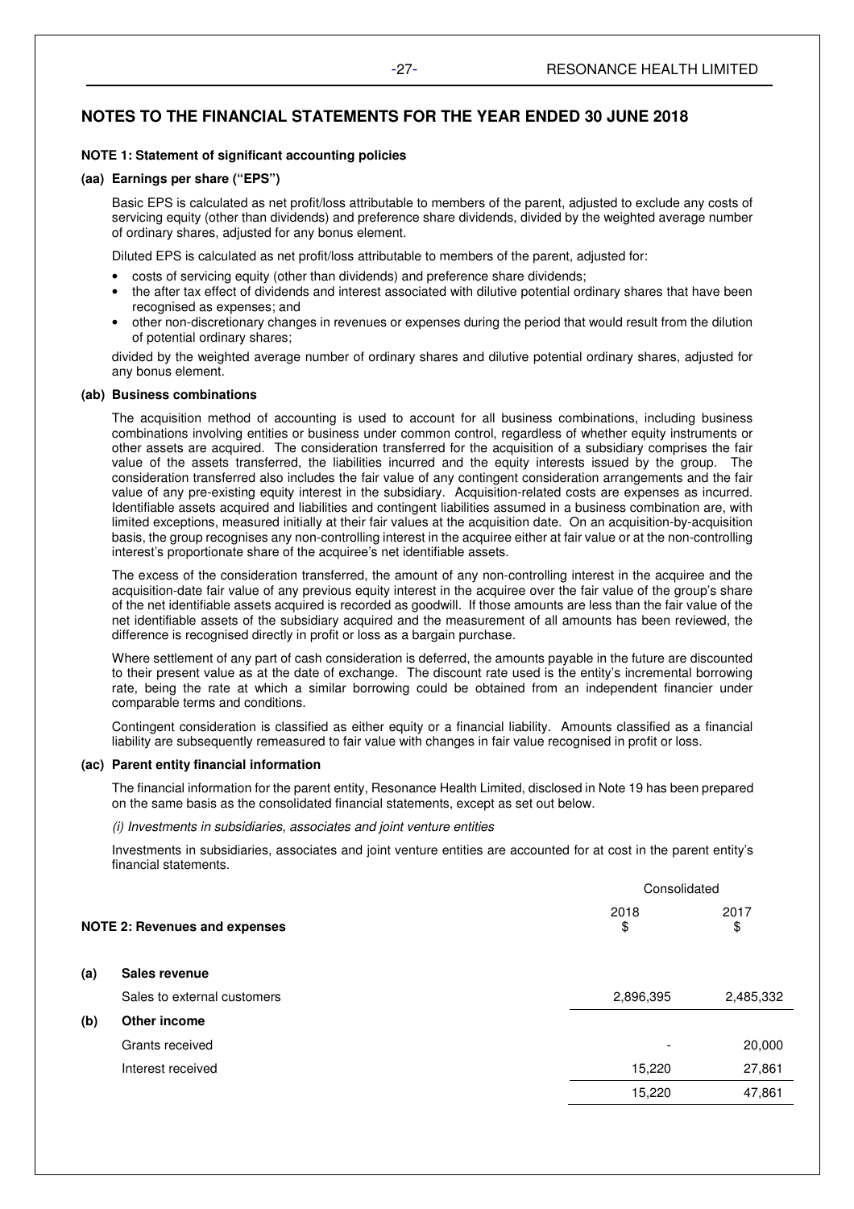## NOTES TO THE FINANCIAL STATEMENTS FOR THE YEAR ENDED 30 JUNE 2018

**NOTE 1: Statement of significant accounting policies**

**(aa) Earnings per share ("EPS")**

Basic EPS is calculated as net profit/loss attributable to members of the parent, adjusted to exclude any costs of servicing equity (other than dividends) and preference share dividends, divided by the weighted average number of ordinary shares, adjusted for any bonus element.

Diluted EPS is calculated as net profit/loss attributable to members of the parent, adjusted for:

- costs of servicing equity (other than dividends) and preference share dividends;
- the after tax effect of dividends and interest associated with dilutive potential ordinary shares that have been recognised as expenses; and
- other non-discretionary changes in revenues or expenses during the period that would result from the dilution of potential ordinary shares;

divided by the weighted average number of ordinary shares and dilutive potential ordinary shares, adjusted for any bonus element.

**(ab) Business combinations**

The acquisition method of accounting is used to account for all business combinations, including business combinations involving entities or business under common control, regardless of whether equity instruments or other assets are acquired. The consideration transferred for the acquisition of a subsidiary comprises the fair value of the assets transferred, the liabilities incurred and the equity interests issued by the group. The consideration transferred also includes the fair value of any contingent consideration arrangements and the fair value of any pre-existing equity interest in the subsidiary. Acquisition-related costs are expenses as incurred. Identifiable assets acquired and liabilities and contingent liabilities assumed in a business combination are, with limited exceptions, measured initially at their fair values at the acquisition date. On an acquisition-by-acquisition basis, the group recognises any non-controlling interest in the acquiree either at fair value or at the non-controlling interest's proportionate share of the acquiree's net identifiable assets.

The excess of the consideration transferred, the amount of any non-controlling interest in the acquiree and the acquisition-date fair value of any previous equity interest in the acquiree over the fair value of the group's share of the net identifiable assets acquired is recorded as goodwill. If those amounts are less than the fair value of the net identifiable assets of the subsidiary acquired and the measurement of all amounts has been reviewed, the difference is recognised directly in profit or loss as a bargain purchase.

Where settlement of any part of cash consideration is deferred, the amounts payable in the future are discounted to their present value as at the date of exchange. The discount rate used is the entity's incremental borrowing rate, being the rate at which a similar borrowing could be obtained from an independent financier under comparable terms and conditions.

Contingent consideration is classified as either equity or a financial liability. Amounts classified as a financial liability are subsequently remeasured to fair value with changes in fair value recognised in profit or loss.

**(ac) Parent entity financial information**

The financial information for the parent entity, Resonance Health Limited, disclosed in Note 19 has been prepared on the same basis as the consolidated financial statements, except as set out below.

*(i) Investments in subsidiaries, associates and joint venture entities*

Investments in subsidiaries, associates and joint venture entities are accounted for at cost in the parent entity's financial statements.

**NOTE 2: Revenues and expenses**

| | | Consolidated | |
|---|---|---|---|
| | | 2018 $ | 2017 $ |
| **(a)** | **Sales revenue** | | |
| | Sales to external customers | 2,896,395 | 2,485,332 |
| **(b)** | **Other income** | | |
| | Grants received | - | 20,000 |
| | Interest received | 15,220 | 27,861 |
| | | 15,220 | 47,861 |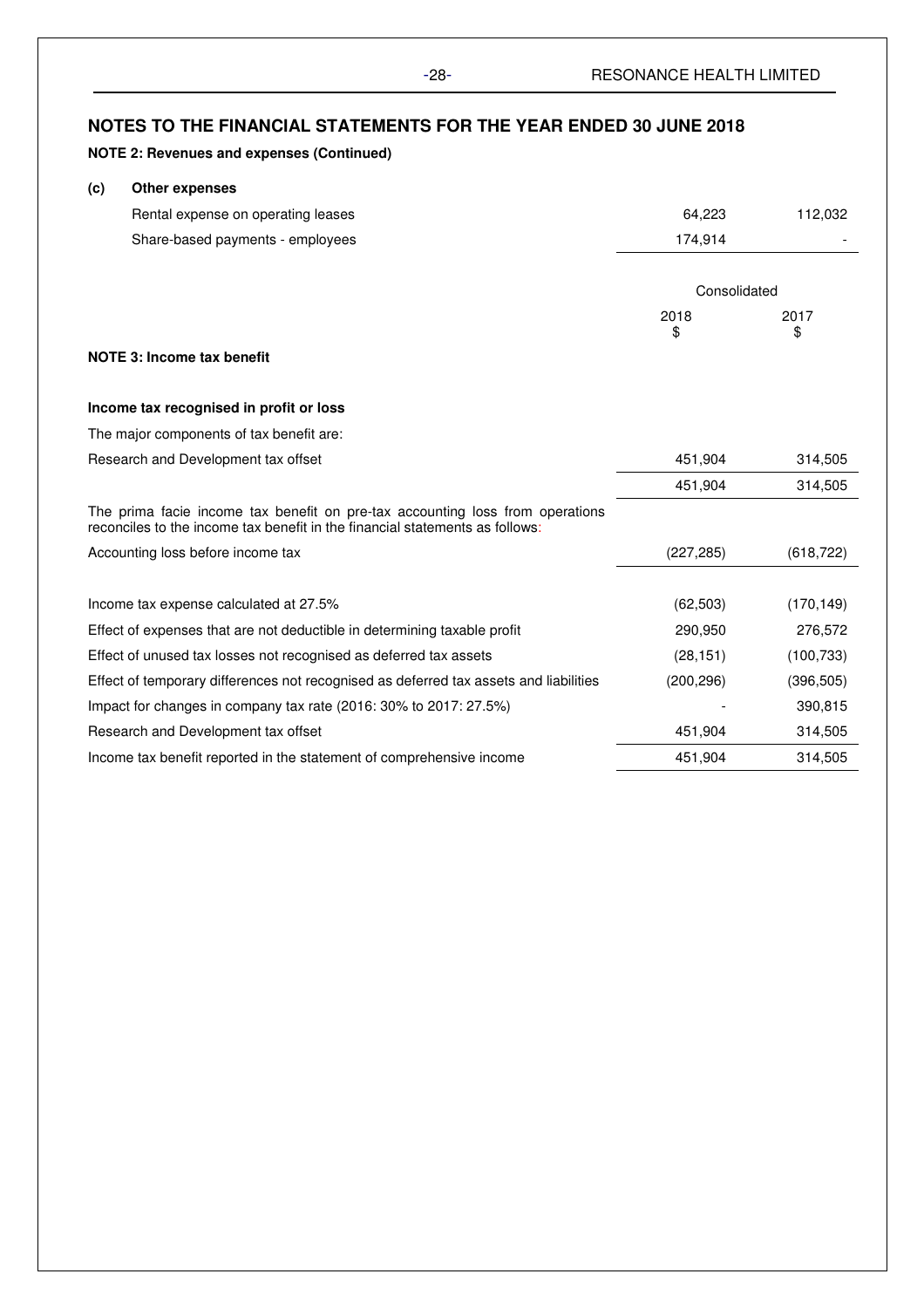## NOTES TO THE FINANCIAL STATEMENTS FOR THE YEAR ENDED 30 JUNE 2018

### NOTE 2: Revenues and expenses (Continued)

**(c) Other expenses**

| | | |
|---|---|---|
| Rental expense on operating leases | 64,223 | 112,032 |
| Share-based payments - employees | 174,914 | - |

| | Consolidated | |
|---|---|---|
| | 2018 $ | 2017 $ |
| **NOTE 3: Income tax benefit** | | |
| **Income tax recognised in profit or loss** | | |
| The major components of tax benefit are: | | |
| Research and Development tax offset | 451,904 | 314,505 |
| | 451,904 | 314,505 |
| The prima facie income tax benefit on pre-tax accounting loss from operations reconciles to the income tax benefit in the financial statements as follows: | | |
| Accounting loss before income tax | (227,285) | (618,722) |
| Income tax expense calculated at 27.5% | (62,503) | (170,149) |
| Effect of expenses that are not deductible in determining taxable profit | 290,950 | 276,572 |
| Effect of unused tax losses not recognised as deferred tax assets | (28,151) | (100,733) |
| Effect of temporary differences not recognised as deferred tax assets and liabilities | (200,296) | (396,505) |
| Impact for changes in company tax rate (2016: 30% to 2017: 27.5%) | - | 390,815 |
| Research and Development tax offset | 451,904 | 314,505 |
| Income tax benefit reported in the statement of comprehensive income | 451,904 | 314,505 |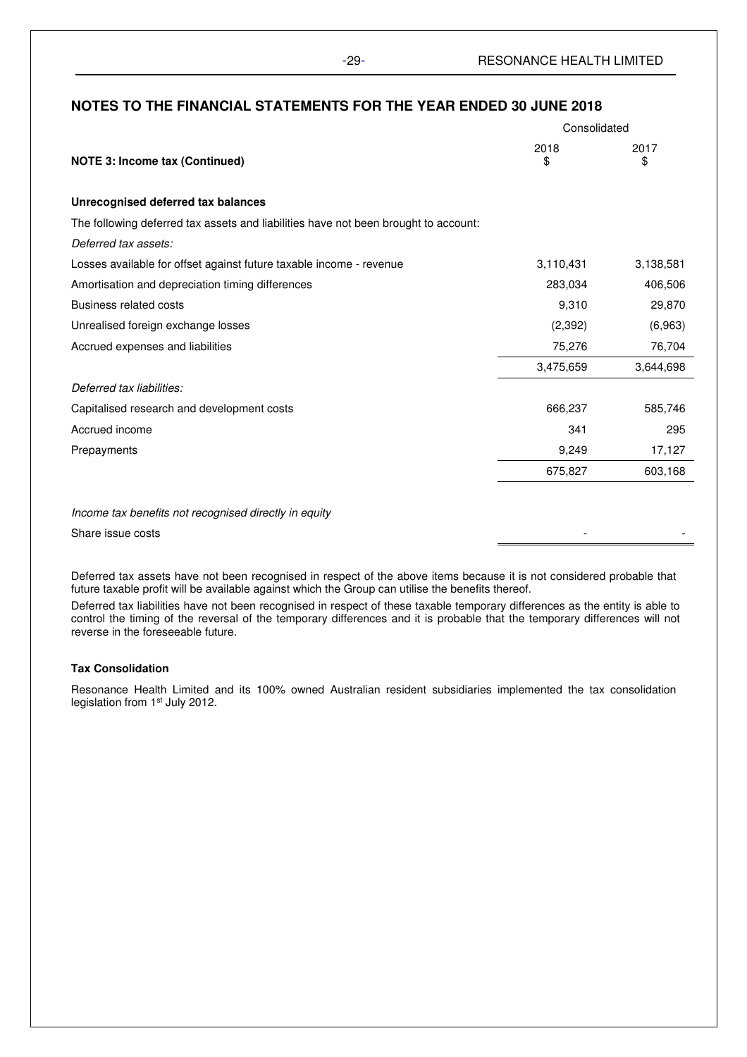## NOTES TO THE FINANCIAL STATEMENTS FOR THE YEAR ENDED 30 JUNE 2018

| NOTE 3: Income tax (Continued) | Consolidated 2018 $ | 2017 $ |
|---|---|---|
| **Unrecognised deferred tax balances** | | |
| The following deferred tax assets and liabilities have not been brought to account: | | |
| *Deferred tax assets:* | | |
| Losses available for offset against future taxable income - revenue | 3,110,431 | 3,138,581 |
| Amortisation and depreciation timing differences | 283,034 | 406,506 |
| Business related costs | 9,310 | 29,870 |
| Unrealised foreign exchange losses | (2,392) | (6,963) |
| Accrued expenses and liabilities | 75,276 | 76,704 |
| | 3,475,659 | 3,644,698 |
| *Deferred tax liabilities:* | | |
| Capitalised research and development costs | 666,237 | 585,746 |
| Accrued income | 341 | 295 |
| Prepayments | 9,249 | 17,127 |
| | 675,827 | 603,168 |
| *Income tax benefits not recognised directly in equity* | | |
| Share issue costs | - | - |

Deferred tax assets have not been recognised in respect of the above items because it is not considered probable that future taxable profit will be available against which the Group can utilise the benefits thereof.

Deferred tax liabilities have not been recognised in respect of these taxable temporary differences as the entity is able to control the timing of the reversal of the temporary differences and it is probable that the temporary differences will not reverse in the foreseeable future.

**Tax Consolidation**

Resonance Health Limited and its 100% owned Australian resident subsidiaries implemented the tax consolidation legislation from 1st July 2012.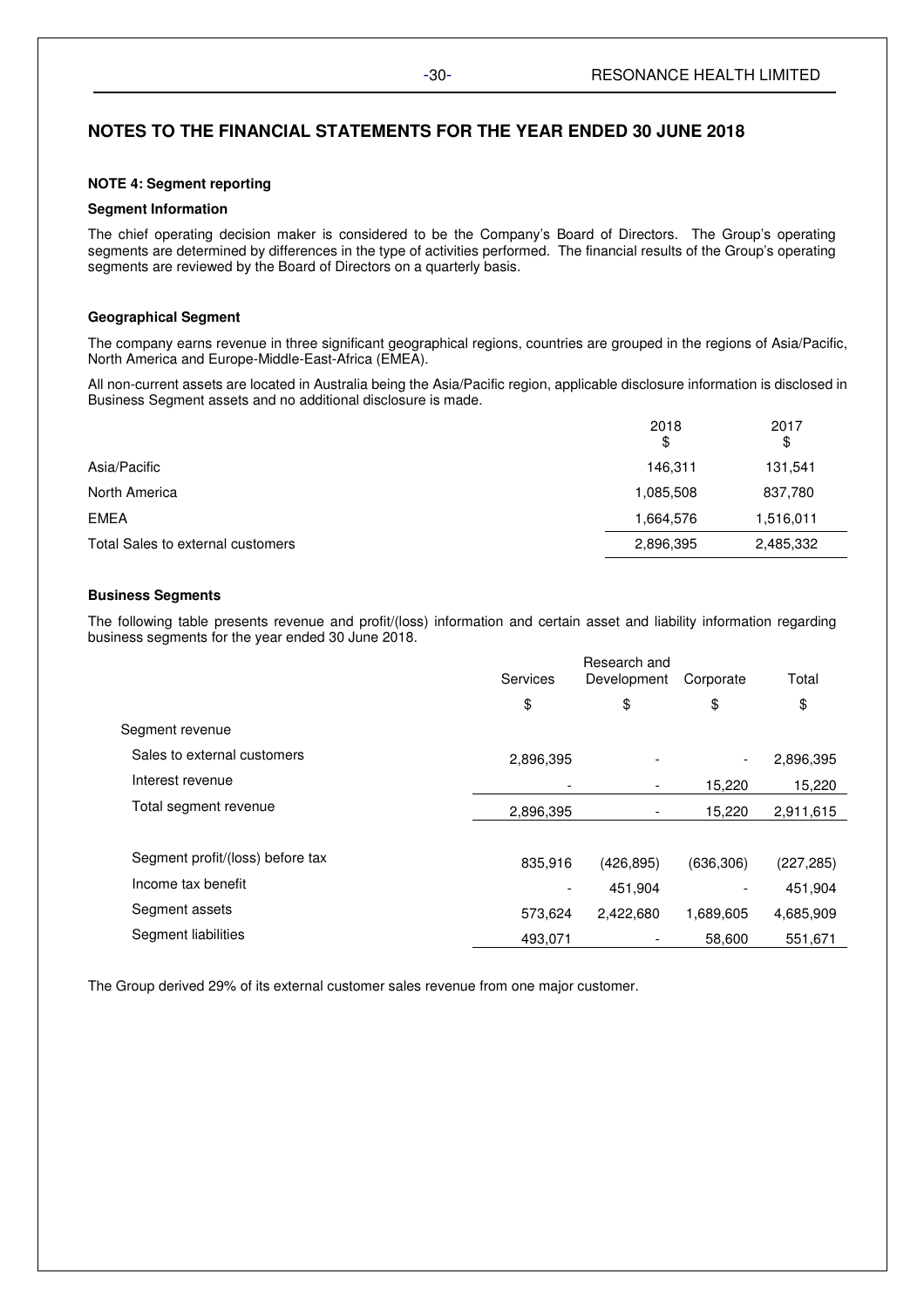# NOTES TO THE FINANCIAL STATEMENTS FOR THE YEAR ENDED 30 JUNE 2018

### NOTE 4: Segment reporting

**Segment Information**

The chief operating decision maker is considered to be the Company's Board of Directors. The Group's operating segments are determined by differences in the type of activities performed. The financial results of the Group's operating segments are reviewed by the Board of Directors on a quarterly basis.

**Geographical Segment**

The company earns revenue in three significant geographical regions, countries are grouped in the regions of Asia/Pacific, North America and Europe-Middle-East-Africa (EMEA).

All non-current assets are located in Australia being the Asia/Pacific region, applicable disclosure information is disclosed in Business Segment assets and no additional disclosure is made.

| | 2018 $ | 2017 $ |
|---|---|---|
| Asia/Pacific | 146,311 | 131,541 |
| North America | 1,085,508 | 837,780 |
| EMEA | 1,664,576 | 1,516,011 |
| Total Sales to external customers | 2,896,395 | 2,485,332 |

**Business Segments**

The following table presents revenue and profit/(loss) information and certain asset and liability information regarding business segments for the year ended 30 June 2018.

| | Services | Research and Development | Corporate | Total |
|---|---|---|---|---|
| | $ | $ | $ | $ |
| Segment revenue | | | | |
| Sales to external customers | 2,896,395 | - | - | 2,896,395 |
| Interest revenue | - | - | 15,220 | 15,220 |
| Total segment revenue | 2,896,395 | - | 15,220 | 2,911,615 |
| | | | | |
| Segment profit/(loss) before tax | 835,916 | (426,895) | (636,306) | (227,285) |
| Income tax benefit | - | 451,904 | - | 451,904 |
| Segment assets | 573,624 | 2,422,680 | 1,689,605 | 4,685,909 |
| Segment liabilities | 493,071 | - | 58,600 | 551,671 |

The Group derived 29% of its external customer sales revenue from one major customer.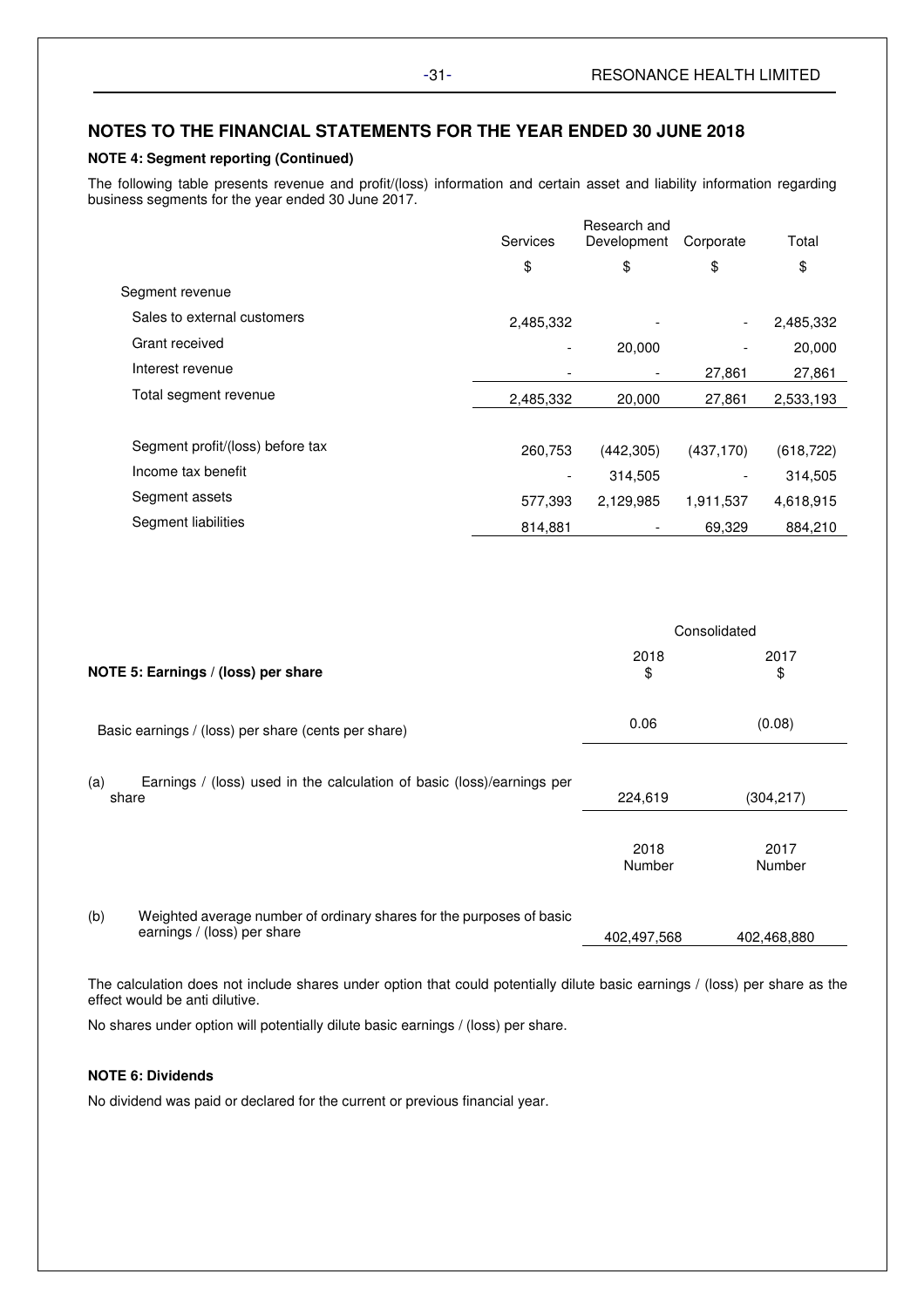## NOTES TO THE FINANCIAL STATEMENTS FOR THE YEAR ENDED 30 JUNE 2018

### NOTE 4: Segment reporting (Continued)

The following table presents revenue and profit/(loss) information and certain asset and liability information regarding business segments for the year ended 30 June 2017.

| | Services | Research and Development | Corporate | Total |
|---|---|---|---|---|
| | $ | $ | $ | $ |
| Segment revenue | | | | |
| Sales to external customers | 2,485,332 | - | - | 2,485,332 |
| Grant received | - | 20,000 | - | 20,000 |
| Interest revenue | - | - | 27,861 | 27,861 |
| Total segment revenue | 2,485,332 | 20,000 | 27,861 | 2,533,193 |
| | | | | |
| Segment profit/(loss) before tax | 260,753 | (442,305) | (437,170) | (618,722) |
| Income tax benefit | - | 314,505 | - | 314,505 |
| Segment assets | 577,393 | 2,129,985 | 1,911,537 | 4,618,915 |
| Segment liabilities | 814,881 | - | 69,329 | 884,210 |

### NOTE 5: Earnings / (loss) per share

| | Consolidated | |
|---|---|---|
| | 2018 $ | 2017 $ |
| Basic earnings / (loss) per share (cents per share) | 0.06 | (0.08) |
| (a) Earnings / (loss) used in the calculation of basic (loss)/earnings per share | 224,619 | (304,217) |
| | 2018 Number | 2017 Number |
| (b) Weighted average number of ordinary shares for the purposes of basic earnings / (loss) per share | 402,497,568 | 402,468,880 |

The calculation does not include shares under option that could potentially dilute basic earnings / (loss) per share as the effect would be anti dilutive.

No shares under option will potentially dilute basic earnings / (loss) per share.

### NOTE 6: Dividends

No dividend was paid or declared for the current or previous financial year.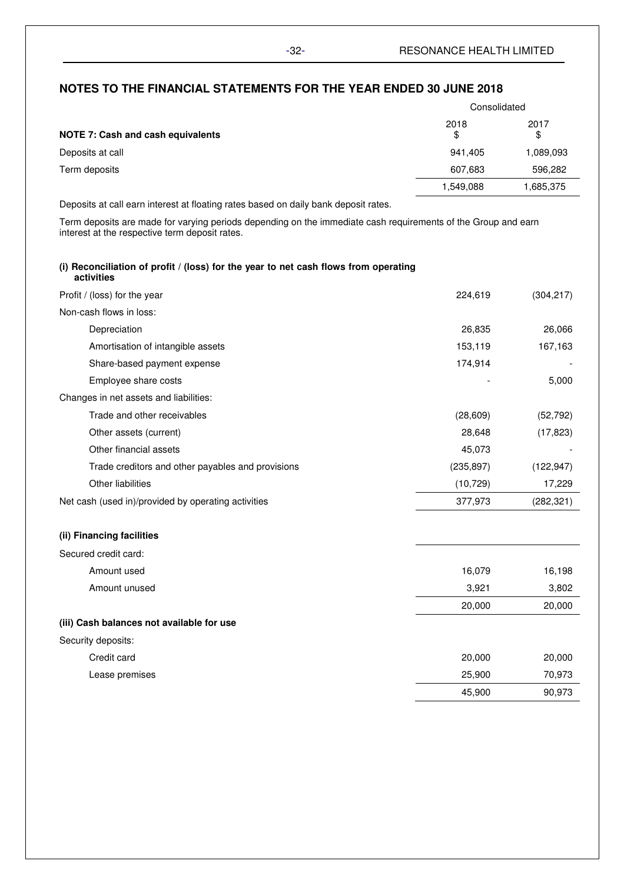## NOTES TO THE FINANCIAL STATEMENTS FOR THE YEAR ENDED 30 JUNE 2018

| | Consolidated | |
|---|---|---|
| **NOTE 7: Cash and cash equivalents** | 2018 $ | 2017 $ |
| Deposits at call | 941,405 | 1,089,093 |
| Term deposits | 607,683 | 596,282 |
| | 1,549,088 | 1,685,375 |

Deposits at call earn interest at floating rates based on daily bank deposit rates.

Term deposits are made for varying periods depending on the immediate cash requirements of the Group and earn interest at the respective term deposit rates.

**(i) Reconciliation of profit / (loss) for the year to net cash flows from operating activities**

| | 2018 $ | 2017 $ |
|---|---|---|
| Profit / (loss) for the year | 224,619 | (304,217) |
| Non-cash flows in loss: | | |
| Depreciation | 26,835 | 26,066 |
| Amortisation of intangible assets | 153,119 | 167,163 |
| Share-based payment expense | 174,914 | - |
| Employee share costs | - | 5,000 |
| Changes in net assets and liabilities: | | |
| Trade and other receivables | (28,609) | (52,792) |
| Other assets (current) | 28,648 | (17,823) |
| Other financial assets | 45,073 | - |
| Trade creditors and other payables and provisions | (235,897) | (122,947) |
| Other liabilities | (10,729) | 17,229 |
| Net cash (used in)/provided by operating activities | 377,973 | (282,321) |

**(ii) Financing facilities**

| | 2018 $ | 2017 $ |
|---|---|---|
| Secured credit card: | | |
| Amount used | 16,079 | 16,198 |
| Amount unused | 3,921 | 3,802 |
| | 20,000 | 20,000 |

**(iii) Cash balances not available for use**

| | 2018 $ | 2017 $ |
|---|---|---|
| Security deposits: | | |
| Credit card | 20,000 | 20,000 |
| Lease premises | 25,900 | 70,973 |
| | 45,900 | 90,973 |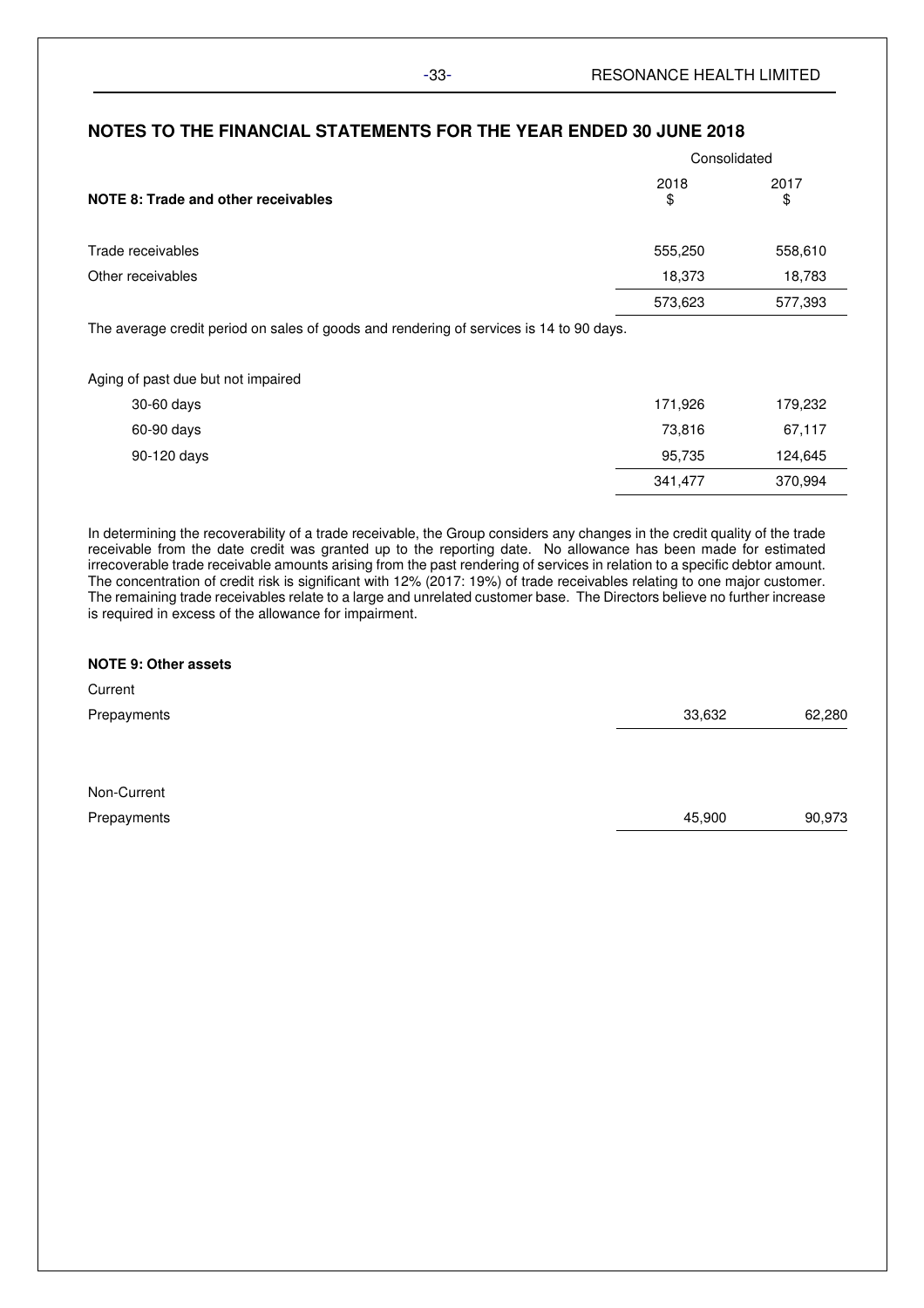## NOTES TO THE FINANCIAL STATEMENTS FOR THE YEAR ENDED 30 JUNE 2018

| | Consolidated | |
|---|---|---|
| **NOTE 8: Trade and other receivables** | 2018<br>$ | 2017<br>$ |
| Trade receivables | 555,250 | 558,610 |
| Other receivables | 18,373 | 18,783 |
| | 573,623 | 577,393 |

The average credit period on sales of goods and rendering of services is 14 to 90 days.

| Aging of past due but not impaired | | |
|---|---|---|
| 30-60 days | 171,926 | 179,232 |
| 60-90 days | 73,816 | 67,117 |
| 90-120 days | 95,735 | 124,645 |
| | 341,477 | 370,994 |

In determining the recoverability of a trade receivable, the Group considers any changes in the credit quality of the trade receivable from the date credit was granted up to the reporting date. No allowance has been made for estimated irrecoverable trade receivable amounts arising from the past rendering of services in relation to a specific debtor amount. The concentration of credit risk is significant with 12% (2017: 19%) of trade receivables relating to one major customer. The remaining trade receivables relate to a large and unrelated customer base. The Directors believe no further increase is required in excess of the allowance for impairment.

**NOTE 9: Other assets**

| | 2018 | 2017 |
|---|---|---|
| Current | | |
| Prepayments | 33,632 | 62,280 |
| | | |
| Non-Current | | |
| Prepayments | 45,900 | 90,973 |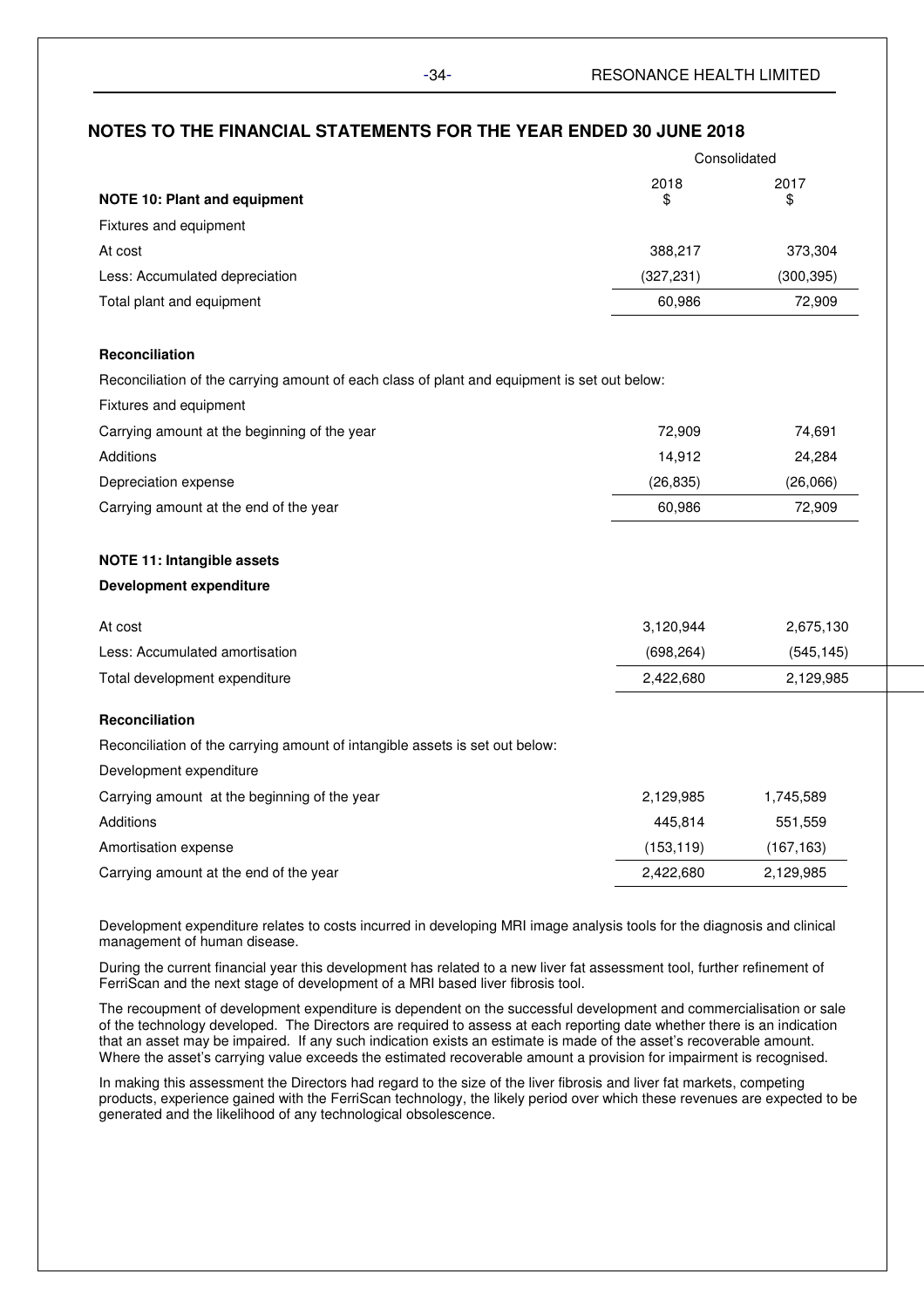## NOTES TO THE FINANCIAL STATEMENTS FOR THE YEAR ENDED 30 JUNE 2018

| | Consolidated | |
|---|---|---|
| **NOTE 10: Plant and equipment** | 2018<br>$ | 2017<br>$ |
| Fixtures and equipment | | |
| At cost | 388,217 | 373,304 |
| Less: Accumulated depreciation | (327,231) | (300,395) |
| Total plant and equipment | 60,986 | 72,909 |

**Reconciliation**

Reconciliation of the carrying amount of each class of plant and equipment is set out below:

| | 2018<br>$ | 2017<br>$ |
|---|---|---|
| Fixtures and equipment | | |
| Carrying amount at the beginning of the year | 72,909 | 74,691 |
| Additions | 14,912 | 24,284 |
| Depreciation expense | (26,835) | (26,066) |
| Carrying amount at the end of the year | 60,986 | 72,909 |

**NOTE 11: Intangible assets**

**Development expenditure**

| | 2018<br>$ | 2017<br>$ |
|---|---|---|
| At cost | 3,120,944 | 2,675,130 |
| Less: Accumulated amortisation | (698,264) | (545,145) |
| Total development expenditure | 2,422,680 | 2,129,985 |

**Reconciliation**

Reconciliation of the carrying amount of intangible assets is set out below:

| | 2018<br>$ | 2017<br>$ |
|---|---|---|
| Development expenditure | | |
| Carrying amount at the beginning of the year | 2,129,985 | 1,745,589 |
| Additions | 445,814 | 551,559 |
| Amortisation expense | (153,119) | (167,163) |
| Carrying amount at the end of the year | 2,422,680 | 2,129,985 |

Development expenditure relates to costs incurred in developing MRI image analysis tools for the diagnosis and clinical management of human disease.

During the current financial year this development has related to a new liver fat assessment tool, further refinement of FerriScan and the next stage of development of a MRI based liver fibrosis tool.

The recoupment of development expenditure is dependent on the successful development and commercialisation or sale of the technology developed. The Directors are required to assess at each reporting date whether there is an indication that an asset may be impaired. If any such indication exists an estimate is made of the asset's recoverable amount. Where the asset's carrying value exceeds the estimated recoverable amount a provision for impairment is recognised.

In making this assessment the Directors had regard to the size of the liver fibrosis and liver fat markets, competing products, experience gained with the FerriScan technology, the likely period over which these revenues are expected to be generated and the likelihood of any technological obsolescence.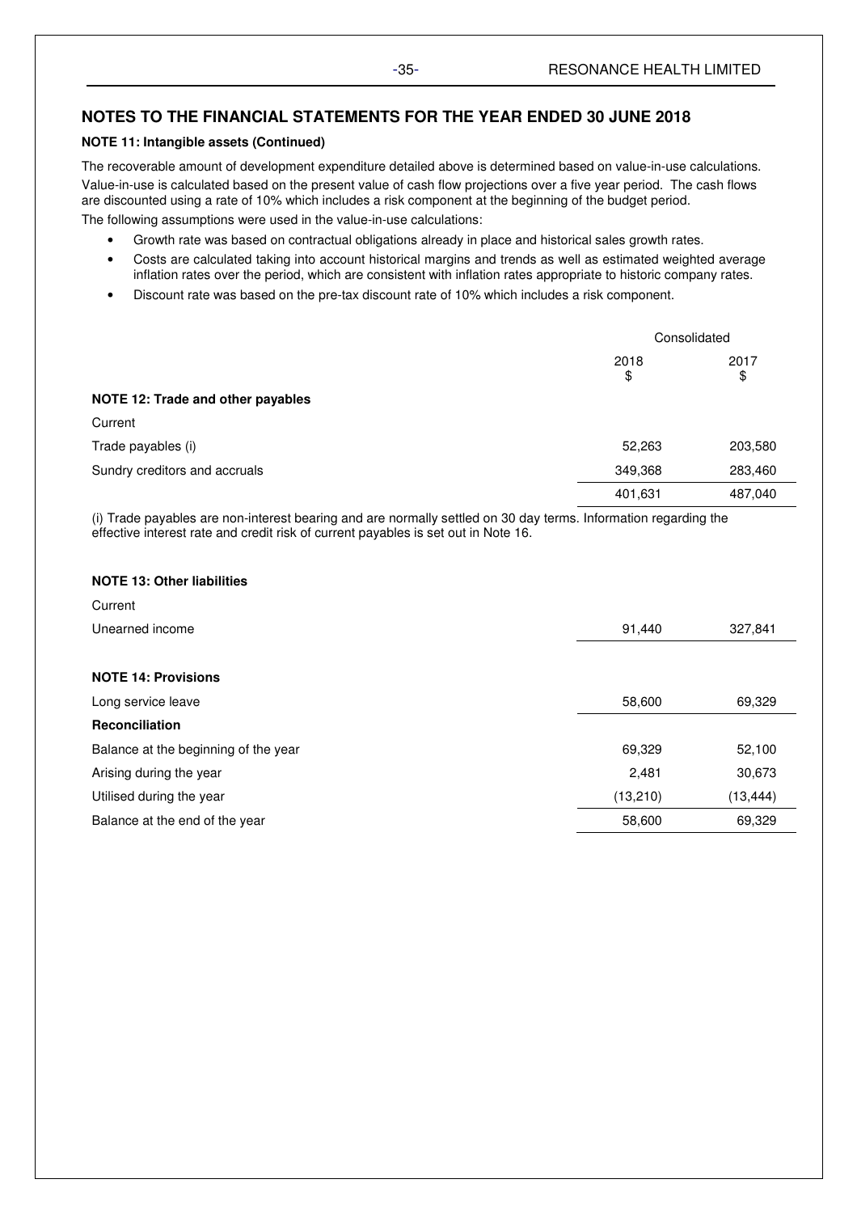## NOTES TO THE FINANCIAL STATEMENTS FOR THE YEAR ENDED 30 JUNE 2018

**NOTE 11: Intangible assets (Continued)**

The recoverable amount of development expenditure detailed above is determined based on value-in-use calculations. Value-in-use is calculated based on the present value of cash flow projections over a five year period. The cash flows are discounted using a rate of 10% which includes a risk component at the beginning of the budget period.

The following assumptions were used in the value-in-use calculations:

- Growth rate was based on contractual obligations already in place and historical sales growth rates.
- Costs are calculated taking into account historical margins and trends as well as estimated weighted average inflation rates over the period, which are consistent with inflation rates appropriate to historic company rates.
- Discount rate was based on the pre-tax discount rate of 10% which includes a risk component.

| | Consolidated | |
|---|---|---|
| | 2018 $ | 2017 $ |
| **NOTE 12: Trade and other payables** | | |
| Current | | |
| Trade payables (i) | 52,263 | 203,580 |
| Sundry creditors and accruals | 349,368 | 283,460 |
| | 401,631 | 487,040 |

(i) Trade payables are non-interest bearing and are normally settled on 30 day terms. Information regarding the effective interest rate and credit risk of current payables is set out in Note 16.

| | 2018 $ | 2017 $ |
|---|---|---|
| **NOTE 13: Other liabilities** | | |
| Current | | |
| Unearned income | 91,440 | 327,841 |
| **NOTE 14: Provisions** | | |
| Long service leave | 58,600 | 69,329 |
| **Reconciliation** | | |
| Balance at the beginning of the year | 69,329 | 52,100 |
| Arising during the year | 2,481 | 30,673 |
| Utilised during the year | (13,210) | (13,444) |
| Balance at the end of the year | 58,600 | 69,329 |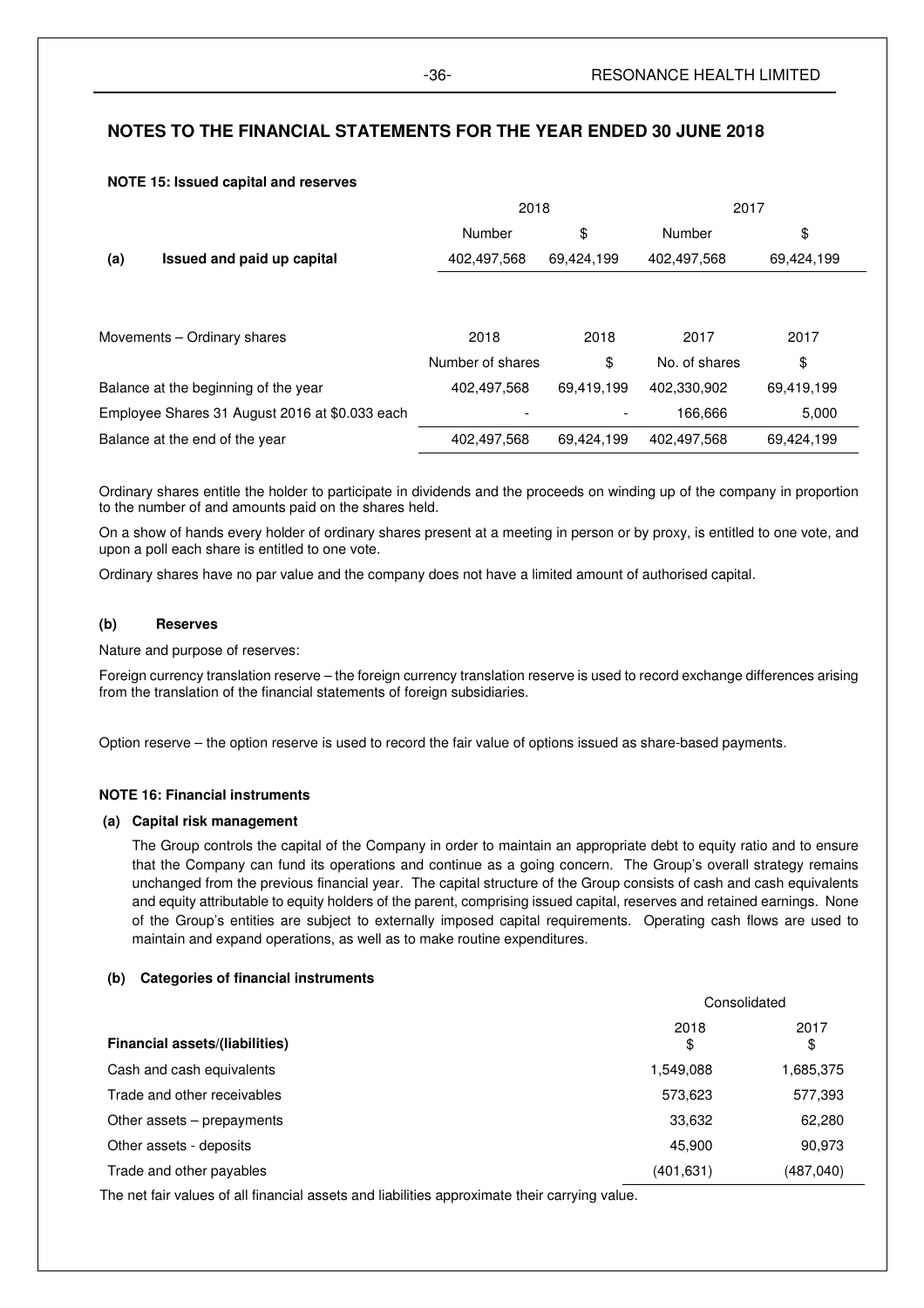## NOTES TO THE FINANCIAL STATEMENTS FOR THE YEAR ENDED 30 JUNE 2018

**NOTE 15: Issued capital and reserves**

| | | 2018 | | 2017 | |
|---|---|---|---|---|---|
| | | Number | $ | Number | $ |
| **(a)** | **Issued and paid up capital** | 402,497,568 | 69,424,199 | 402,497,568 | 69,424,199 |

| Movements – Ordinary shares | 2018 | 2018 | 2017 | 2017 |
|---|---|---|---|---|
| | Number of shares | $ | No. of shares | $ |
| Balance at the beginning of the year | 402,497,568 | 69,419,199 | 402,330,902 | 69,419,199 |
| Employee Shares 31 August 2016 at $0.033 each | - | - | 166,666 | 5,000 |
| Balance at the end of the year | 402,497,568 | 69,424,199 | 402,497,568 | 69,424,199 |

Ordinary shares entitle the holder to participate in dividends and the proceeds on winding up of the company in proportion to the number of and amounts paid on the shares held.

On a show of hands every holder of ordinary shares present at a meeting in person or by proxy, is entitled to one vote, and upon a poll each share is entitled to one vote.

Ordinary shares have no par value and the company does not have a limited amount of authorised capital.

**(b) Reserves**

Nature and purpose of reserves:

Foreign currency translation reserve – the foreign currency translation reserve is used to record exchange differences arising from the translation of the financial statements of foreign subsidiaries.

Option reserve – the option reserve is used to record the fair value of options issued as share-based payments.

**NOTE 16: Financial instruments**

**(a) Capital risk management**

The Group controls the capital of the Company in order to maintain an appropriate debt to equity ratio and to ensure that the Company can fund its operations and continue as a going concern. The Group's overall strategy remains unchanged from the previous financial year. The capital structure of the Group consists of cash and cash equivalents and equity attributable to equity holders of the parent, comprising issued capital, reserves and retained earnings. None of the Group's entities are subject to externally imposed capital requirements. Operating cash flows are used to maintain and expand operations, as well as to make routine expenditures.

**(b) Categories of financial instruments**

| | Consolidated | |
|---|---|---|
| **Financial assets/(liabilities)** | 2018 $ | 2017 $ |
| Cash and cash equivalents | 1,549,088 | 1,685,375 |
| Trade and other receivables | 573,623 | 577,393 |
| Other assets – prepayments | 33,632 | 62,280 |
| Other assets - deposits | 45,900 | 90,973 |
| Trade and other payables | (401,631) | (487,040) |

The net fair values of all financial assets and liabilities approximate their carrying value.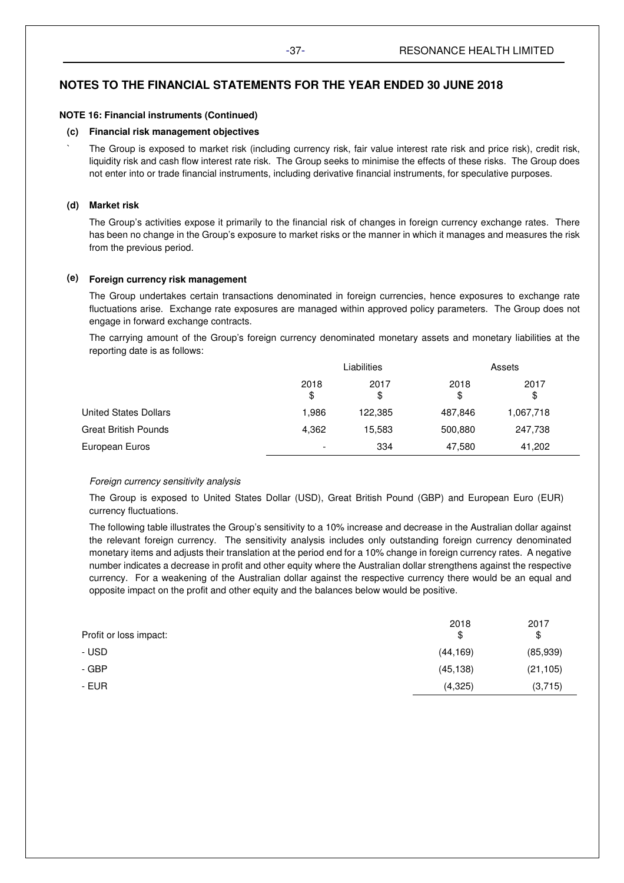## NOTES TO THE FINANCIAL STATEMENTS FOR THE YEAR ENDED 30 JUNE 2018

**NOTE 16: Financial instruments (Continued)**

**(c) Financial risk management objectives**

The Group is exposed to market risk (including currency risk, fair value interest rate risk and price risk), credit risk, liquidity risk and cash flow interest rate risk. The Group seeks to minimise the effects of these risks. The Group does not enter into or trade financial instruments, including derivative financial instruments, for speculative purposes.

**(d) Market risk**

The Group's activities expose it primarily to the financial risk of changes in foreign currency exchange rates. There has been no change in the Group's exposure to market risks or the manner in which it manages and measures the risk from the previous period.

**(e) Foreign currency risk management**

The Group undertakes certain transactions denominated in foreign currencies, hence exposures to exchange rate fluctuations arise. Exchange rate exposures are managed within approved policy parameters. The Group does not engage in forward exchange contracts.

The carrying amount of the Group's foreign currency denominated monetary assets and monetary liabilities at the reporting date is as follows:

| | Liabilities | | Assets | |
|---|---|---|---|---|
| | 2018 $ | 2017 $ | 2018 $ | 2017 $ |
| United States Dollars | 1,986 | 122,385 | 487,846 | 1,067,718 |
| Great British Pounds | 4,362 | 15,583 | 500,880 | 247,738 |
| European Euros | - | 334 | 47,580 | 41,202 |

*Foreign currency sensitivity analysis*

The Group is exposed to United States Dollar (USD), Great British Pound (GBP) and European Euro (EUR) currency fluctuations.

The following table illustrates the Group's sensitivity to a 10% increase and decrease in the Australian dollar against the relevant foreign currency. The sensitivity analysis includes only outstanding foreign currency denominated monetary items and adjusts their translation at the period end for a 10% change in foreign currency rates. A negative number indicates a decrease in profit and other equity where the Australian dollar strengthens against the respective currency. For a weakening of the Australian dollar against the respective currency there would be an equal and opposite impact on the profit and other equity and the balances below would be positive.

| Profit or loss impact: | 2018 $ | 2017 $ |
|---|---|---|
| - USD | (44,169) | (85,939) |
| - GBP | (45,138) | (21,105) |
| - EUR | (4,325) | (3,715) |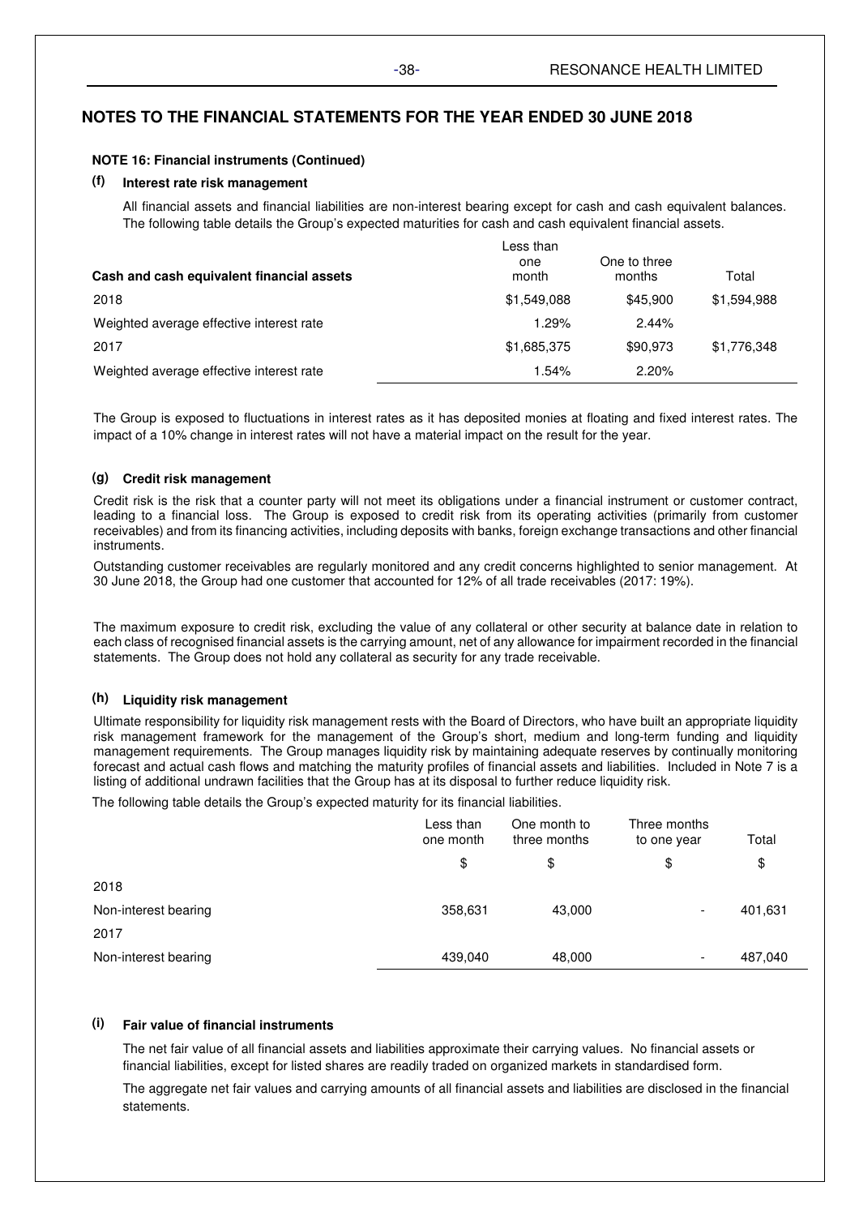## NOTES TO THE FINANCIAL STATEMENTS FOR THE YEAR ENDED 30 JUNE 2018

**NOTE 16: Financial instruments (Continued)**

### (f) Interest rate risk management

All financial assets and financial liabilities are non-interest bearing except for cash and cash equivalent balances. The following table details the Group's expected maturities for cash and cash equivalent financial assets.

| Cash and cash equivalent financial assets | Less than one month | One to three months | Total |
|---|---|---|---|
| 2018 | $1,549,088 | $45,900 | $1,594,988 |
| Weighted average effective interest rate | 1.29% | 2.44% | |
| 2017 | $1,685,375 | $90,973 | $1,776,348 |
| Weighted average effective interest rate | 1.54% | 2.20% | |

The Group is exposed to fluctuations in interest rates as it has deposited monies at floating and fixed interest rates. The impact of a 10% change in interest rates will not have a material impact on the result for the year.

### (g) Credit risk management

Credit risk is the risk that a counter party will not meet its obligations under a financial instrument or customer contract, leading to a financial loss. The Group is exposed to credit risk from its operating activities (primarily from customer receivables) and from its financing activities, including deposits with banks, foreign exchange transactions and other financial instruments.

Outstanding customer receivables are regularly monitored and any credit concerns highlighted to senior management. At 30 June 2018, the Group had one customer that accounted for 12% of all trade receivables (2017: 19%).

The maximum exposure to credit risk, excluding the value of any collateral or other security at balance date in relation to each class of recognised financial assets is the carrying amount, net of any allowance for impairment recorded in the financial statements. The Group does not hold any collateral as security for any trade receivable.

### (h) Liquidity risk management

Ultimate responsibility for liquidity risk management rests with the Board of Directors, who have built an appropriate liquidity risk management framework for the management of the Group's short, medium and long-term funding and liquidity management requirements. The Group manages liquidity risk by maintaining adequate reserves by continually monitoring forecast and actual cash flows and matching the maturity profiles of financial assets and liabilities. Included in Note 7 is a listing of additional undrawn facilities that the Group has at its disposal to further reduce liquidity risk.

The following table details the Group's expected maturity for its financial liabilities.

| | Less than one month | One month to three months | Three months to one year | Total |
|---|---|---|---|---|
| | $ | $ | $ | $ |
| 2018 | | | | |
| Non-interest bearing | 358,631 | 43,000 | - | 401,631 |
| 2017 | | | | |
| Non-interest bearing | 439,040 | 48,000 | - | 487,040 |

### (i) Fair value of financial instruments

The net fair value of all financial assets and liabilities approximate their carrying values. No financial assets or financial liabilities, except for listed shares are readily traded on organized markets in standardised form.

The aggregate net fair values and carrying amounts of all financial assets and liabilities are disclosed in the financial statements.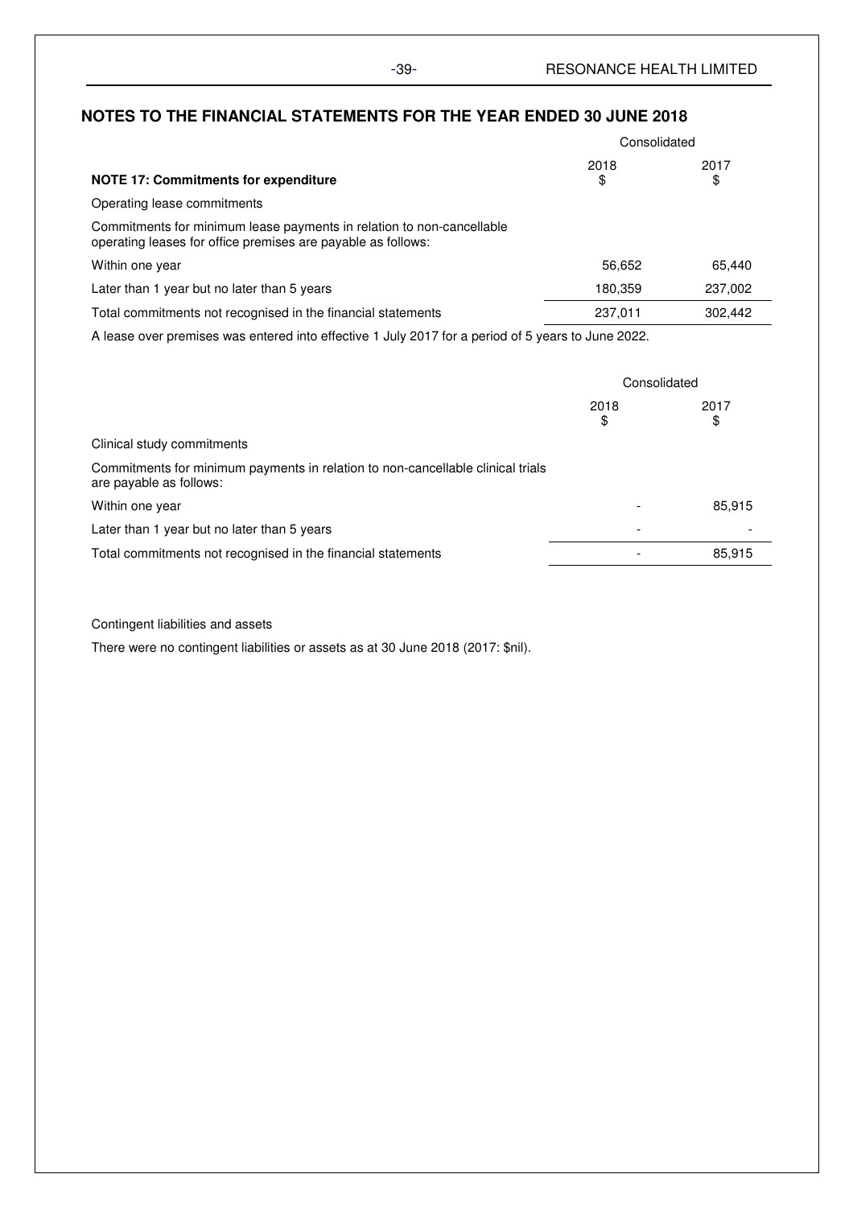## NOTES TO THE FINANCIAL STATEMENTS FOR THE YEAR ENDED 30 JUNE 2018

| | Consolidated | |
|---|---|---|
| **NOTE 17: Commitments for expenditure** | 2018 $ | 2017 $ |
| Operating lease commitments | | |
| Commitments for minimum lease payments in relation to non-cancellable operating leases for office premises are payable as follows: | | |
| Within one year | 56,652 | 65,440 |
| Later than 1 year but no later than 5 years | 180,359 | 237,002 |
| Total commitments not recognised in the financial statements | 237,011 | 302,442 |

A lease over premises was entered into effective 1 July 2017 for a period of 5 years to June 2022.

| | Consolidated | |
|---|---|---|
| | 2018 $ | 2017 $ |
| Clinical study commitments | | |
| Commitments for minimum payments in relation to non-cancellable clinical trials are payable as follows: | | |
| Within one year | - | 85,915 |
| Later than 1 year but no later than 5 years | - | - |
| Total commitments not recognised in the financial statements | - | 85,915 |

Contingent liabilities and assets

There were no contingent liabilities or assets as at 30 June 2018 (2017: $nil).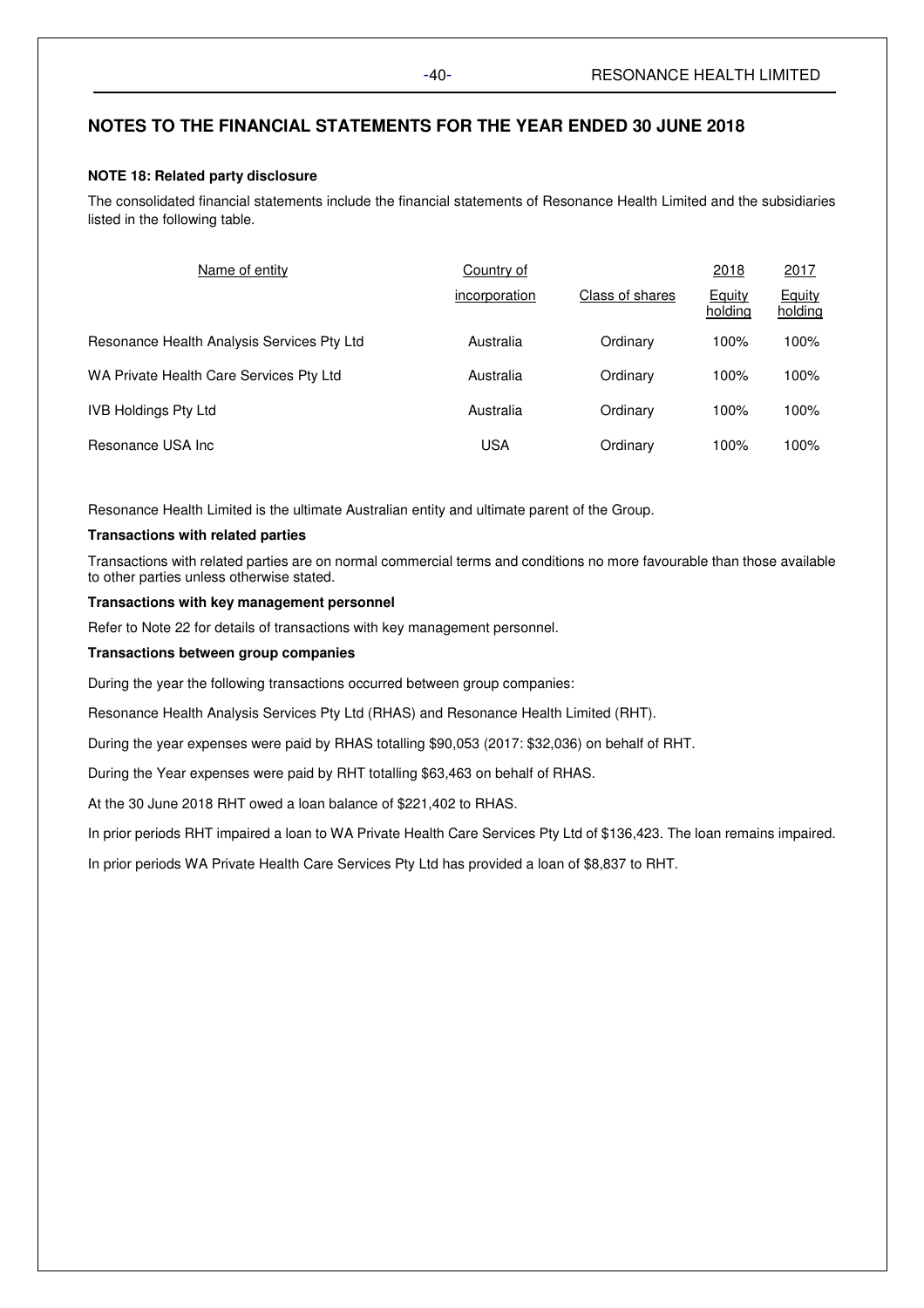## NOTES TO THE FINANCIAL STATEMENTS FOR THE YEAR ENDED 30 JUNE 2018

### NOTE 18: Related party disclosure

The consolidated financial statements include the financial statements of Resonance Health Limited and the subsidiaries listed in the following table.

| Name of entity | Country of incorporation | Class of shares | 2018 Equity holding | 2017 Equity holding |
|---|---|---|---|---|
| Resonance Health Analysis Services Pty Ltd | Australia | Ordinary | 100% | 100% |
| WA Private Health Care Services Pty Ltd | Australia | Ordinary | 100% | 100% |
| IVB Holdings Pty Ltd | Australia | Ordinary | 100% | 100% |
| Resonance USA Inc | USA | Ordinary | 100% | 100% |

Resonance Health Limited is the ultimate Australian entity and ultimate parent of the Group.

**Transactions with related parties**

Transactions with related parties are on normal commercial terms and conditions no more favourable than those available to other parties unless otherwise stated.

**Transactions with key management personnel**

Refer to Note 22 for details of transactions with key management personnel.

**Transactions between group companies**

During the year the following transactions occurred between group companies:

Resonance Health Analysis Services Pty Ltd (RHAS) and Resonance Health Limited (RHT).

During the year expenses were paid by RHAS totalling $90,053 (2017: $32,036) on behalf of RHT.

During the Year expenses were paid by RHT totalling $63,463 on behalf of RHAS.

At the 30 June 2018 RHT owed a loan balance of $221,402 to RHAS.

In prior periods RHT impaired a loan to WA Private Health Care Services Pty Ltd of $136,423. The loan remains impaired.

In prior periods WA Private Health Care Services Pty Ltd has provided a loan of $8,837 to RHT.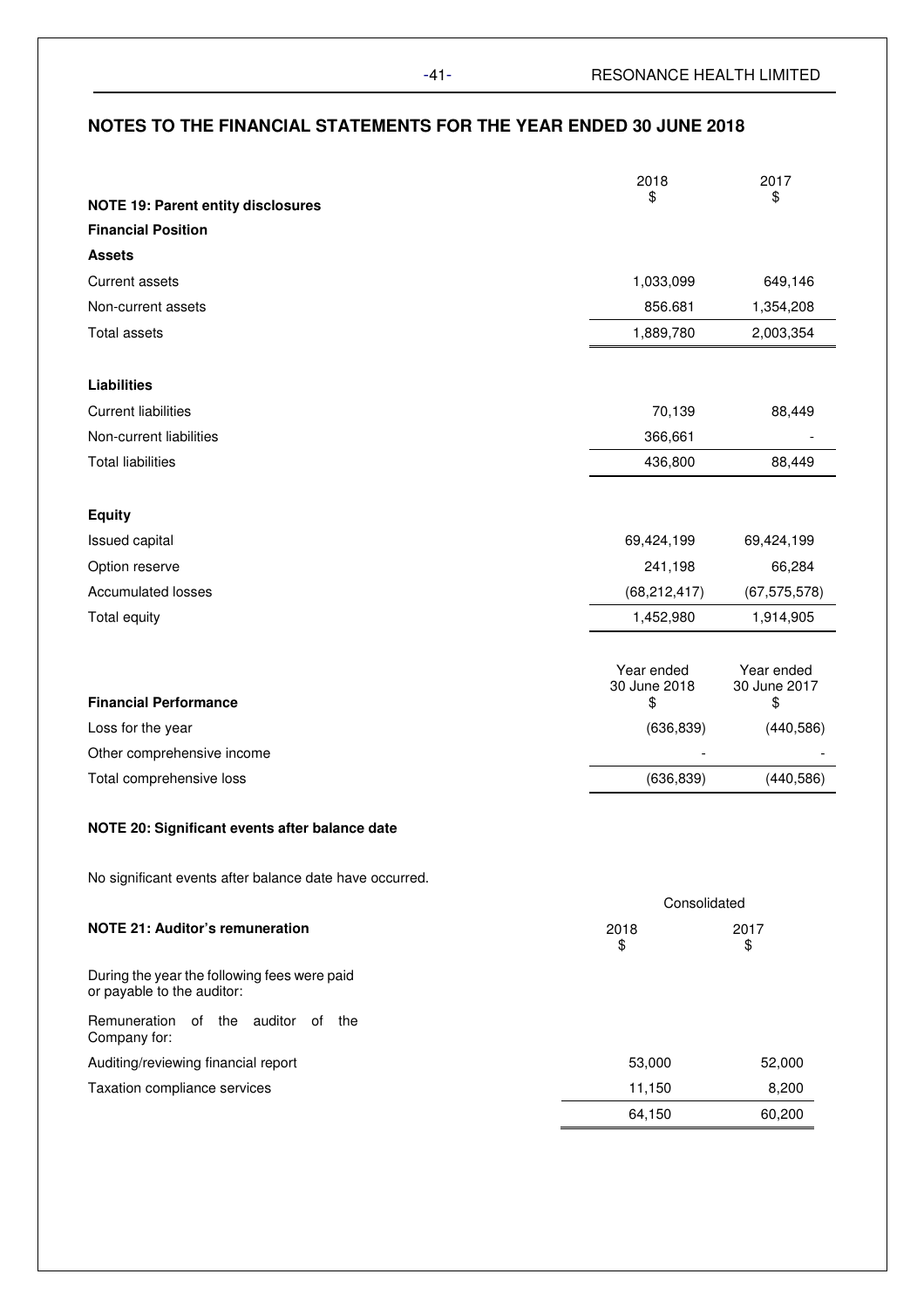## NOTES TO THE FINANCIAL STATEMENTS FOR THE YEAR ENDED 30 JUNE 2018

| NOTE 19: Parent entity disclosures | 2018<br>$ | 2017<br>$ |
|---|---|---|
| **Financial Position** | | |
| **Assets** | | |
| Current assets | 1,033,099 | 649,146 |
| Non-current assets | 856.681 | 1,354,208 |
| Total assets | 1,889,780 | 2,003,354 |
| | | |
| **Liabilities** | | |
| Current liabilities | 70,139 | 88,449 |
| Non-current liabilities | 366,661 | - |
| Total liabilities | 436,800 | 88,449 |
| | | |
| **Equity** | | |
| Issued capital | 69,424,199 | 69,424,199 |
| Option reserve | 241,198 | 66,284 |
| Accumulated losses | (68,212,417) | (67,575,578) |
| Total equity | 1,452,980 | 1,914,905 |

| **Financial Performance** | Year ended 30 June 2018<br>$ | Year ended 30 June 2017<br>$ |
|---|---|---|
| Loss for the year | (636,839) | (440,586) |
| Other comprehensive income | - | - |
| Total comprehensive loss | (636,839) | (440,586) |

### NOTE 20: Significant events after balance date

No significant events after balance date have occurred.

| | Consolidated | |
|---|---|---|
| **NOTE 21: Auditor's remuneration** | 2018<br>$ | 2017<br>$ |
| During the year the following fees were paid or payable to the auditor: | | |
| Remuneration of the auditor of the Company for: | | |
| Auditing/reviewing financial report | 53,000 | 52,000 |
| Taxation compliance services | 11,150 | 8,200 |
| | 64,150 | 60,200 |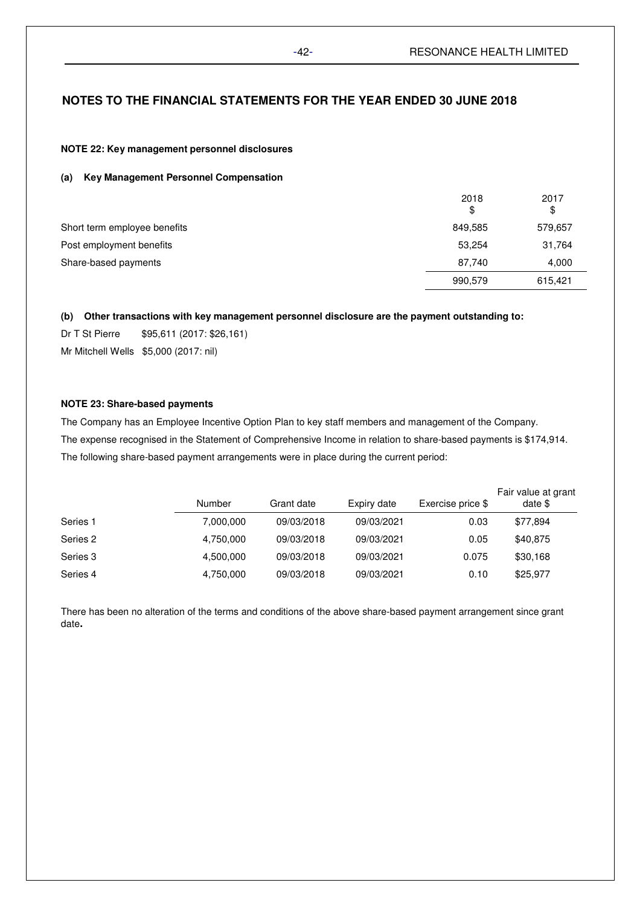## NOTES TO THE FINANCIAL STATEMENTS FOR THE YEAR ENDED 30 JUNE 2018

**NOTE 22: Key management personnel disclosures**

**(a) Key Management Personnel Compensation**

| | 2018 $ | 2017 $ |
|---|---|---|
| Short term employee benefits | 849,585 | 579,657 |
| Post employment benefits | 53,254 | 31,764 |
| Share-based payments | 87,740 | 4,000 |
| | 990,579 | 615,421 |

**(b) Other transactions with key management personnel disclosure are the payment outstanding to:**

Dr T St Pierre $95,611 (2017: $26,161)

Mr Mitchell Wells $5,000 (2017: nil)

**NOTE 23: Share-based payments**

The Company has an Employee Incentive Option Plan to key staff members and management of the Company.

The expense recognised in the Statement of Comprehensive Income in relation to share-based payments is $174,914.

The following share-based payment arrangements were in place during the current period:

| | Number | Grant date | Expiry date | Exercise price $ | Fair value at grant date $ |
|---|---|---|---|---|---|
| Series 1 | 7,000,000 | 09/03/2018 | 09/03/2021 | 0.03 | $77,894 |
| Series 2 | 4,750,000 | 09/03/2018 | 09/03/2021 | 0.05 | $40,875 |
| Series 3 | 4,500,000 | 09/03/2018 | 09/03/2021 | 0.075 | $30,168 |
| Series 4 | 4,750,000 | 09/03/2018 | 09/03/2021 | 0.10 | $25,977 |

There has been no alteration of the terms and conditions of the above share-based payment arrangement since grant date**.**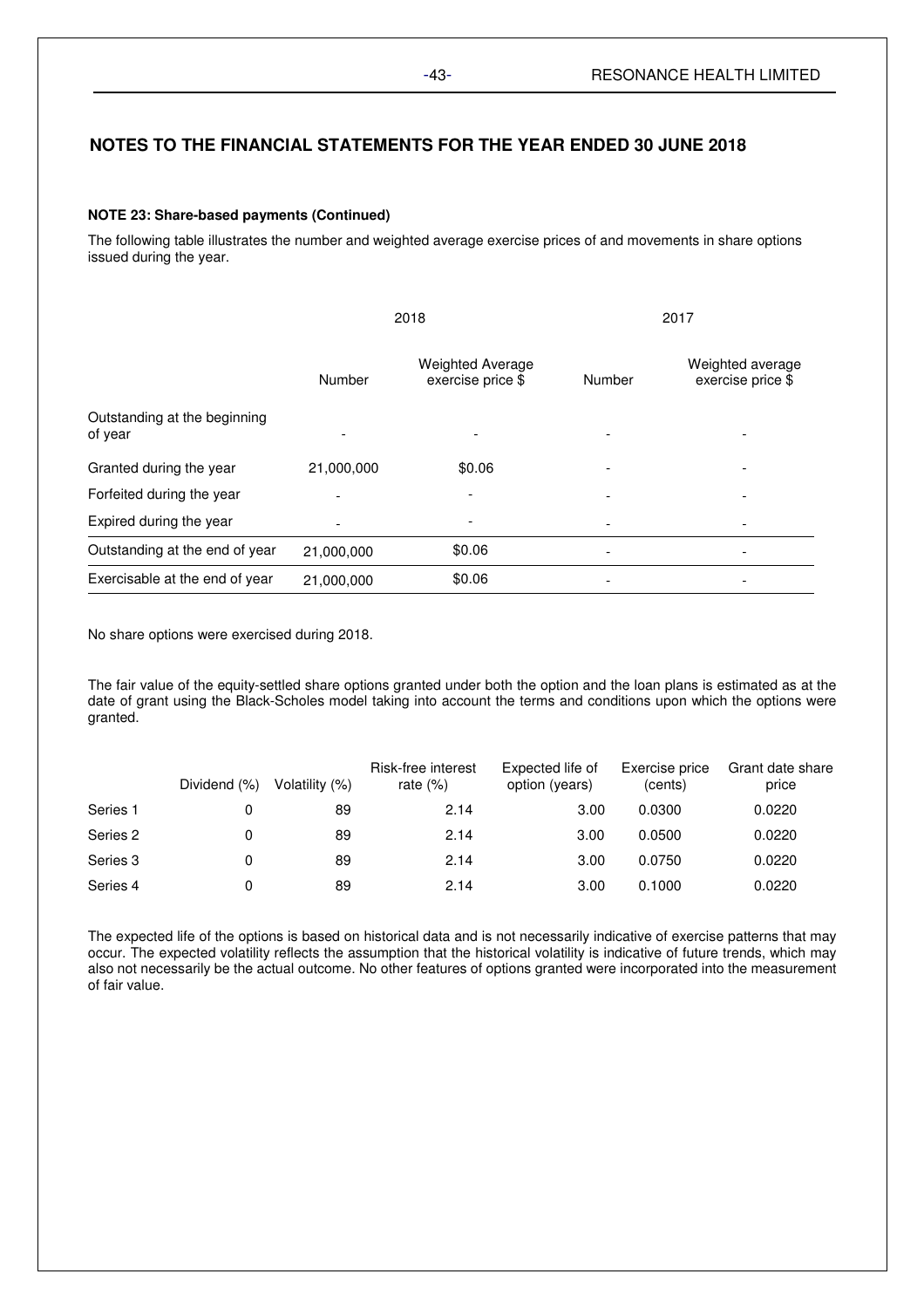## NOTES TO THE FINANCIAL STATEMENTS FOR THE YEAR ENDED 30 JUNE 2018

**NOTE 23: Share-based payments (Continued)**

The following table illustrates the number and weighted average exercise prices of and movements in share options issued during the year.

| | 2018 | | 2017 | |
|---|---|---|---|---|
| | Number | Weighted Average exercise price $ | Number | Weighted average exercise price $ |
| Outstanding at the beginning of year | - | - | - | - |
| Granted during the year | 21,000,000 | $0.06 | - | - |
| Forfeited during the year | - | - | - | - |
| Expired during the year | - | - | - | - |
| Outstanding at the end of year | 21,000,000 | $0.06 | - | - |
| Exercisable at the end of year | 21,000,000 | $0.06 | - | - |

No share options were exercised during 2018.

The fair value of the equity-settled share options granted under both the option and the loan plans is estimated as at the date of grant using the Black-Scholes model taking into account the terms and conditions upon which the options were granted.

| | Dividend (%) | Volatility (%) | Risk-free interest rate (%) | Expected life of option (years) | Exercise price (cents) | Grant date share price |
|---|---|---|---|---|---|---|
| Series 1 | 0 | 89 | 2.14 | 3.00 | 0.0300 | 0.0220 |
| Series 2 | 0 | 89 | 2.14 | 3.00 | 0.0500 | 0.0220 |
| Series 3 | 0 | 89 | 2.14 | 3.00 | 0.0750 | 0.0220 |
| Series 4 | 0 | 89 | 2.14 | 3.00 | 0.1000 | 0.0220 |

The expected life of the options is based on historical data and is not necessarily indicative of exercise patterns that may occur. The expected volatility reflects the assumption that the historical volatility is indicative of future trends, which may also not necessarily be the actual outcome. No other features of options granted were incorporated into the measurement of fair value.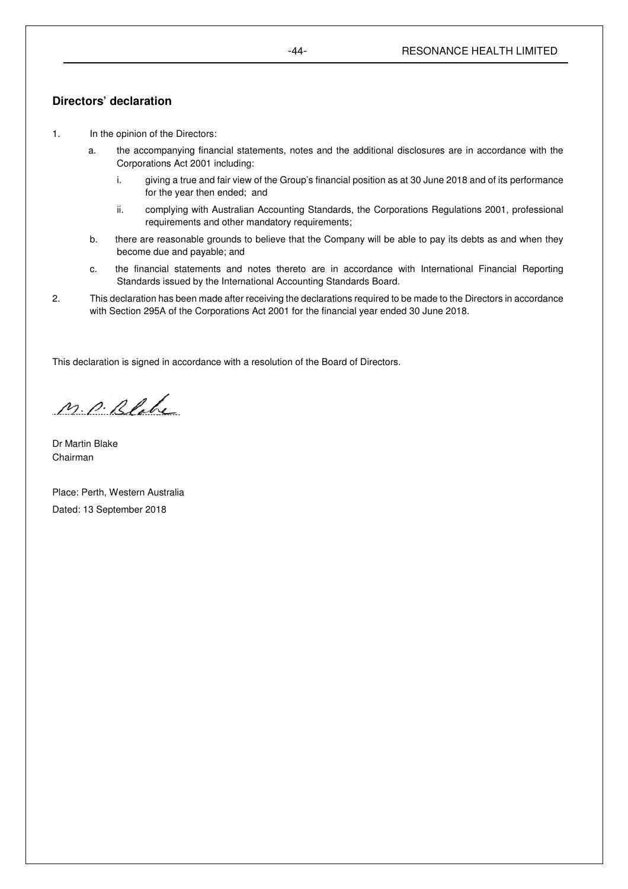## Directors' declaration

1. In the opinion of the Directors:

   a. the accompanying financial statements, notes and the additional disclosures are in accordance with the Corporations Act 2001 including:

      i. giving a true and fair view of the Group's financial position as at 30 June 2018 and of its performance for the year then ended; and

      ii. complying with Australian Accounting Standards, the Corporations Regulations 2001, professional requirements and other mandatory requirements;

   b. there are reasonable grounds to believe that the Company will be able to pay its debts as and when they become due and payable; and

   c. the financial statements and notes thereto are in accordance with International Financial Reporting Standards issued by the International Accounting Standards Board.

2. This declaration has been made after receiving the declarations required to be made to the Directors in accordance with Section 295A of the Corporations Act 2001 for the financial year ended 30 June 2018.

This declaration is signed in accordance with a resolution of the Board of Directors.

M. P. Blake

Dr Martin Blake
Chairman

Place: Perth, Western Australia
Dated: 13 September 2018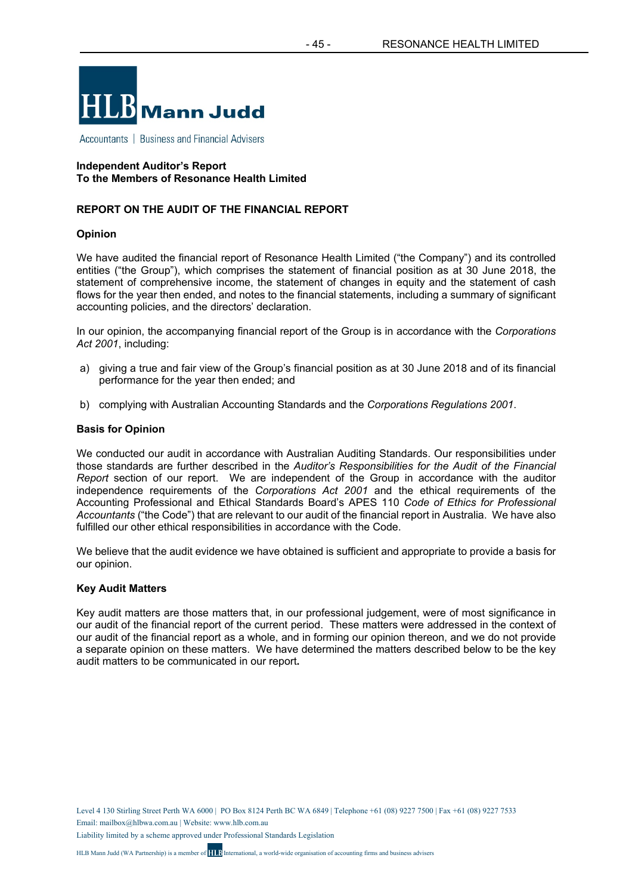**HLB Mann Judd**

Accountants | Business and Financial Advisers

**Independent Auditor's Report**
**To the Members of Resonance Health Limited**

## REPORT ON THE AUDIT OF THE FINANCIAL REPORT

### Opinion

We have audited the financial report of Resonance Health Limited ("the Company") and its controlled entities ("the Group"), which comprises the statement of financial position as at 30 June 2018, the statement of comprehensive income, the statement of changes in equity and the statement of cash flows for the year then ended, and notes to the financial statements, including a summary of significant accounting policies, and the directors' declaration.

In our opinion, the accompanying financial report of the Group is in accordance with the *Corporations Act 2001*, including:

a) giving a true and fair view of the Group's financial position as at 30 June 2018 and of its financial performance for the year then ended; and

b) complying with Australian Accounting Standards and the *Corporations Regulations 2001*.

### Basis for Opinion

We conducted our audit in accordance with Australian Auditing Standards. Our responsibilities under those standards are further described in the *Auditor's Responsibilities for the Audit of the Financial Report* section of our report. We are independent of the Group in accordance with the auditor independence requirements of the *Corporations Act 2001* and the ethical requirements of the Accounting Professional and Ethical Standards Board's APES 110 *Code of Ethics for Professional Accountants* ("the Code") that are relevant to our audit of the financial report in Australia. We have also fulfilled our other ethical responsibilities in accordance with the Code.

We believe that the audit evidence we have obtained is sufficient and appropriate to provide a basis for our opinion.

### Key Audit Matters

Key audit matters are those matters that, in our professional judgement, were of most significance in our audit of the financial report of the current period. These matters were addressed in the context of our audit of the financial report as a whole, and in forming our opinion thereon, and we do not provide a separate opinion on these matters. We have determined the matters described below to be the key audit matters to be communicated in our report.

Level 4 130 Stirling Street Perth WA 6000 | PO Box 8124 Perth BC WA 6849 | Telephone +61 (08) 9227 7500 | Fax +61 (08) 9227 7533
Email: mailbox@hlbwa.com.au | Website: www.hlb.com.au
Liability limited by a scheme approved under Professional Standards Legislation

HLB Mann Judd (WA Partnership) is a member of HLB International, a world-wide organisation of accounting firms and business advisers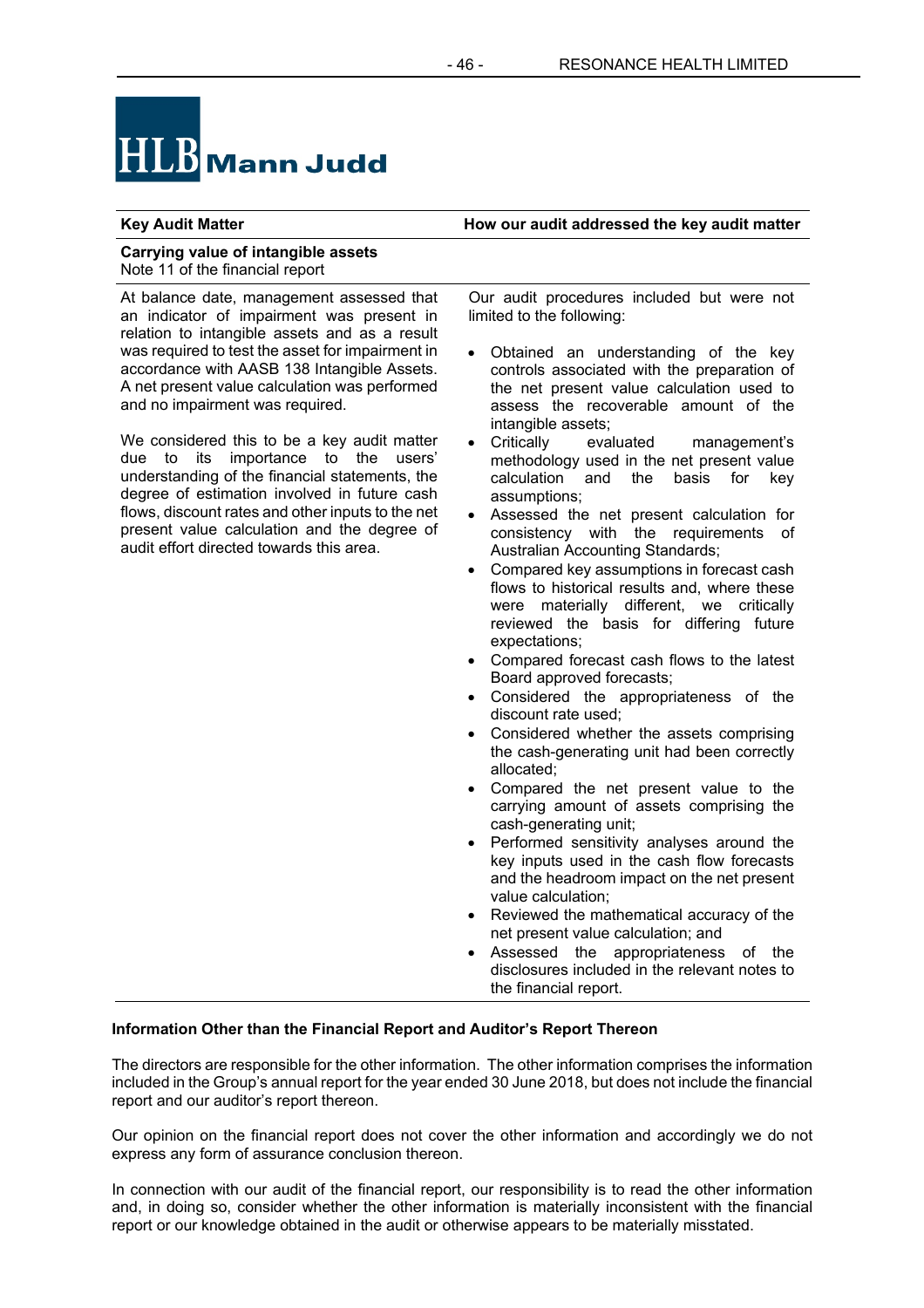HLB Mann Judd

| Key Audit Matter | How our audit addressed the key audit matter |
|---|---|
| **Carrying value of intangible assets**<br>Note 11 of the financial report | |
| At balance date, management assessed that an indicator of impairment was present in relation to intangible assets and as a result was required to test the asset for impairment in accordance with AASB 138 Intangible Assets. A net present value calculation was performed and no impairment was required.<br><br>We considered this to be a key audit matter due to its importance to the users' understanding of the financial statements, the degree of estimation involved in future cash flows, discount rates and other inputs to the net present value calculation and the degree of audit effort directed towards this area. | Our audit procedures included but were not limited to the following:<br><br>• Obtained an understanding of the key controls associated with the preparation of the net present value calculation used to assess the recoverable amount of the intangible assets;<br>• Critically evaluated management's methodology used in the net present value calculation and the basis for key assumptions;<br>• Assessed the net present calculation for consistency with the requirements of Australian Accounting Standards;<br>• Compared key assumptions in forecast cash flows to historical results and, where these were materially different, we critically reviewed the basis for differing future expectations;<br>• Compared forecast cash flows to the latest Board approved forecasts;<br>• Considered the appropriateness of the discount rate used;<br>• Considered whether the assets comprising the cash-generating unit had been correctly allocated;<br>• Compared the net present value to the carrying amount of assets comprising the cash-generating unit;<br>• Performed sensitivity analyses around the key inputs used in the cash flow forecasts and the headroom impact on the net present value calculation;<br>• Reviewed the mathematical accuracy of the net present value calculation; and<br>• Assessed the appropriateness of the disclosures included in the relevant notes to the financial report. |

**Information Other than the Financial Report and Auditor's Report Thereon**

The directors are responsible for the other information. The other information comprises the information included in the Group's annual report for the year ended 30 June 2018, but does not include the financial report and our auditor's report thereon.

Our opinion on the financial report does not cover the other information and accordingly we do not express any form of assurance conclusion thereon.

In connection with our audit of the financial report, our responsibility is to read the other information and, in doing so, consider whether the other information is materially inconsistent with the financial report or our knowledge obtained in the audit or otherwise appears to be materially misstated.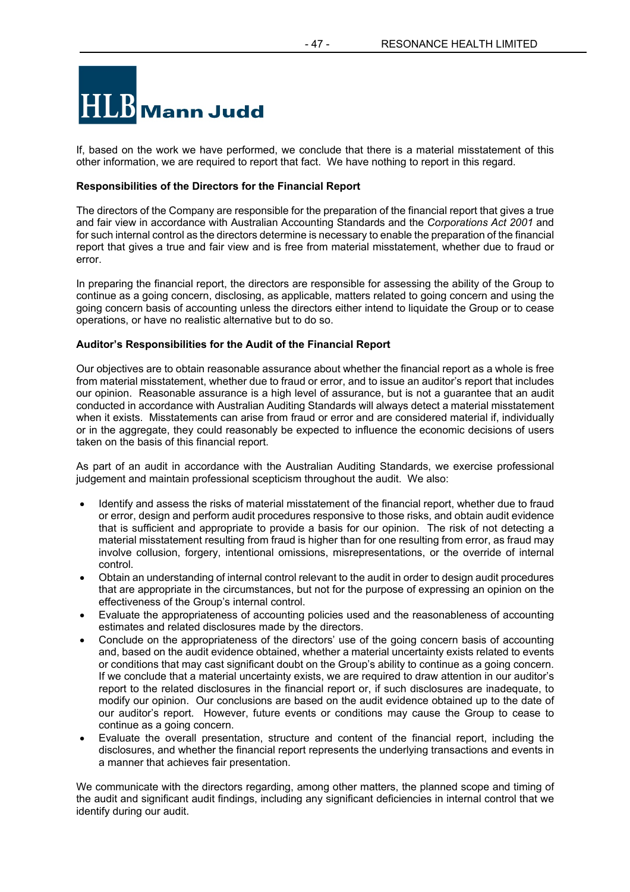If, based on the work we have performed, we conclude that there is a material misstatement of this other information, we are required to report that fact. We have nothing to report in this regard.

**Responsibilities of the Directors for the Financial Report**

The directors of the Company are responsible for the preparation of the financial report that gives a true and fair view in accordance with Australian Accounting Standards and the *Corporations Act 2001* and for such internal control as the directors determine is necessary to enable the preparation of the financial report that gives a true and fair view and is free from material misstatement, whether due to fraud or error.

In preparing the financial report, the directors are responsible for assessing the ability of the Group to continue as a going concern, disclosing, as applicable, matters related to going concern and using the going concern basis of accounting unless the directors either intend to liquidate the Group or to cease operations, or have no realistic alternative but to do so.

**Auditor's Responsibilities for the Audit of the Financial Report**

Our objectives are to obtain reasonable assurance about whether the financial report as a whole is free from material misstatement, whether due to fraud or error, and to issue an auditor's report that includes our opinion. Reasonable assurance is a high level of assurance, but is not a guarantee that an audit conducted in accordance with Australian Auditing Standards will always detect a material misstatement when it exists. Misstatements can arise from fraud or error and are considered material if, individually or in the aggregate, they could reasonably be expected to influence the economic decisions of users taken on the basis of this financial report.

As part of an audit in accordance with the Australian Auditing Standards, we exercise professional judgement and maintain professional scepticism throughout the audit. We also:

- Identify and assess the risks of material misstatement of the financial report, whether due to fraud or error, design and perform audit procedures responsive to those risks, and obtain audit evidence that is sufficient and appropriate to provide a basis for our opinion. The risk of not detecting a material misstatement resulting from fraud is higher than for one resulting from error, as fraud may involve collusion, forgery, intentional omissions, misrepresentations, or the override of internal control.
- Obtain an understanding of internal control relevant to the audit in order to design audit procedures that are appropriate in the circumstances, but not for the purpose of expressing an opinion on the effectiveness of the Group's internal control.
- Evaluate the appropriateness of accounting policies used and the reasonableness of accounting estimates and related disclosures made by the directors.
- Conclude on the appropriateness of the directors' use of the going concern basis of accounting and, based on the audit evidence obtained, whether a material uncertainty exists related to events or conditions that may cast significant doubt on the Group's ability to continue as a going concern. If we conclude that a material uncertainty exists, we are required to draw attention in our auditor's report to the related disclosures in the financial report or, if such disclosures are inadequate, to modify our opinion. Our conclusions are based on the audit evidence obtained up to the date of our auditor's report. However, future events or conditions may cause the Group to cease to continue as a going concern.
- Evaluate the overall presentation, structure and content of the financial report, including the disclosures, and whether the financial report represents the underlying transactions and events in a manner that achieves fair presentation.

We communicate with the directors regarding, among other matters, the planned scope and timing of the audit and significant audit findings, including any significant deficiencies in internal control that we identify during our audit.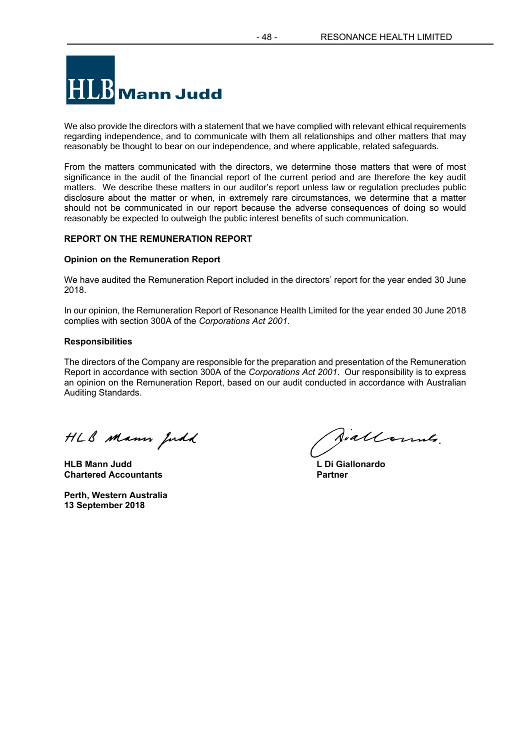HLB Mann Judd

We also provide the directors with a statement that we have complied with relevant ethical requirements regarding independence, and to communicate with them all relationships and other matters that may reasonably be thought to bear on our independence, and where applicable, related safeguards.

From the matters communicated with the directors, we determine those matters that were of most significance in the audit of the financial report of the current period and are therefore the key audit matters. We describe these matters in our auditor's report unless law or regulation precludes public disclosure about the matter or when, in extremely rare circumstances, we determine that a matter should not be communicated in our report because the adverse consequences of doing so would reasonably be expected to outweigh the public interest benefits of such communication.

**REPORT ON THE REMUNERATION REPORT**

**Opinion on the Remuneration Report**

We have audited the Remuneration Report included in the directors' report for the year ended 30 June 2018.

In our opinion, the Remuneration Report of Resonance Health Limited for the year ended 30 June 2018 complies with section 300A of the *Corporations Act 2001*.

**Responsibilities**

The directors of the Company are responsible for the preparation and presentation of the Remuneration Report in accordance with section 300A of the *Corporations Act 2001*. Our responsibility is to express an opinion on the Remuneration Report, based on our audit conducted in accordance with Australian Auditing Standards.

HLB Mann Judd

**HLB Mann Judd**
**Chartered Accountants**

**Perth, Western Australia**
**13 September 2018**

**L Di Giallonardo**
**Partner**